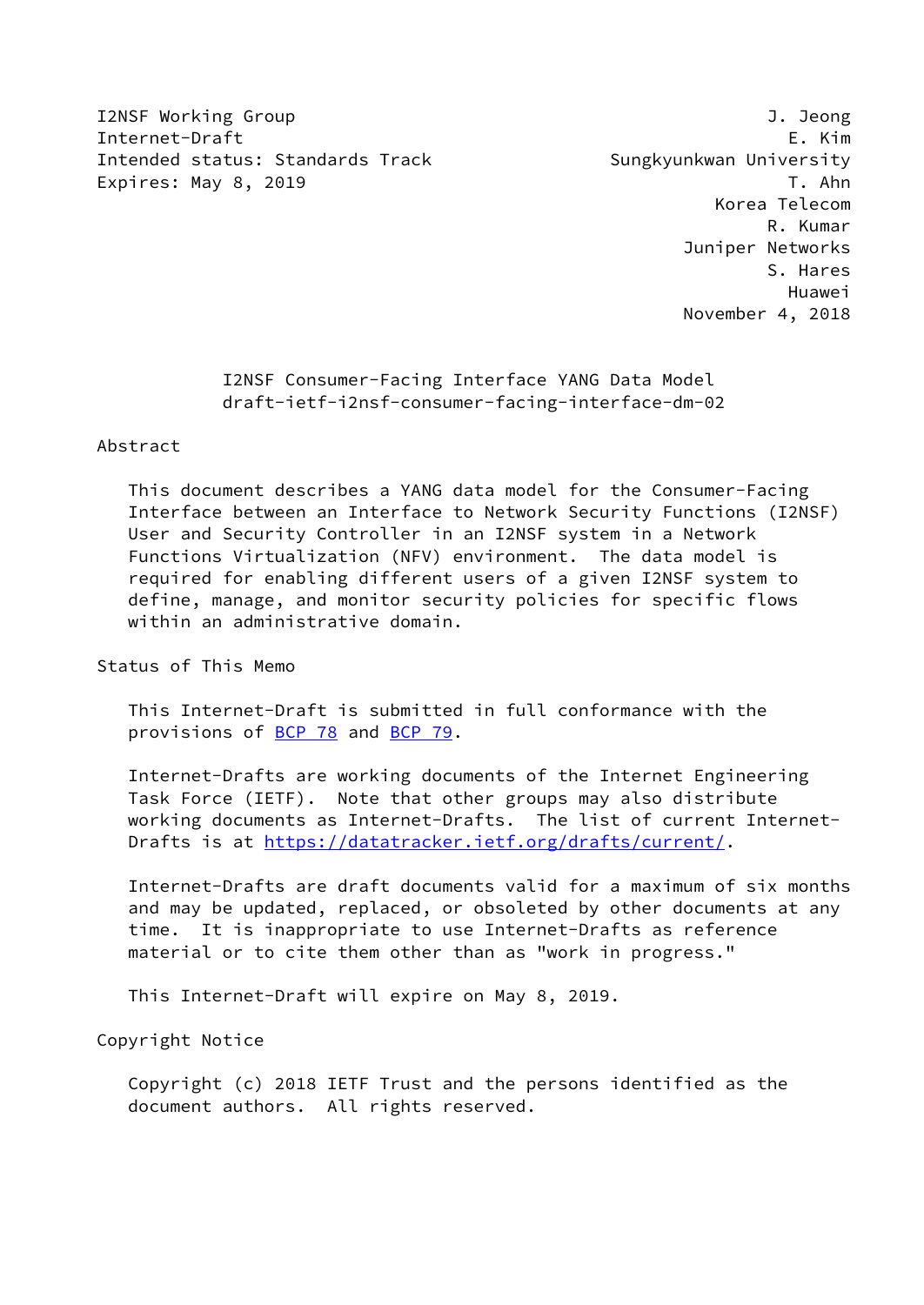I2NSF Working Group
Internet-Draft
Intended status: Standards Track
Expires: May 8, 2019

J. Jeong
E. Kim
Sungkyunkwan University
T. Ahn
Korea Telecom
R. Kumar
Juniper Networks
S. Hares
Huawei
November 4, 2018

# I2NSF Consumer-Facing Interface YANG Data Model
## draft-ietf-i2nsf-consumer-facing-interface-dm-02

## Abstract

This document describes a YANG data model for the Consumer-Facing Interface between an Interface to Network Security Functions (I2NSF) User and Security Controller in an I2NSF system in a Network Functions Virtualization (NFV) environment. The data model is required for enabling different users of a given I2NSF system to define, manage, and monitor security policies for specific flows within an administrative domain.

## Status of This Memo

This Internet-Draft is submitted in full conformance with the provisions of BCP 78 and BCP 79.

Internet-Drafts are working documents of the Internet Engineering Task Force (IETF). Note that other groups may also distribute working documents as Internet-Drafts. The list of current Internet-Drafts is at https://datatracker.ietf.org/drafts/current/.

Internet-Drafts are draft documents valid for a maximum of six months and may be updated, replaced, or obsoleted by other documents at any time. It is inappropriate to use Internet-Drafts as reference material or to cite them other than as "work in progress."

This Internet-Draft will expire on May 8, 2019.

## Copyright Notice

Copyright (c) 2018 IETF Trust and the persons identified as the document authors. All rights reserved.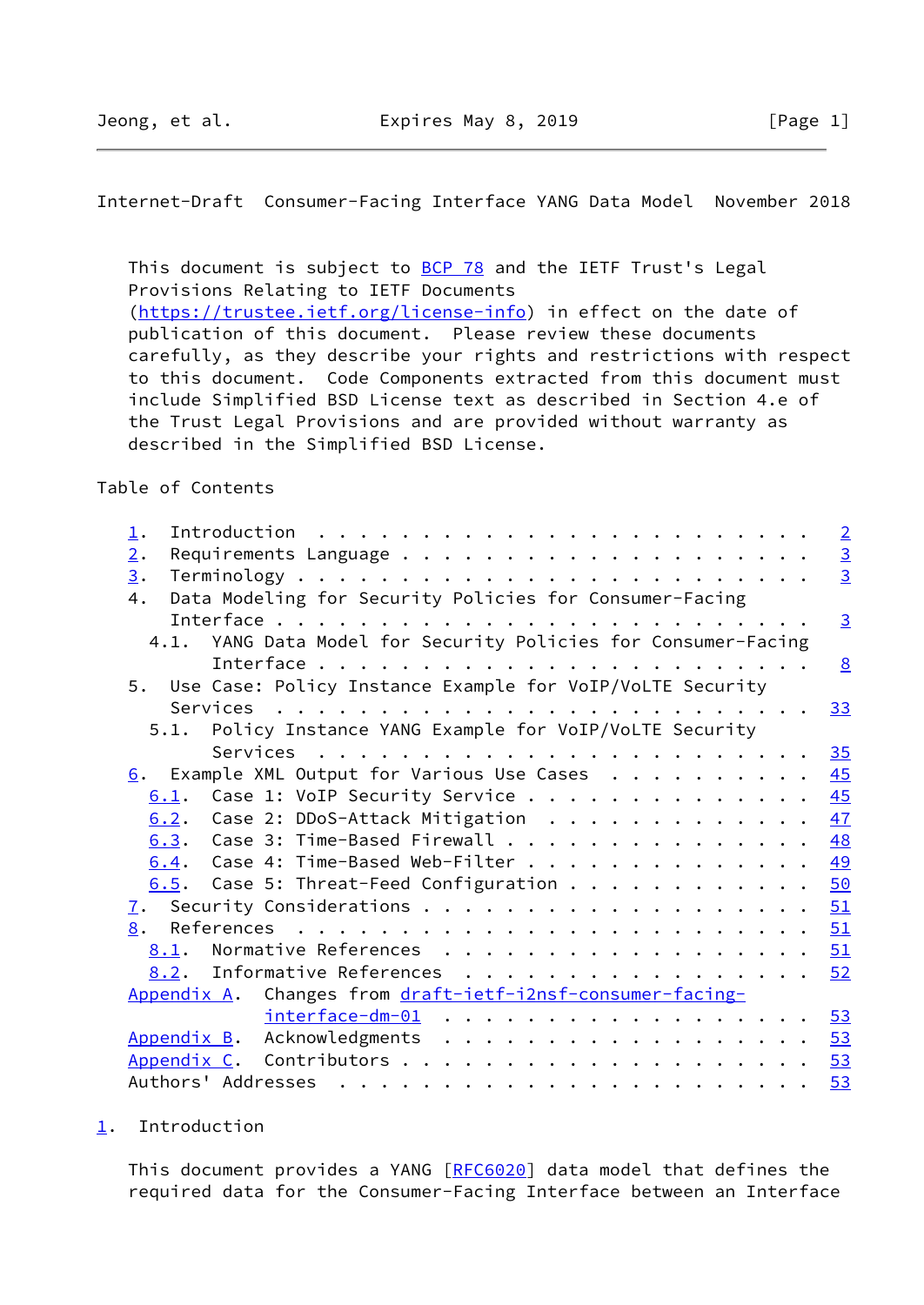This document is subject to BCP 78 and the IETF Trust's Legal Provisions Relating to IETF Documents (https://trustee.ietf.org/license-info) in effect on the date of publication of this document. Please review these documents carefully, as they describe your rights and restrictions with respect to this document. Code Components extracted from this document must include Simplified BSD License text as described in Section 4.e of the Trust Legal Provisions and are provided without warranty as described in the Simplified BSD License.

Table of Contents

```
   1.  Introduction  . . . . . . . . . . . . . . . . . . . . . . .   2
   2.  Requirements Language . . . . . . . . . . . . . . . . . . . .   3
   3.  Terminology . . . . . . . . . . . . . . . . . . . . . . . . .   3
   4.  Data Modeling for Security Policies for Consumer-Facing
       Interface . . . . . . . . . . . . . . . . . . . . . . . . . .   3
     4.1.  YANG Data Model for Security Policies for Consumer-Facing
           Interface . . . . . . . . . . . . . . . . . . . . . . . .   8
   5.  Use Case: Policy Instance Example for VoIP/VoLTE Security
       Services  . . . . . . . . . . . . . . . . . . . . . . . . . .  33
     5.1.  Policy Instance YANG Example for VoIP/VoLTE Security
           Services  . . . . . . . . . . . . . . . . . . . . . . . .  35
   6.  Example XML Output for Various Use Cases  . . . . . . . . . .  45
     6.1.  Case 1: VoIP Security Service . . . . . . . . . . . . . .  45
     6.2.  Case 2: DDoS-Attack Mitigation  . . . . . . . . . . . . .  47
     6.3.  Case 3: Time-Based Firewall . . . . . . . . . . . . . . .  48
     6.4.  Case 4: Time-Based Web-Filter . . . . . . . . . . . . . .  49
     6.5.  Case 5: Threat-Feed Configuration . . . . . . . . . . . .  50
   7.  Security Considerations . . . . . . . . . . . . . . . . . . .  51
   8.  References  . . . . . . . . . . . . . . . . . . . . . . . . .  51
     8.1.  Normative References  . . . . . . . . . . . . . . . . . .  51
     8.2.  Informative References  . . . . . . . . . . . . . . . . .  52
   Appendix A.  Changes from draft-ietf-i2nsf-consumer-facing-
                interface-dm-01  . . . . . . . . . . . . . . . . . .  53
   Appendix B.  Acknowledgments  . . . . . . . . . . . . . . . . . .  53
   Appendix C.  Contributors . . . . . . . . . . . . . . . . . . . .  53
   Authors' Addresses  . . . . . . . . . . . . . . . . . . . . . . .  53
```

## 1. Introduction

This document provides a YANG [RFC6020] data model that defines the required data for the Consumer-Facing Interface between an Interface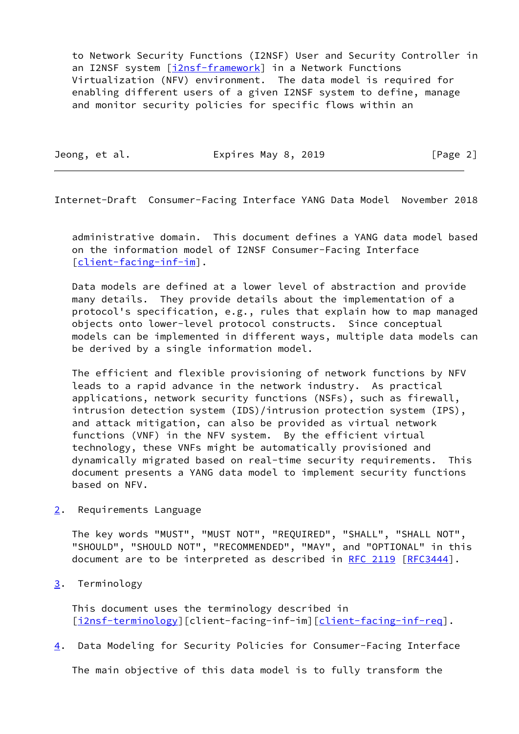to Network Security Functions (I2NSF) User and Security Controller in an I2NSF system [i2nsf-framework] in a Network Functions Virtualization (NFV) environment. The data model is required for enabling different users of a given I2NSF system to define, manage and monitor security policies for specific flows within an administrative domain. This document defines a YANG data model based on the information model of I2NSF Consumer-Facing Interface [client-facing-inf-im].

Data models are defined at a lower level of abstraction and provide many details. They provide details about the implementation of a protocol's specification, e.g., rules that explain how to map managed objects onto lower-level protocol constructs. Since conceptual models can be implemented in different ways, multiple data models can be derived by a single information model.

The efficient and flexible provisioning of network functions by NFV leads to a rapid advance in the network industry. As practical applications, network security functions (NSFs), such as firewall, intrusion detection system (IDS)/intrusion protection system (IPS), and attack mitigation, can also be provided as virtual network functions (VNF) in the NFV system. By the efficient virtual technology, these VNFs might be automatically provisioned and dynamically migrated based on real-time security requirements. This document presents a YANG data model to implement security functions based on NFV.

## 2. Requirements Language

The key words "MUST", "MUST NOT", "REQUIRED", "SHALL", "SHALL NOT", "SHOULD", "SHOULD NOT", "RECOMMENDED", "MAY", and "OPTIONAL" in this document are to be interpreted as described in RFC 2119 [RFC3444].

## 3. Terminology

This document uses the terminology described in [i2nsf-terminology][client-facing-inf-im][client-facing-inf-req].

## 4. Data Modeling for Security Policies for Consumer-Facing Interface

The main objective of this data model is to fully transform the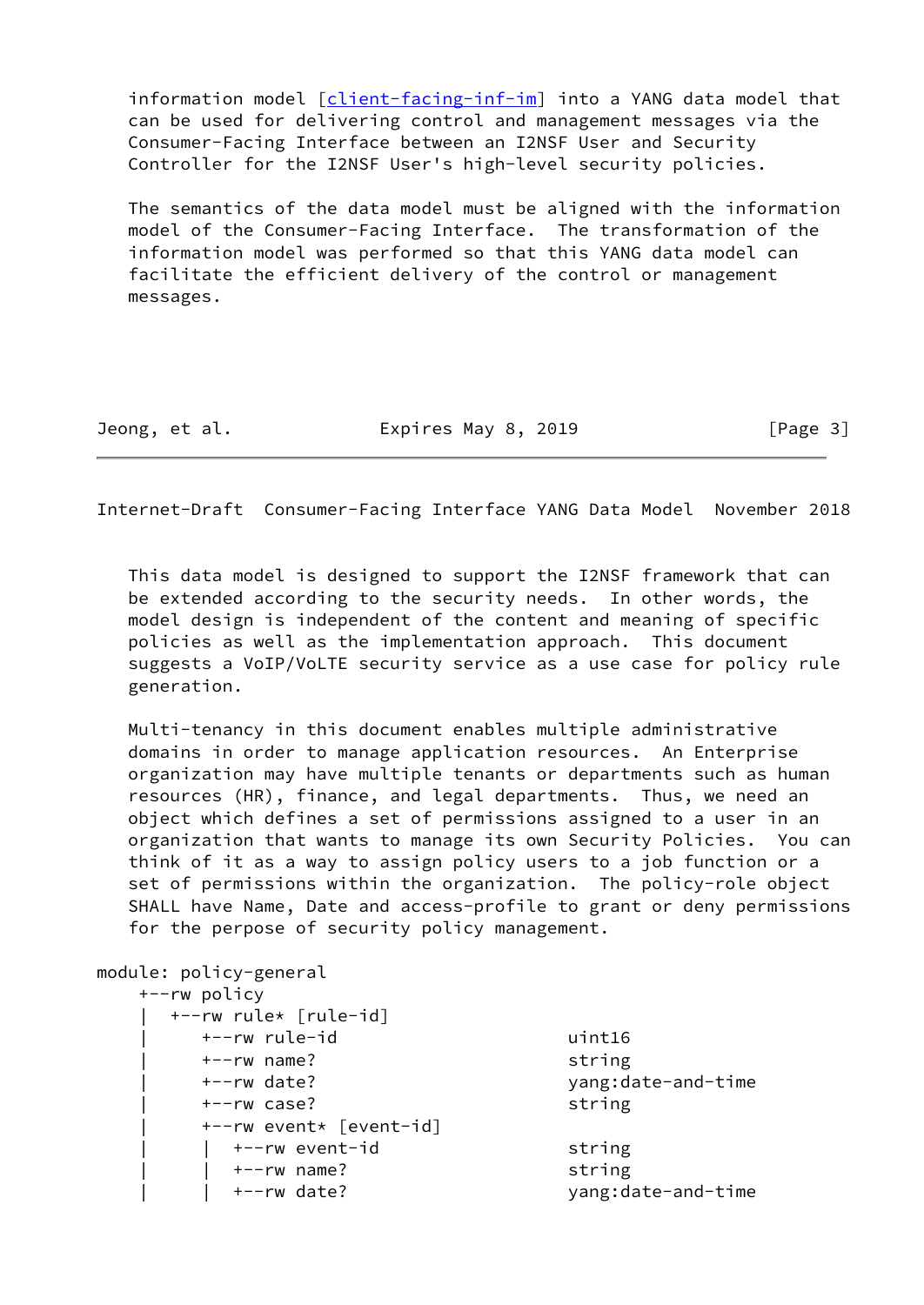information model [client-facing-inf-im] into a YANG data model that can be used for delivering control and management messages via the Consumer-Facing Interface between an I2NSF User and Security Controller for the I2NSF User's high-level security policies.

The semantics of the data model must be aligned with the information model of the Consumer-Facing Interface. The transformation of the information model was performed so that this YANG data model can facilitate the efficient delivery of the control or management messages.

This data model is designed to support the I2NSF framework that can be extended according to the security needs. In other words, the model design is independent of the content and meaning of specific policies as well as the implementation approach. This document suggests a VoIP/VoLTE security service as a use case for policy rule generation.

Multi-tenancy in this document enables multiple administrative domains in order to manage application resources. An Enterprise organization may have multiple tenants or departments such as human resources (HR), finance, and legal departments. Thus, we need an object which defines a set of permissions assigned to a user in an organization that wants to manage its own Security Policies. You can think of it as a way to assign policy users to a job function or a set of permissions within the organization. The policy-role object SHALL have Name, Date and access-profile to grant or deny permissions for the perpose of security policy management.

```
module: policy-general
    +--rw policy
    |  +--rw rule* [rule-id]
    |     +--rw rule-id                       uint16
    |     +--rw name?                         string
    |     +--rw date?                         yang:date-and-time
    |     +--rw case?                         string
    |     +--rw event* [event-id]
    |     |  +--rw event-id                   string
    |     |  +--rw name?                      string
    |     |  +--rw date?                      yang:date-and-time
```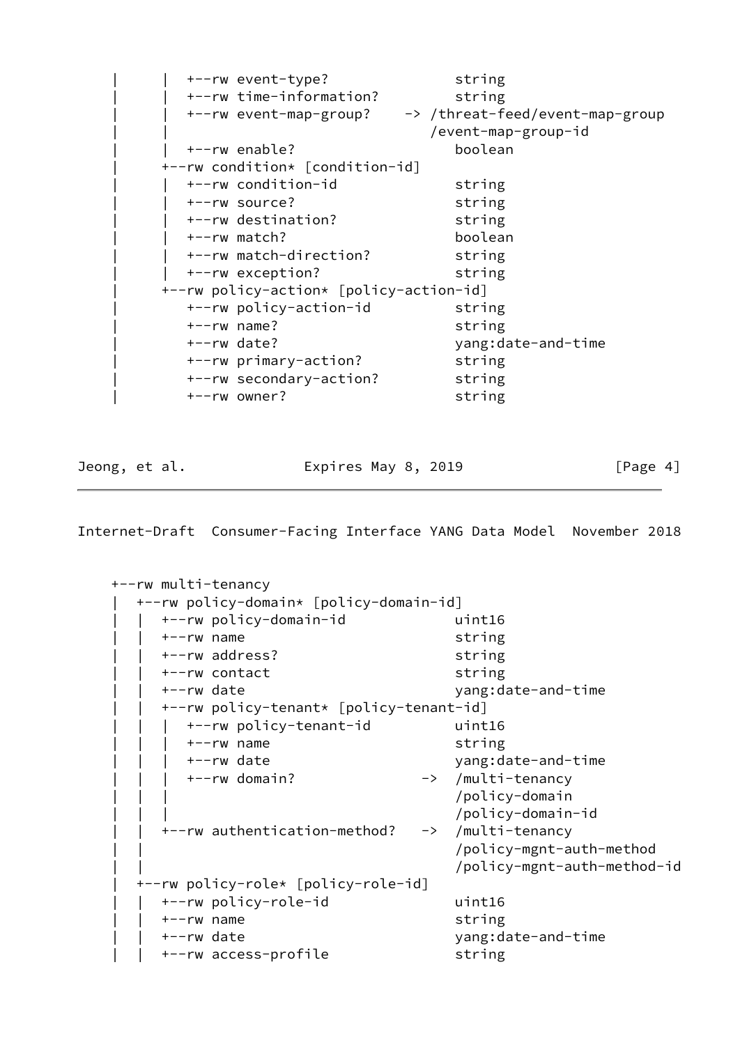```
   |      |  +--rw event-type?               string
   |      |  +--rw time-information?         string
   |      |  +--rw event-map-group?    -> /threat-feed/event-map-group
   |      |                               /event-map-group-id
   |      |  +--rw enable?                   boolean
   |      +--rw condition* [condition-id]
   |      |  +--rw condition-id              string
   |      |  +--rw source?                   string
   |      |  +--rw destination?              string
   |      |  +--rw match?                    boolean
   |      |  +--rw match-direction?          string
   |      |  +--rw exception?                string
   |      +--rw policy-action* [policy-action-id]
   |         +--rw policy-action-id          string
   |         +--rw name?                     string
   |         +--rw date?                     yang:date-and-time
   |         +--rw primary-action?           string
   |         +--rw secondary-action?         string
   |         +--rw owner?                    string
```

```
   +--rw multi-tenancy
   |  +--rw policy-domain* [policy-domain-id]
   |  |  +--rw policy-domain-id             uint16
   |  |  +--rw name                         string
   |  |  +--rw address?                     string
   |  |  +--rw contact                      string
   |  |  +--rw date                         yang:date-and-time
   |  |  +--rw policy-tenant* [policy-tenant-id]
   |  |  |  +--rw policy-tenant-id          uint16
   |  |  |  +--rw name                      string
   |  |  |  +--rw date                      yang:date-and-time
   |  |  |  +--rw domain?               ->  /multi-tenancy
   |  |  |                                  /policy-domain
   |  |  |                                  /policy-domain-id
   |  |  +--rw authentication-method?   ->  /multi-tenancy
   |  |                                     /policy-mgnt-auth-method
   |  |                                     /policy-mgnt-auth-method-id
   |  +--rw policy-role* [policy-role-id]
   |  |  +--rw policy-role-id               uint16
   |  |  +--rw name                         string
   |  |  +--rw date                         yang:date-and-time
   |  |  +--rw access-profile               string
```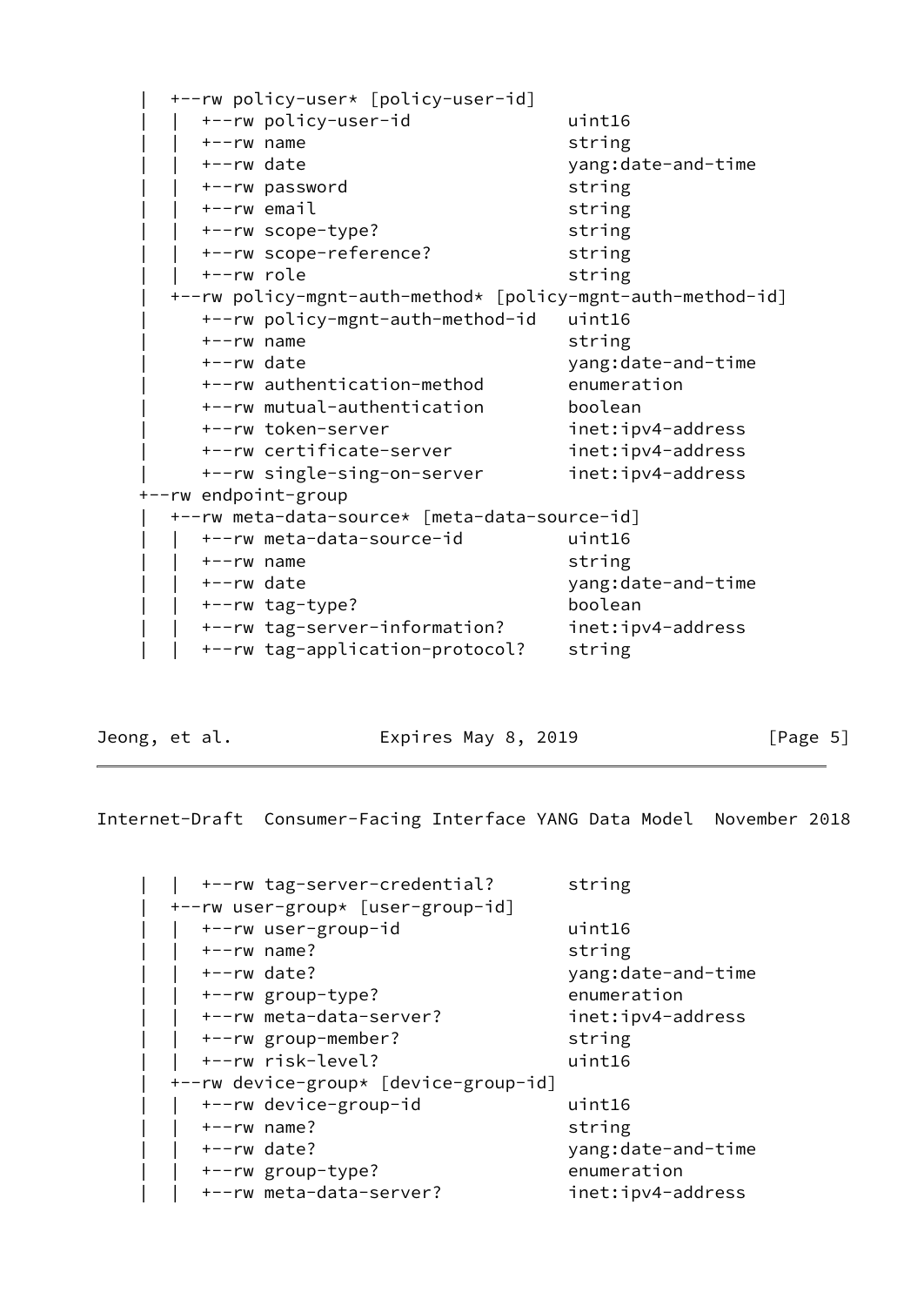```
     |  +--rw policy-user* [policy-user-id]
     |  |  +--rw policy-user-id              uint16
     |  |  +--rw name                        string
     |  |  +--rw date                        yang:date-and-time
     |  |  +--rw password                    string
     |  |  +--rw email                       string
     |  |  +--rw scope-type?                 string
     |  |  +--rw scope-reference?            string
     |  |  +--rw role                        string
     |  +--rw policy-mgnt-auth-method* [policy-mgnt-auth-method-id]
     |     +--rw policy-mgnt-auth-method-id   uint16
     |     +--rw name                        string
     |     +--rw date                        yang:date-and-time
     |     +--rw authentication-method       enumeration
     |     +--rw mutual-authentication       boolean
     |     +--rw token-server                inet:ipv4-address
     |     +--rw certificate-server          inet:ipv4-address
     |     +--rw single-sing-on-server       inet:ipv4-address
     +--rw endpoint-group
     |  +--rw meta-data-source* [meta-data-source-id]
     |  |  +--rw meta-data-source-id         uint16
     |  |  +--rw name                        string
     |  |  +--rw date                        yang:date-and-time
     |  |  +--rw tag-type?                   boolean
     |  |  +--rw tag-server-information?     inet:ipv4-address
     |  |  +--rw tag-application-protocol?   string
     |  |  +--rw tag-server-credential?      string
     |  +--rw user-group* [user-group-id]
     |  |  +--rw user-group-id               uint16
     |  |  +--rw name?                       string
     |  |  +--rw date?                       yang:date-and-time
     |  |  +--rw group-type?                 enumeration
     |  |  +--rw meta-data-server?           inet:ipv4-address
     |  |  +--rw group-member?               string
     |  |  +--rw risk-level?                 uint16
     |  +--rw device-group* [device-group-id]
     |  |  +--rw device-group-id             uint16
     |  |  +--rw name?                       string
     |  |  +--rw date?                       yang:date-and-time
     |  |  +--rw group-type?                 enumeration
     |  |  +--rw meta-data-server?           inet:ipv4-address
```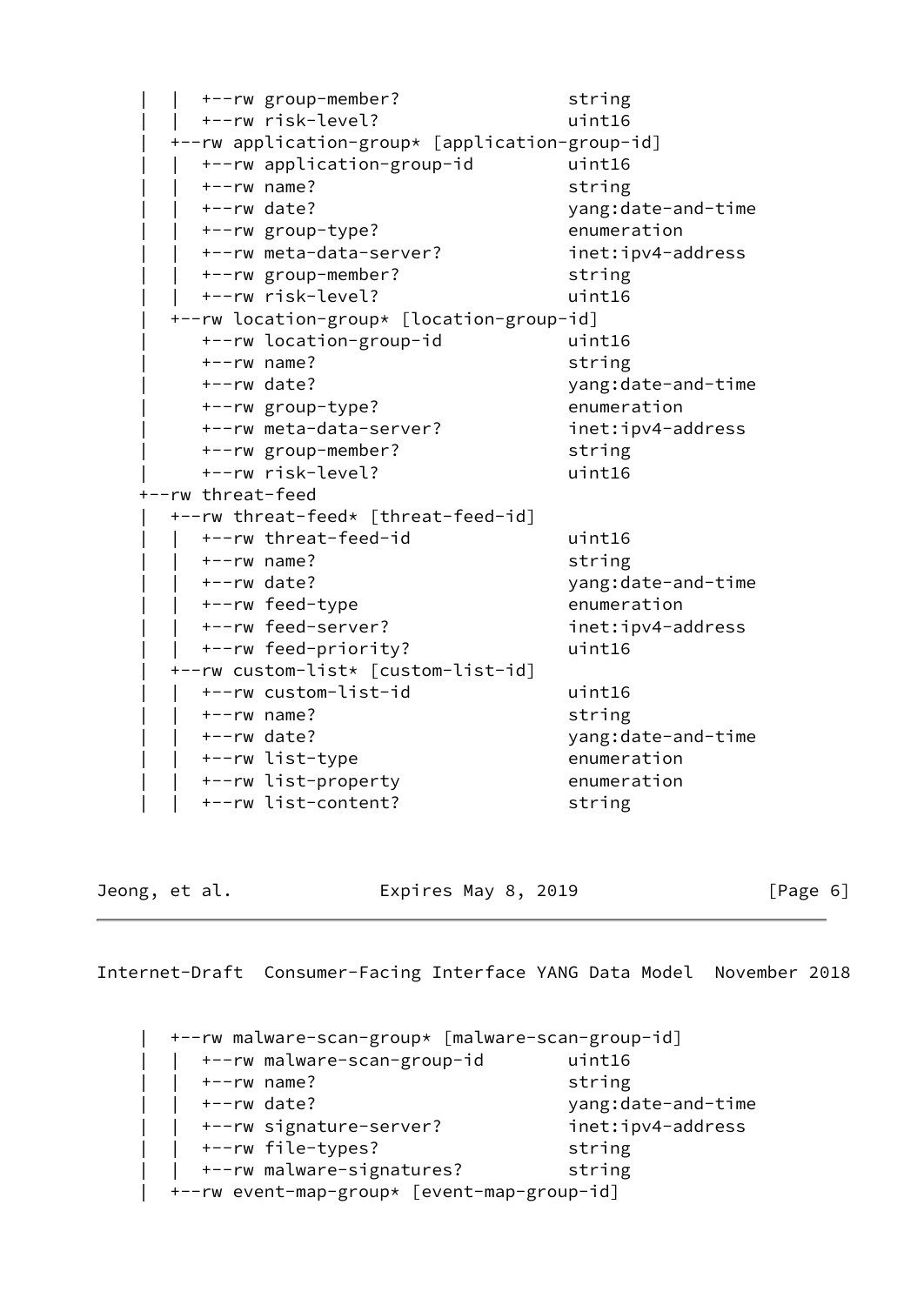```
     |  |  +--rw group-member?              string
     |  |  +--rw risk-level?                uint16
     |  +--rw application-group* [application-group-id]
     |  |  +--rw application-group-id      uint16
     |  |  +--rw name?                      string
     |  |  +--rw date?                      yang:date-and-time
     |  |  +--rw group-type?                enumeration
     |  |  +--rw meta-data-server?          inet:ipv4-address
     |  |  +--rw group-member?              string
     |  |  +--rw risk-level?                uint16
     |  +--rw location-group* [location-group-id]
     |     +--rw location-group-id         uint16
     |     +--rw name?                      string
     |     +--rw date?                      yang:date-and-time
     |     +--rw group-type?                enumeration
     |     +--rw meta-data-server?          inet:ipv4-address
     |     +--rw group-member?              string
     |     +--rw risk-level?                uint16
     +--rw threat-feed
     |  +--rw threat-feed* [threat-feed-id]
     |  |  +--rw threat-feed-id            uint16
     |  |  +--rw name?                      string
     |  |  +--rw date?                      yang:date-and-time
     |  |  +--rw feed-type                  enumeration
     |  |  +--rw feed-server?               inet:ipv4-address
     |  |  +--rw feed-priority?             uint16
     |  +--rw custom-list* [custom-list-id]
     |  |  +--rw custom-list-id            uint16
     |  |  +--rw name?                      string
     |  |  +--rw date?                      yang:date-and-time
     |  |  +--rw list-type                  enumeration
     |  |  +--rw list-property              enumeration
     |  |  +--rw list-content?              string
```

```
     |  +--rw malware-scan-group* [malware-scan-group-id]
     |  |  +--rw malware-scan-group-id     uint16
     |  |  +--rw name?                      string
     |  |  +--rw date?                      yang:date-and-time
     |  |  +--rw signature-server?          inet:ipv4-address
     |  |  +--rw file-types?                string
     |  |  +--rw malware-signatures?        string
     |  +--rw event-map-group* [event-map-group-id]
```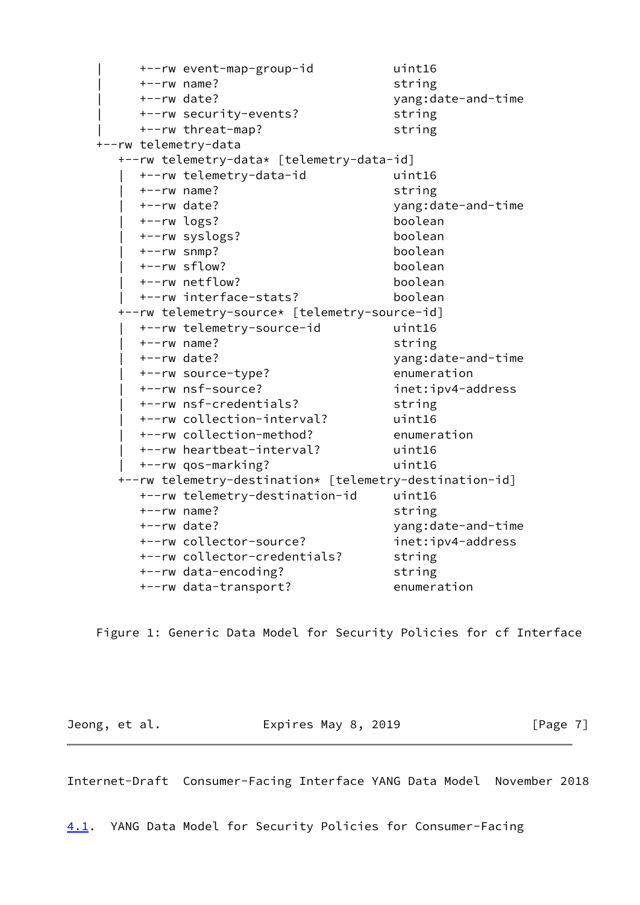```
   |     +--rw event-map-group-id           uint16
   |     +--rw name?                        string
   |     +--rw date?                        yang:date-and-time
   |     +--rw security-events?             string
   |     +--rw threat-map?                  string
   +--rw telemetry-data
      +--rw telemetry-data* [telemetry-data-id]
      |  +--rw telemetry-data-id            uint16
      |  +--rw name?                        string
      |  +--rw date?                        yang:date-and-time
      |  +--rw logs?                        boolean
      |  +--rw syslogs?                     boolean
      |  +--rw snmp?                        boolean
      |  +--rw sflow?                       boolean
      |  +--rw netflow?                     boolean
      |  +--rw interface-stats?             boolean
      +--rw telemetry-source* [telemetry-source-id]
      |  +--rw telemetry-source-id          uint16
      |  +--rw name?                        string
      |  +--rw date?                        yang:date-and-time
      |  +--rw source-type?                 enumeration
      |  +--rw nsf-source?                  inet:ipv4-address
      |  +--rw nsf-credentials?             string
      |  +--rw collection-interval?         uint16
      |  +--rw collection-method?           enumeration
      |  +--rw heartbeat-interval?          uint16
      |  +--rw qos-marking?                 uint16
      +--rw telemetry-destination* [telemetry-destination-id]
         +--rw telemetry-destination-id     uint16
         +--rw name?                        string
         +--rw date?                        yang:date-and-time
         +--rw collector-source?            inet:ipv4-address
         +--rw collector-credentials?       string
         +--rw data-encoding?               string
         +--rw data-transport?              enumeration
```

Figure 1: Generic Data Model for Security Policies for cf Interface

## 4.1. YANG Data Model for Security Policies for Consumer-Facing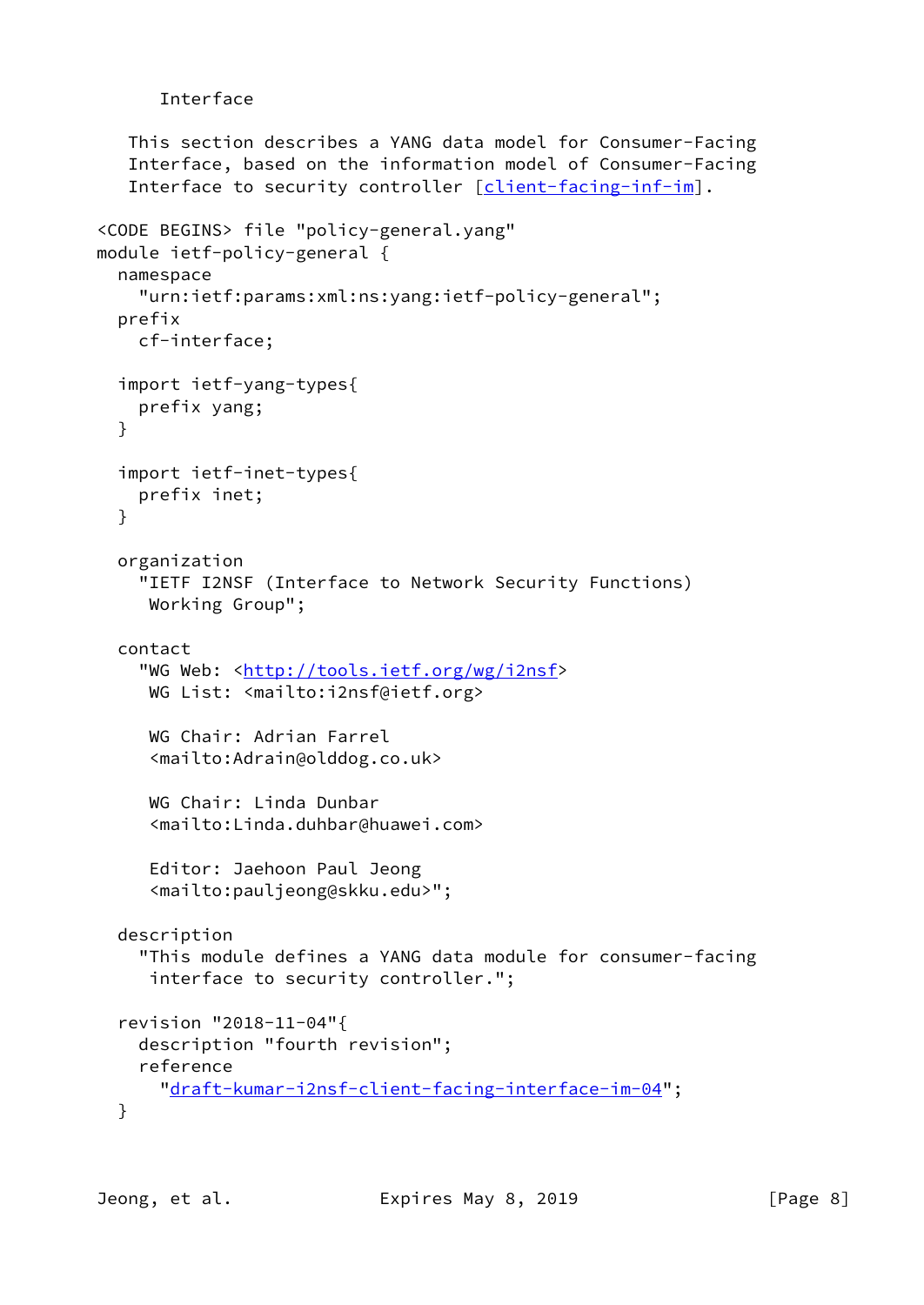Interface

This section describes a YANG data model for Consumer-Facing Interface, based on the information model of Consumer-Facing Interface to security controller [client-facing-inf-im].

```
<CODE BEGINS> file "policy-general.yang"
module ietf-policy-general {
  namespace
    "urn:ietf:params:xml:ns:yang:ietf-policy-general";
  prefix
    cf-interface;

  import ietf-yang-types{
    prefix yang;
  }

  import ietf-inet-types{
    prefix inet;
  }

  organization
    "IETF I2NSF (Interface to Network Security Functions)
     Working Group";

  contact
    "WG Web: <http://tools.ietf.org/wg/i2nsf>
     WG List: <mailto:i2nsf@ietf.org>

     WG Chair: Adrian Farrel
     <mailto:Adrain@olddog.co.uk>

     WG Chair: Linda Dunbar
     <mailto:Linda.duhbar@huawei.com>

     Editor: Jaehoon Paul Jeong
     <mailto:pauljeong@skku.edu>";

  description
    "This module defines a YANG data module for consumer-facing
     interface to security controller.";

  revision "2018-11-04"{
    description "fourth revision";
    reference
      "draft-kumar-i2nsf-client-facing-interface-im-04";
  }
```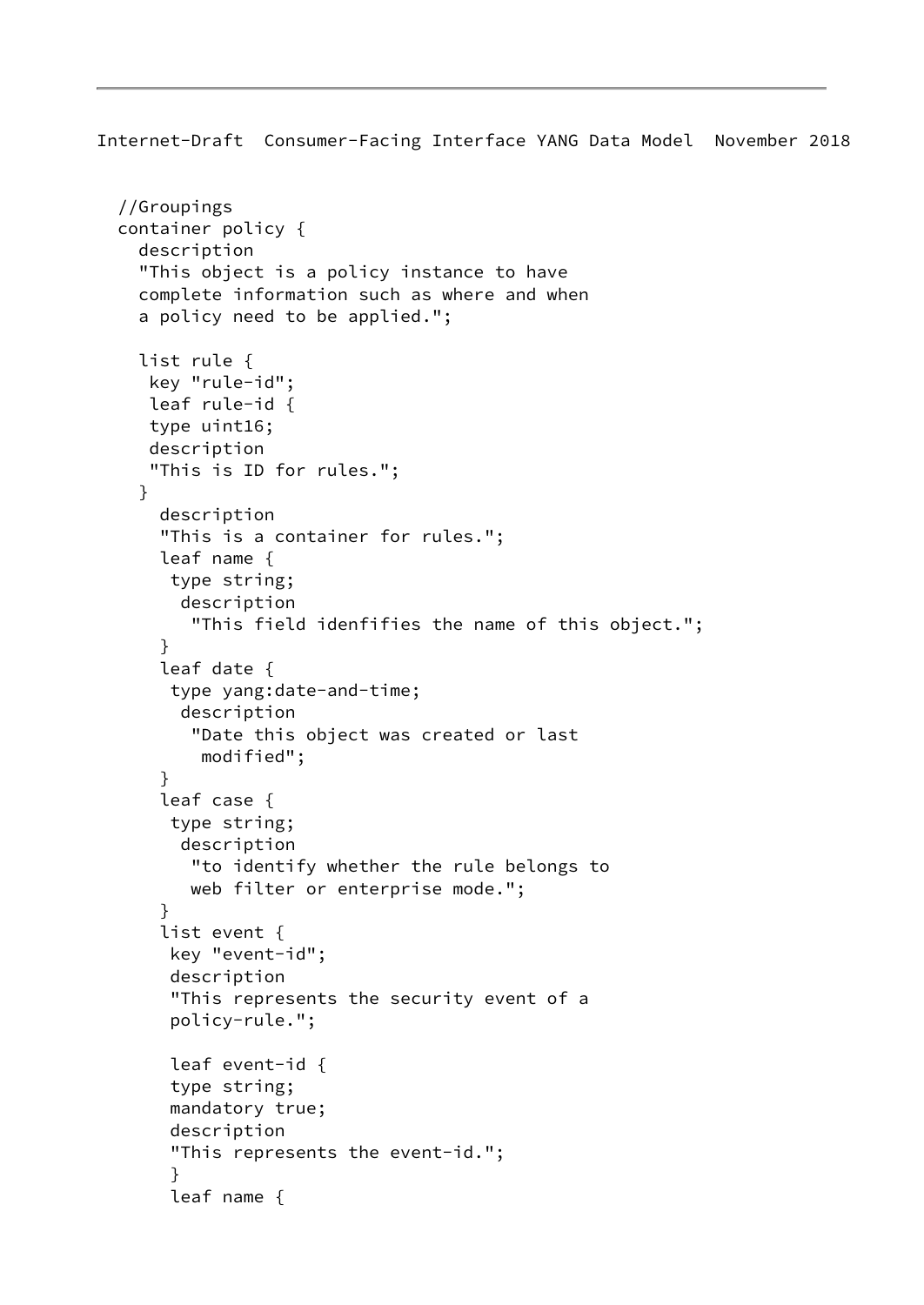```
  //Groupings
  container policy {
    description
    "This object is a policy instance to have
    complete information such as where and when
    a policy need to be applied.";

    list rule {
     key "rule-id";
     leaf rule-id {
     type uint16;
     description
     "This is ID for rules.";
    }
      description
      "This is a container for rules.";
      leaf name {
       type string;
        description
         "This field idenfifies the name of this object.";
      }
      leaf date {
       type yang:date-and-time;
        description
         "Date this object was created or last
          modified";
      }
      leaf case {
       type string;
        description
         "to identify whether the rule belongs to
         web filter or enterprise mode.";
      }
      list event {
       key "event-id";
       description
       "This represents the security event of a
       policy-rule.";

       leaf event-id {
       type string;
       mandatory true;
       description
       "This represents the event-id.";
       }
       leaf name {
```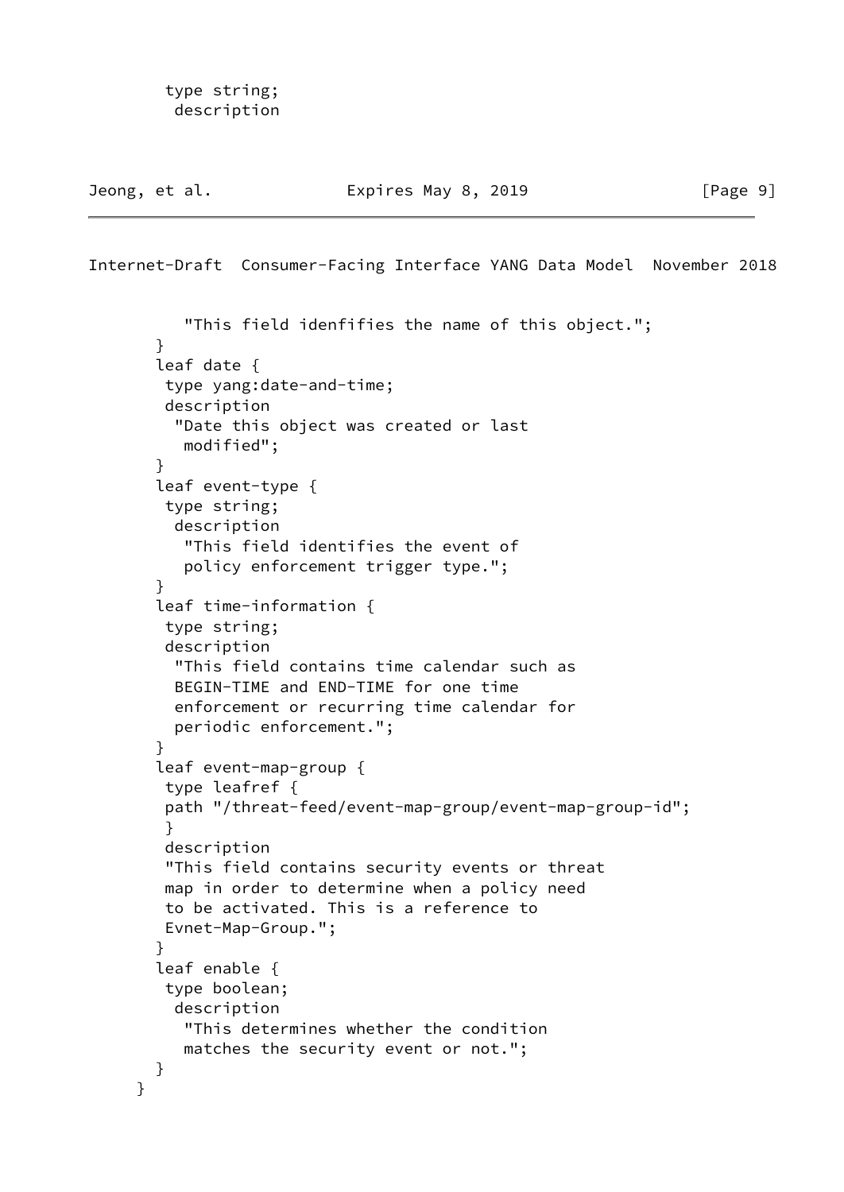```
        type string;
         description
```

```
          "This field idenfifies the name of this object.";
       }
       leaf date {
        type yang:date-and-time;
        description
         "Date this object was created or last
          modified";
       }
       leaf event-type {
        type string;
         description
          "This field identifies the event of
          policy enforcement trigger type.";
       }
       leaf time-information {
        type string;
        description
         "This field contains time calendar such as
         BEGIN-TIME and END-TIME for one time
         enforcement or recurring time calendar for
         periodic enforcement.";
       }
       leaf event-map-group {
        type leafref {
        path "/threat-feed/event-map-group/event-map-group-id";
        }
        description
        "This field contains security events or threat
        map in order to determine when a policy need
        to be activated. This is a reference to
        Evnet-Map-Group.";
       }
       leaf enable {
        type boolean;
         description
          "This determines whether the condition
          matches the security event or not.";
       }
     }
```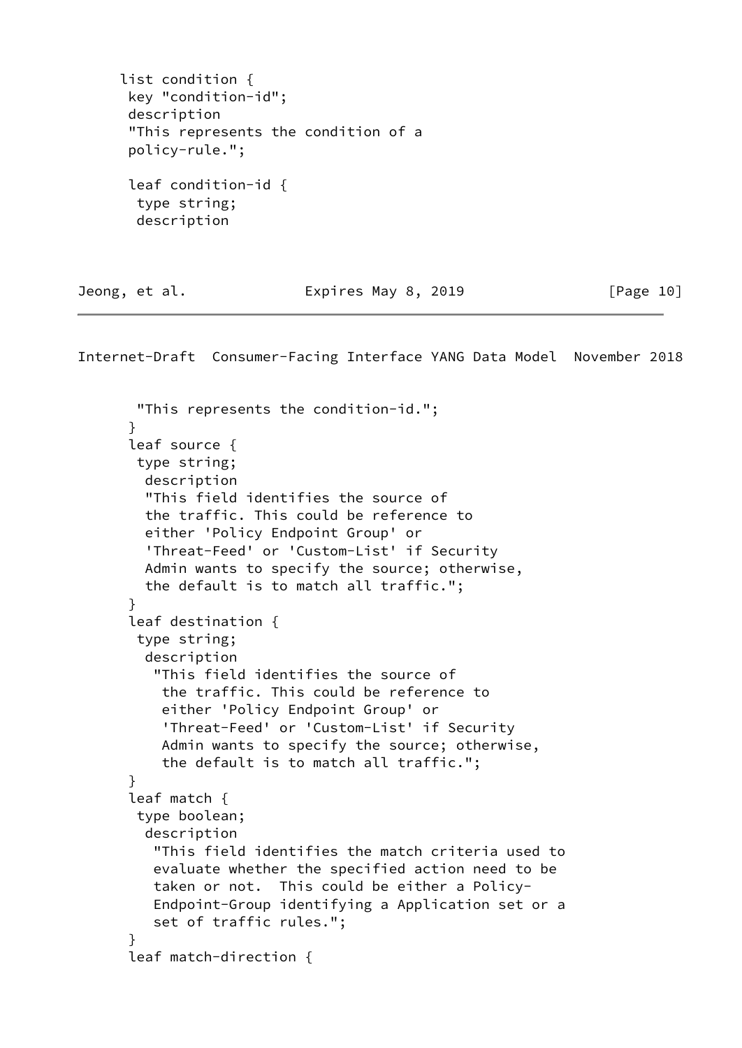```
     list condition {
      key "condition-id";
      description
      "This represents the condition of a
      policy-rule.";

      leaf condition-id {
       type string;
       description
       "This represents the condition-id.";
      }
      leaf source {
       type string;
        description
        "This field identifies the source of
        the traffic. This could be reference to
        either 'Policy Endpoint Group' or
        'Threat-Feed' or 'Custom-List' if Security
        Admin wants to specify the source; otherwise,
        the default is to match all traffic.";
      }
      leaf destination {
       type string;
        description
         "This field identifies the source of
          the traffic. This could be reference to
          either 'Policy Endpoint Group' or
          'Threat-Feed' or 'Custom-List' if Security
          Admin wants to specify the source; otherwise,
          the default is to match all traffic.";
      }
      leaf match {
       type boolean;
        description
         "This field identifies the match criteria used to
         evaluate whether the specified action need to be
         taken or not.  This could be either a Policy-
         Endpoint-Group identifying a Application set or a
         set of traffic rules.";
      }
      leaf match-direction {
```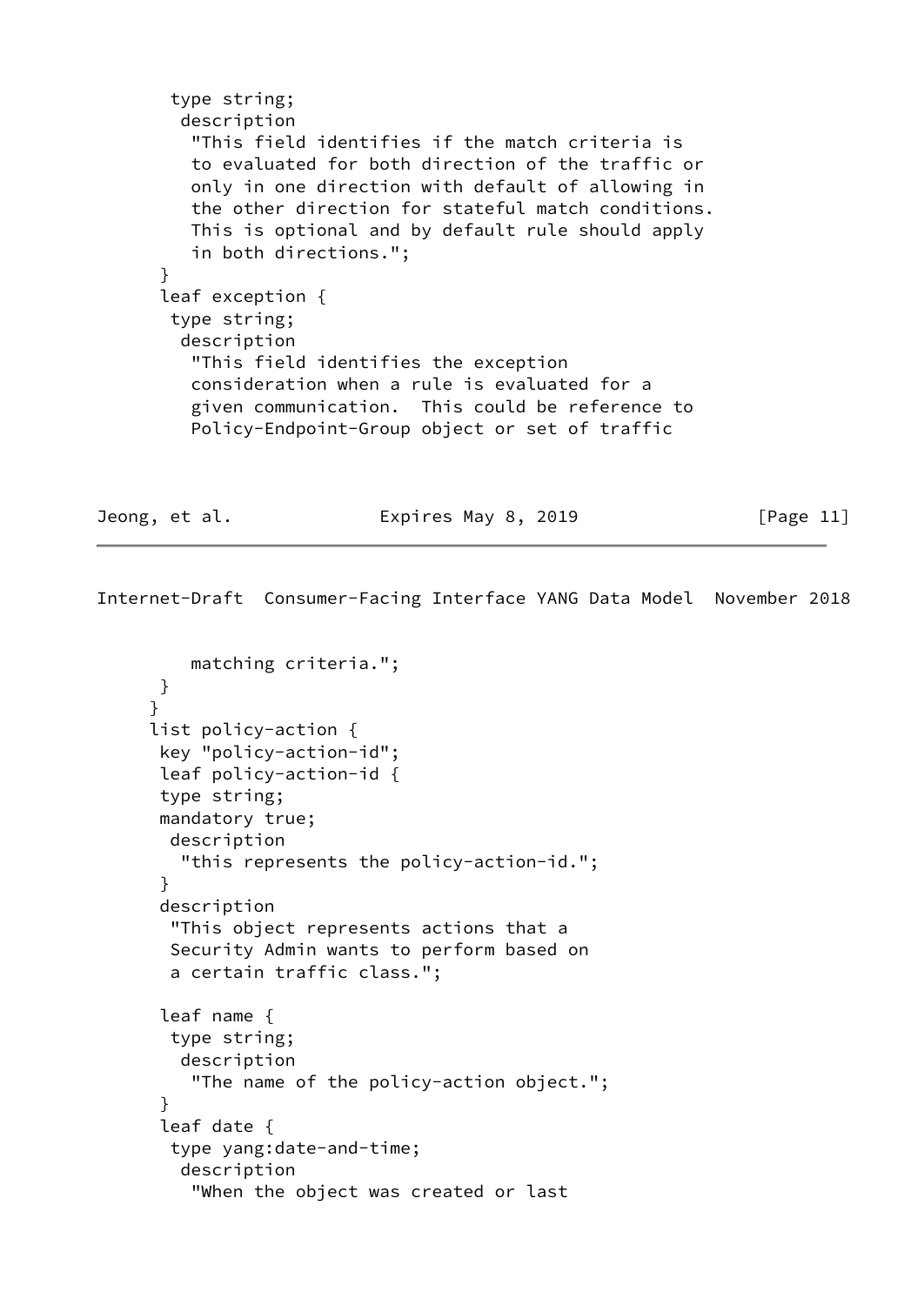```
        type string;
         description
          "This field identifies if the match criteria is
          to evaluated for both direction of the traffic or
          only in one direction with default of allowing in
          the other direction for stateful match conditions.
          This is optional and by default rule should apply
          in both directions.";
       }
       leaf exception {
        type string;
         description
          "This field identifies the exception
          consideration when a rule is evaluated for a
          given communication.  This could be reference to
          Policy-Endpoint-Group object or set of traffic
          matching criteria.";
       }
      }
      list policy-action {
       key "policy-action-id";
       leaf policy-action-id {
       type string;
       mandatory true;
        description
         "this represents the policy-action-id.";
       }
       description
        "This object represents actions that a
        Security Admin wants to perform based on
        a certain traffic class.";

       leaf name {
        type string;
         description
          "The name of the policy-action object.";
       }
       leaf date {
        type yang:date-and-time;
         description
          "When the object was created or last
```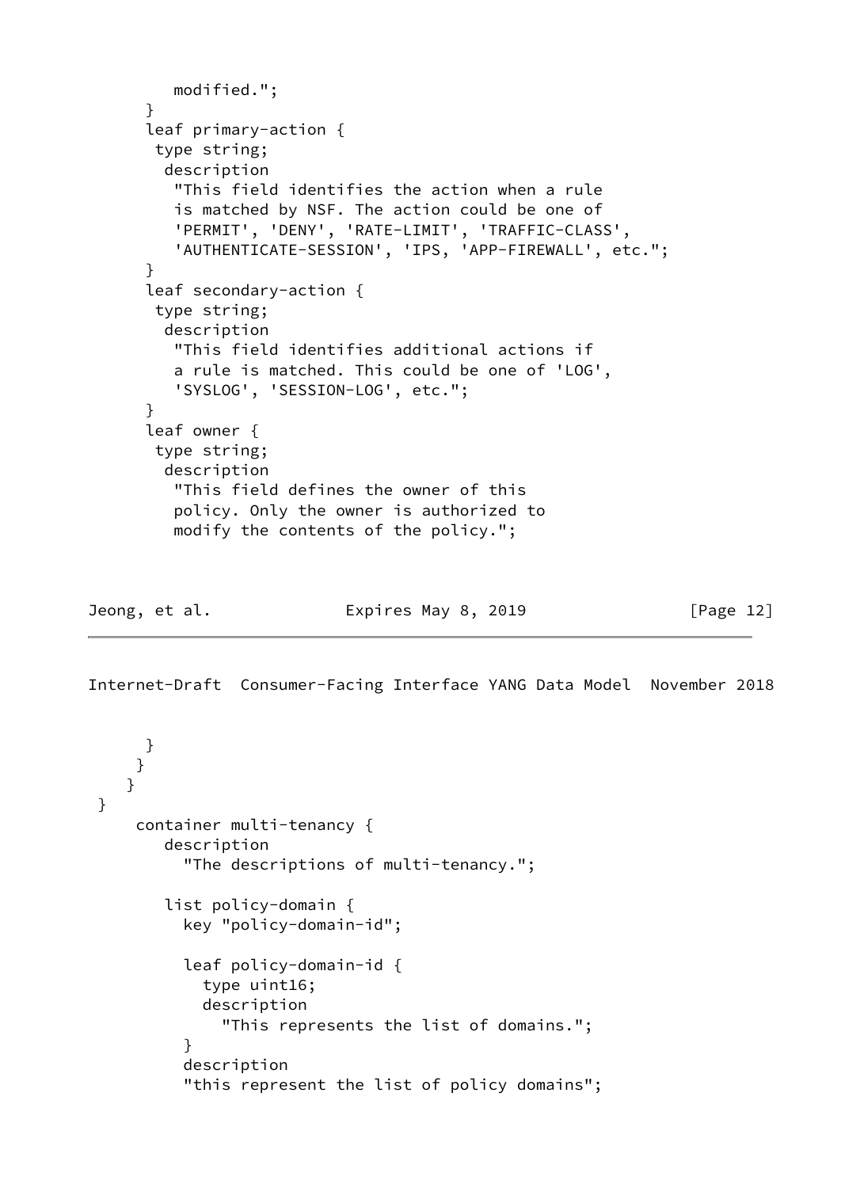```
          modified.";
       }
       leaf primary-action {
        type string;
         description
          "This field identifies the action when a rule
          is matched by NSF. The action could be one of
          'PERMIT', 'DENY', 'RATE-LIMIT', 'TRAFFIC-CLASS',
          'AUTHENTICATE-SESSION', 'IPS, 'APP-FIREWALL', etc.";
       }
       leaf secondary-action {
        type string;
         description
          "This field identifies additional actions if
          a rule is matched. This could be one of 'LOG',
          'SYSLOG', 'SESSION-LOG', etc.";
       }
       leaf owner {
        type string;
         description
          "This field defines the owner of this
          policy. Only the owner is authorized to
          modify the contents of the policy.";
```

```
       }
      }
     }
 }
     container multi-tenancy {
        description
          "The descriptions of multi-tenancy.";

        list policy-domain {
          key "policy-domain-id";

          leaf policy-domain-id {
            type uint16;
            description
              "This represents the list of domains.";
          }
          description
          "this represent the list of policy domains";
```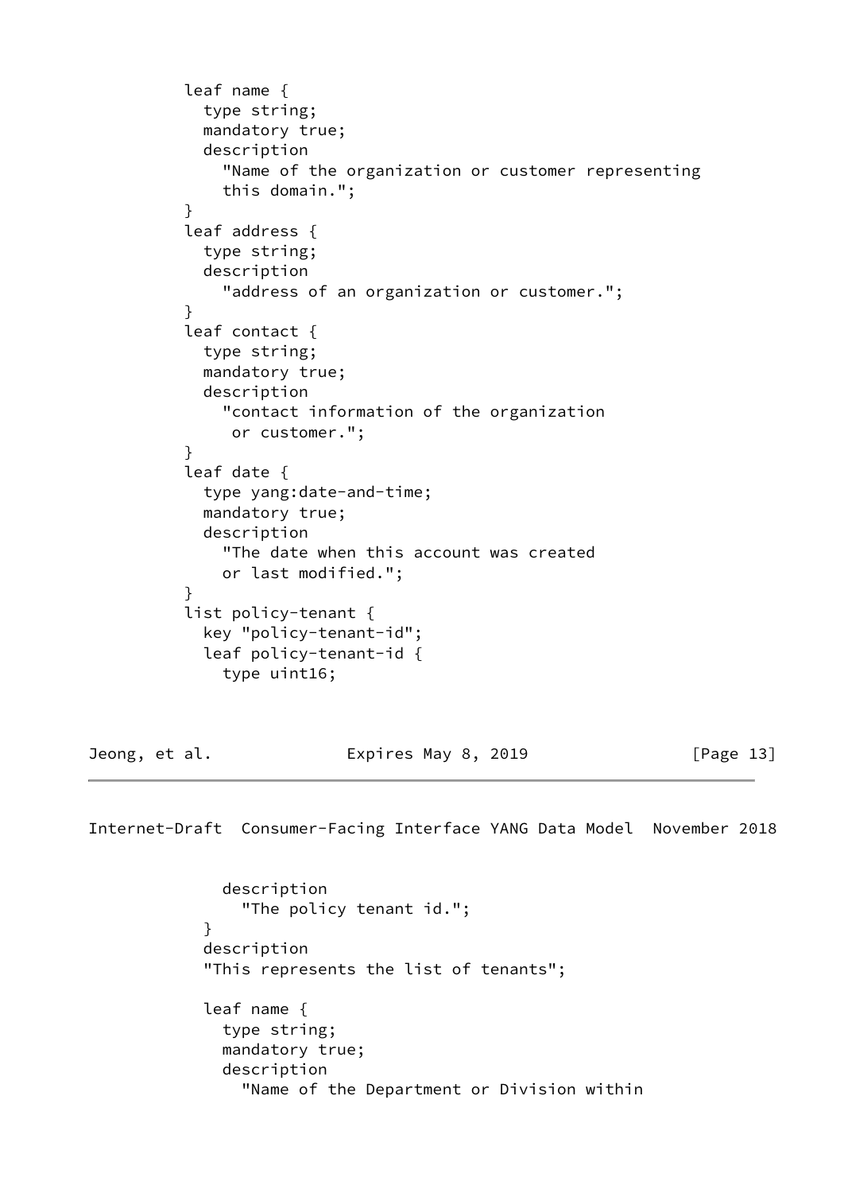```
         leaf name {
           type string;
           mandatory true;
           description
             "Name of the organization or customer representing
             this domain.";
         }
         leaf address {
           type string;
           description
             "address of an organization or customer.";
         }
         leaf contact {
           type string;
           mandatory true;
           description
             "contact information of the organization
              or customer.";
         }
         leaf date {
           type yang:date-and-time;
           mandatory true;
           description
             "The date when this account was created
             or last modified.";
         }
         list policy-tenant {
           key "policy-tenant-id";
           leaf policy-tenant-id {
             type uint16;
```

```
             description
               "The policy tenant id.";
           }
           description
           "This represents the list of tenants";

           leaf name {
             type string;
             mandatory true;
             description
               "Name of the Department or Division within
```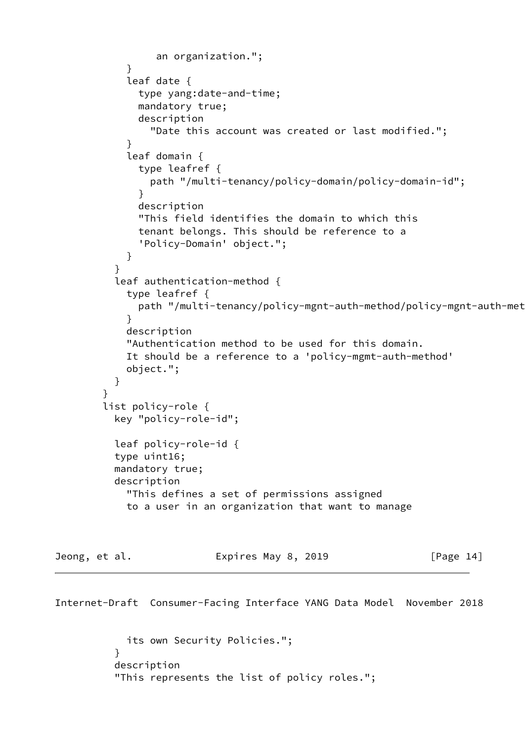```
                an organization.";
            }
            leaf date {
              type yang:date-and-time;
              mandatory true;
              description
                "Date this account was created or last modified.";
            }
            leaf domain {
              type leafref {
                path "/multi-tenancy/policy-domain/policy-domain-id";
              }
              description
              "This field identifies the domain to which this
              tenant belongs. This should be reference to a
              'Policy-Domain' object.";
            }
          }
          leaf authentication-method {
            type leafref {
              path "/multi-tenancy/policy-mgnt-auth-method/policy-mgnt-auth-met
            }
            description
            "Authentication method to be used for this domain.
            It should be a reference to a 'policy-mgmt-auth-method'
            object.";
          }
        }
        list policy-role {
          key "policy-role-id";

          leaf policy-role-id {
          type uint16;
          mandatory true;
          description
            "This defines a set of permissions assigned
            to a user in an organization that want to manage
            its own Security Policies.";
          }
          description
          "This represents the list of policy roles.";
```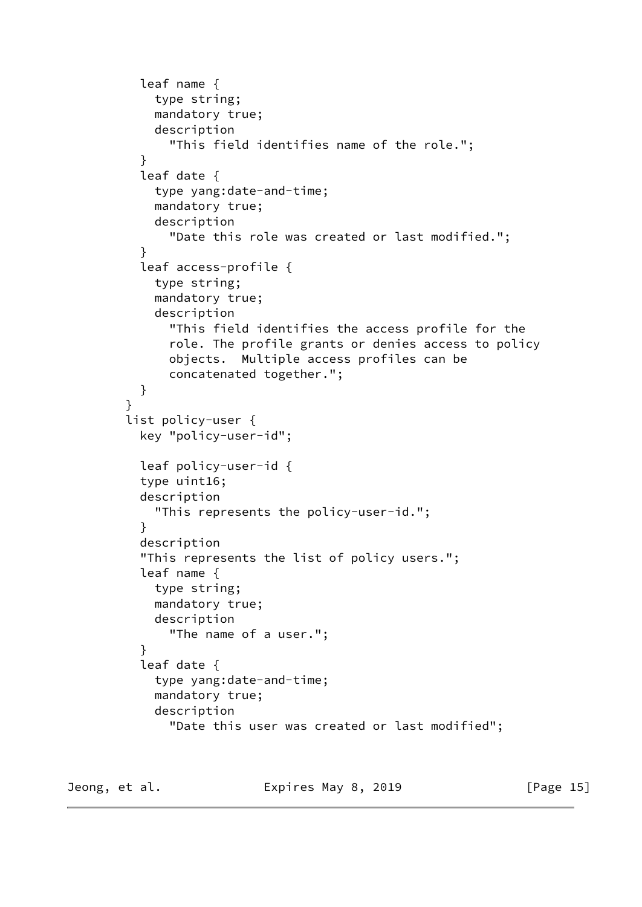```
          leaf name {
            type string;
            mandatory true;
            description
              "This field identifies name of the role.";
          }
          leaf date {
            type yang:date-and-time;
            mandatory true;
            description
              "Date this role was created or last modified.";
          }
          leaf access-profile {
            type string;
            mandatory true;
            description
              "This field identifies the access profile for the
              role. The profile grants or denies access to policy
              objects.  Multiple access profiles can be
              concatenated together.";
          }
        }
        list policy-user {
          key "policy-user-id";

          leaf policy-user-id {
          type uint16;
          description
            "This represents the policy-user-id.";
          }
          description
          "This represents the list of policy users.";
          leaf name {
            type string;
            mandatory true;
            description
              "The name of a user.";
          }
          leaf date {
            type yang:date-and-time;
            mandatory true;
            description
              "Date this user was created or last modified";
```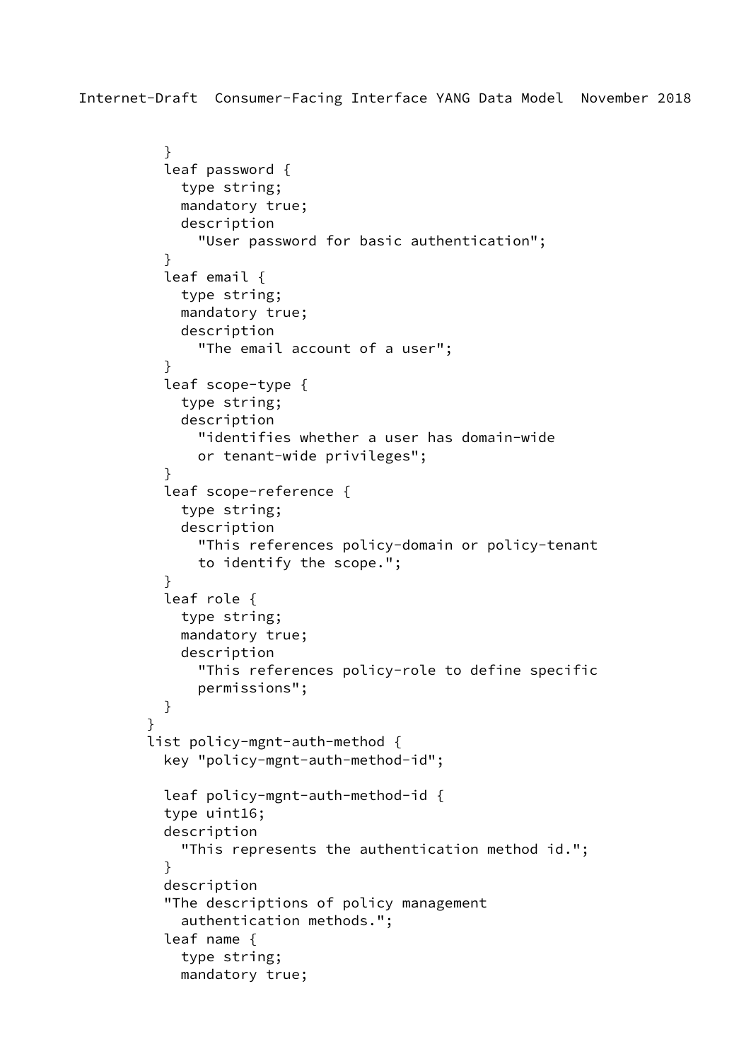```
          }
          leaf password {
            type string;
            mandatory true;
            description
              "User password for basic authentication";
          }
          leaf email {
            type string;
            mandatory true;
            description
              "The email account of a user";
          }
          leaf scope-type {
            type string;
            description
              "identifies whether a user has domain-wide
              or tenant-wide privileges";
          }
          leaf scope-reference {
            type string;
            description
              "This references policy-domain or policy-tenant
              to identify the scope.";
          }
          leaf role {
            type string;
            mandatory true;
            description
              "This references policy-role to define specific
              permissions";
          }
        }
        list policy-mgnt-auth-method {
          key "policy-mgnt-auth-method-id";

          leaf policy-mgnt-auth-method-id {
          type uint16;
          description
            "This represents the authentication method id.";
          }
          description
          "The descriptions of policy management
            authentication methods.";
          leaf name {
            type string;
            mandatory true;
```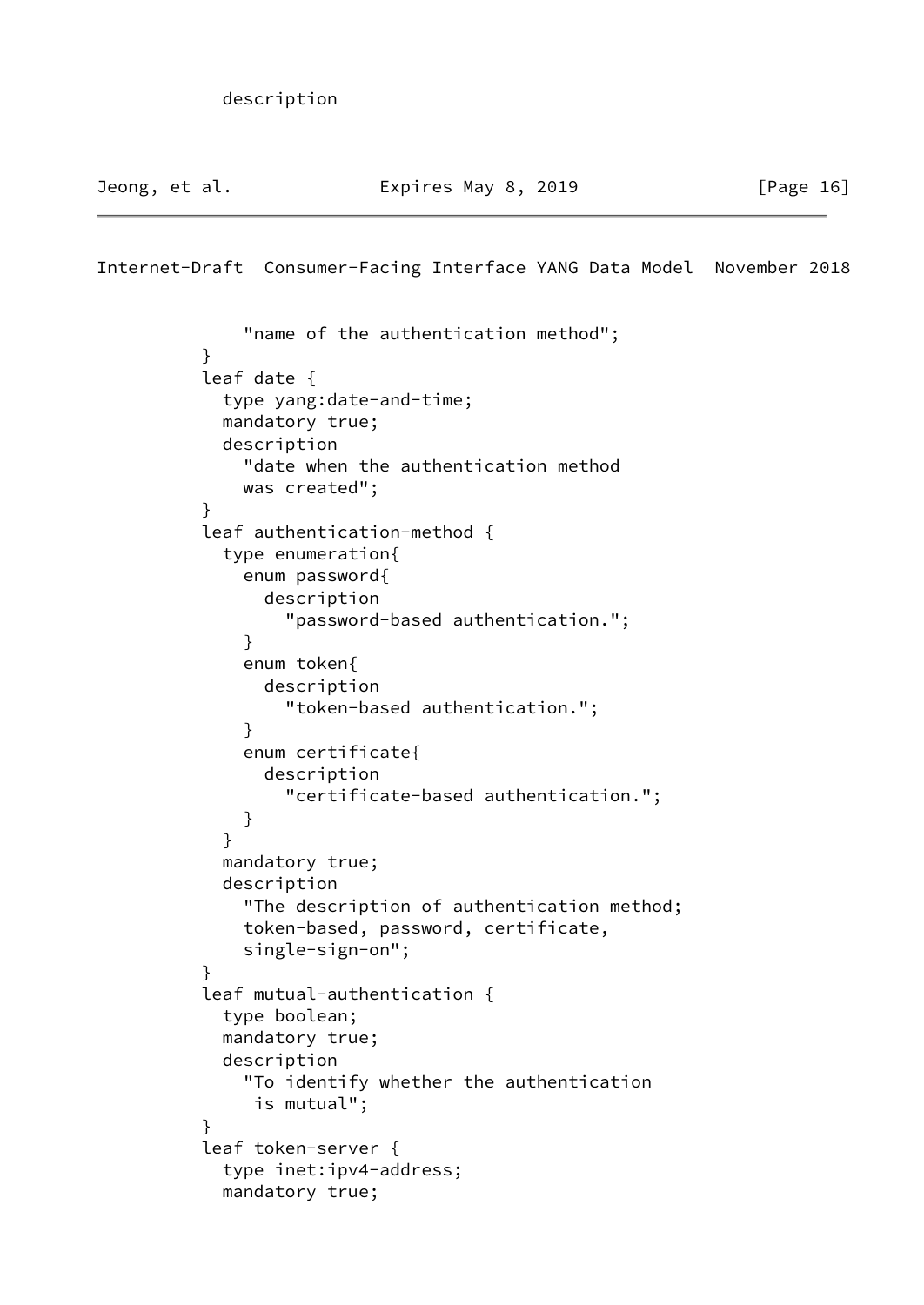```
          description

            "name of the authentication method";
        }
        leaf date {
          type yang:date-and-time;
          mandatory true;
          description
            "date when the authentication method
            was created";
        }
        leaf authentication-method {
          type enumeration{
            enum password{
              description
                "password-based authentication.";
            }
            enum token{
              description
                "token-based authentication.";
            }
            enum certificate{
              description
                "certificate-based authentication.";
            }
          }
          mandatory true;
          description
            "The description of authentication method;
            token-based, password, certificate,
            single-sign-on";
        }
        leaf mutual-authentication {
          type boolean;
          mandatory true;
          description
            "To identify whether the authentication
             is mutual";
        }
        leaf token-server {
          type inet:ipv4-address;
          mandatory true;
```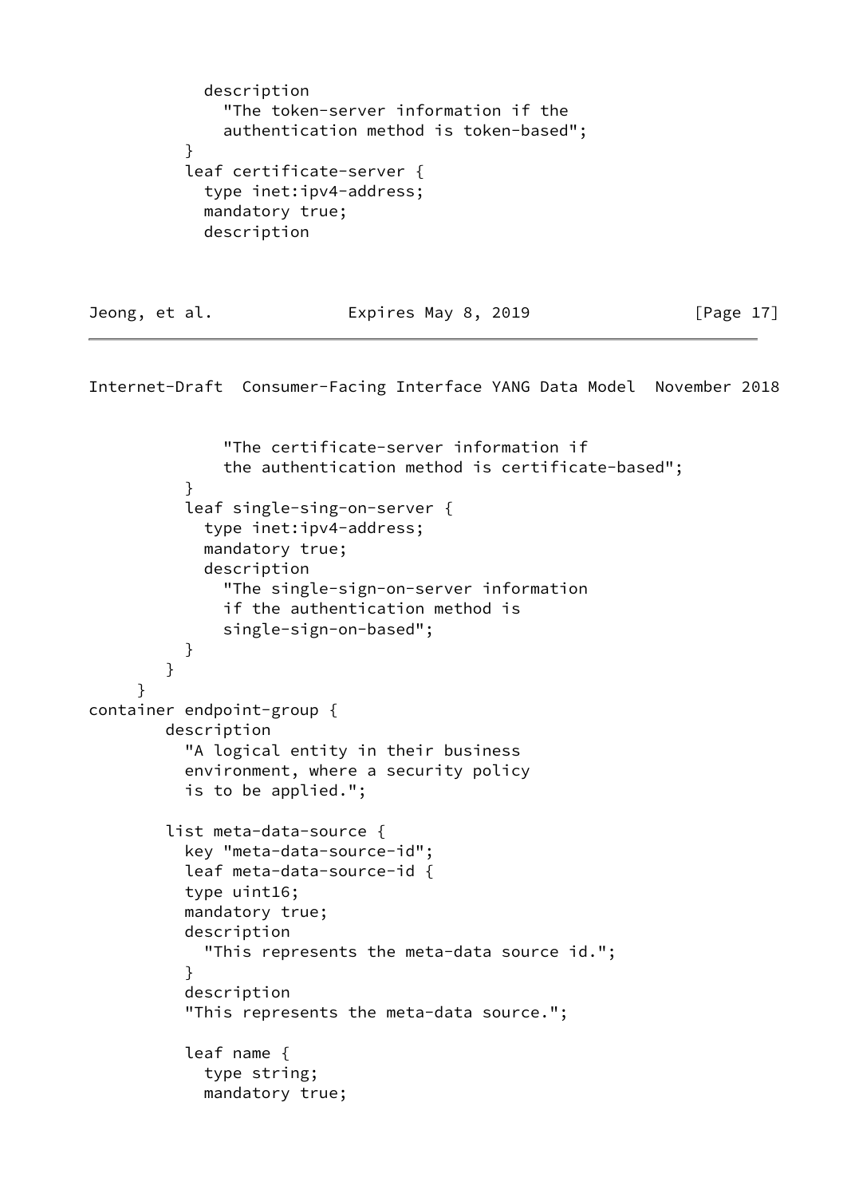```
            description
              "The token-server information if the
              authentication method is token-based";
          }
          leaf certificate-server {
            type inet:ipv4-address;
            mandatory true;
            description
              "The certificate-server information if
              the authentication method is certificate-based";
          }
          leaf single-sing-on-server {
            type inet:ipv4-address;
            mandatory true;
            description
              "The single-sign-on-server information
              if the authentication method is
              single-sign-on-based";
          }
        }
      }
container endpoint-group {
        description
          "A logical entity in their business
          environment, where a security policy
          is to be applied.";

        list meta-data-source {
          key "meta-data-source-id";
          leaf meta-data-source-id {
          type uint16;
          mandatory true;
          description
            "This represents the meta-data source id.";
          }
          description
          "This represents the meta-data source.";

          leaf name {
            type string;
            mandatory true;
```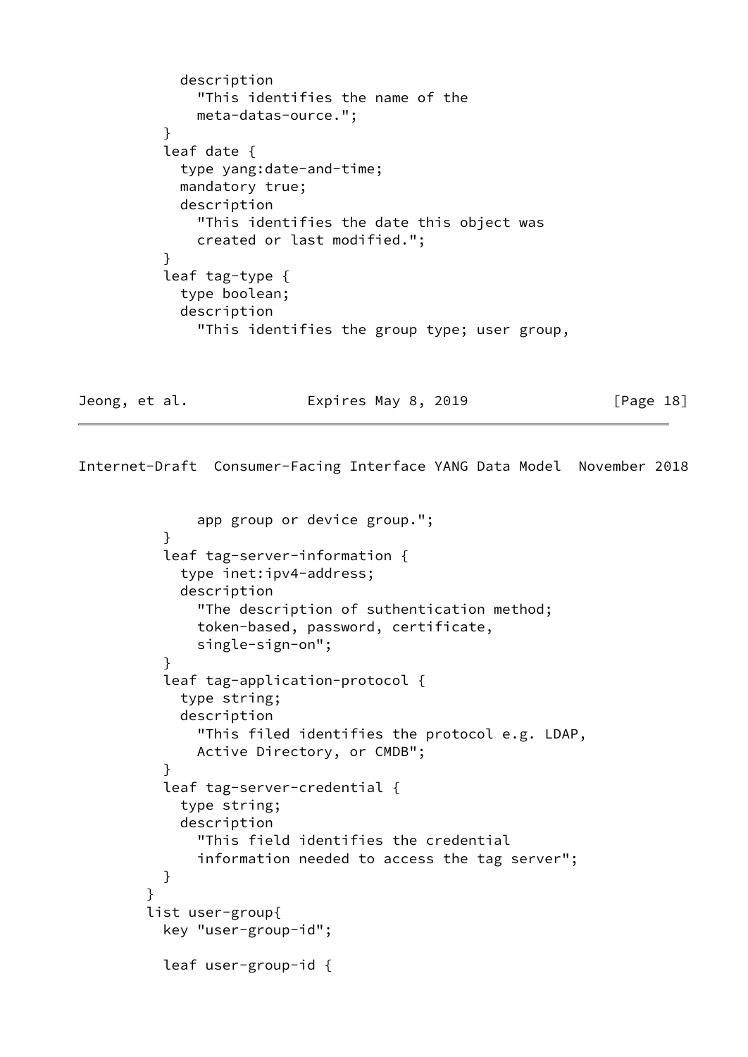```
            description
              "This identifies the name of the
              meta-datas-ource.";
          }
          leaf date {
            type yang:date-and-time;
            mandatory true;
            description
              "This identifies the date this object was
              created or last modified.";
          }
          leaf tag-type {
            type boolean;
            description
              "This identifies the group type; user group,
              app group or device group.";
          }
          leaf tag-server-information {
            type inet:ipv4-address;
            description
              "The description of suthentication method;
              token-based, password, certificate,
              single-sign-on";
          }
          leaf tag-application-protocol {
            type string;
            description
              "This filed identifies the protocol e.g. LDAP,
              Active Directory, or CMDB";
          }
          leaf tag-server-credential {
            type string;
            description
              "This field identifies the credential
              information needed to access the tag server";
          }
        }
        list user-group{
          key "user-group-id";

          leaf user-group-id {
```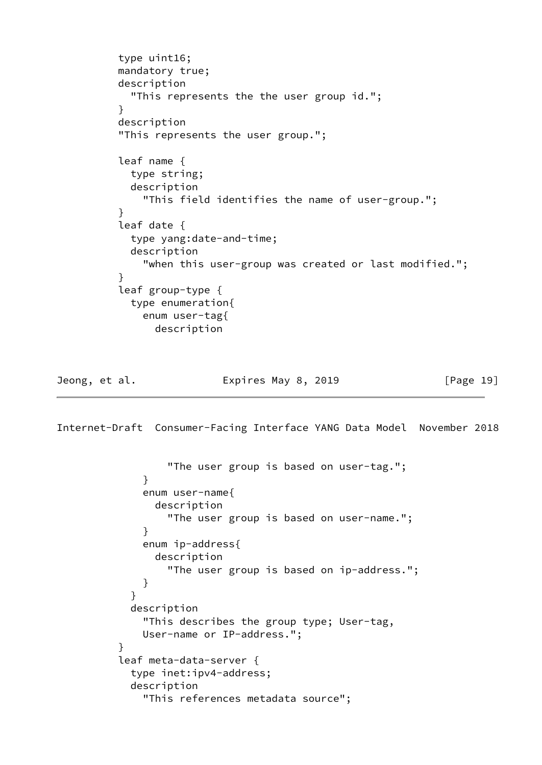```
          type uint16;
          mandatory true;
          description
            "This represents the the user group id.";
          }
          description
          "This represents the user group.";

          leaf name {
            type string;
            description
              "This field identifies the name of user-group.";
          }
          leaf date {
            type yang:date-and-time;
            description
              "when this user-group was created or last modified.";
          }
          leaf group-type {
            type enumeration{
              enum user-tag{
                description
                  "The user group is based on user-tag.";
              }
              enum user-name{
                description
                  "The user group is based on user-name.";
              }
              enum ip-address{
                description
                  "The user group is based on ip-address.";
              }
            }
            description
              "This describes the group type; User-tag,
              User-name or IP-address.";
          }
          leaf meta-data-server {
            type inet:ipv4-address;
            description
              "This references metadata source";
```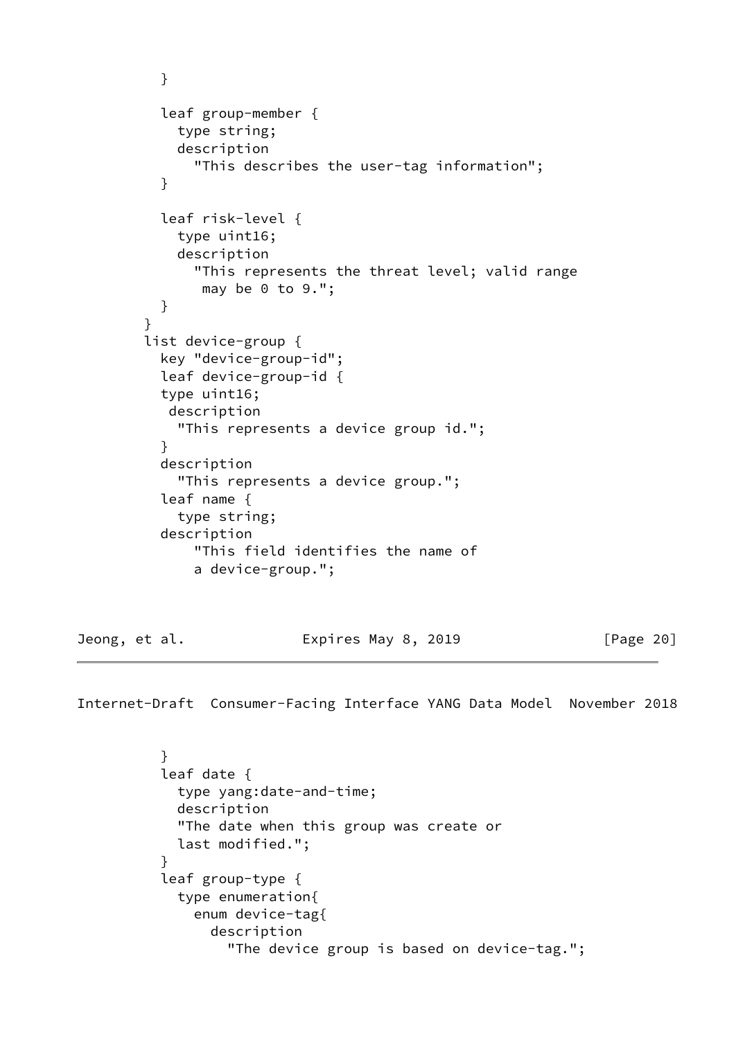```
          }

          leaf group-member {
            type string;
            description
              "This describes the user-tag information";
          }

          leaf risk-level {
            type uint16;
            description
              "This represents the threat level; valid range
               may be 0 to 9.";
          }
        }
        list device-group {
          key "device-group-id";
          leaf device-group-id {
          type uint16;
           description
            "This represents a device group id.";
          }
          description
            "This represents a device group.";
          leaf name {
            type string;
          description
              "This field identifies the name of
              a device-group.";
```

```
          }
          leaf date {
            type yang:date-and-time;
            description
            "The date when this group was create or
            last modified.";
          }
          leaf group-type {
            type enumeration{
              enum device-tag{
                description
                  "The device group is based on device-tag.";
```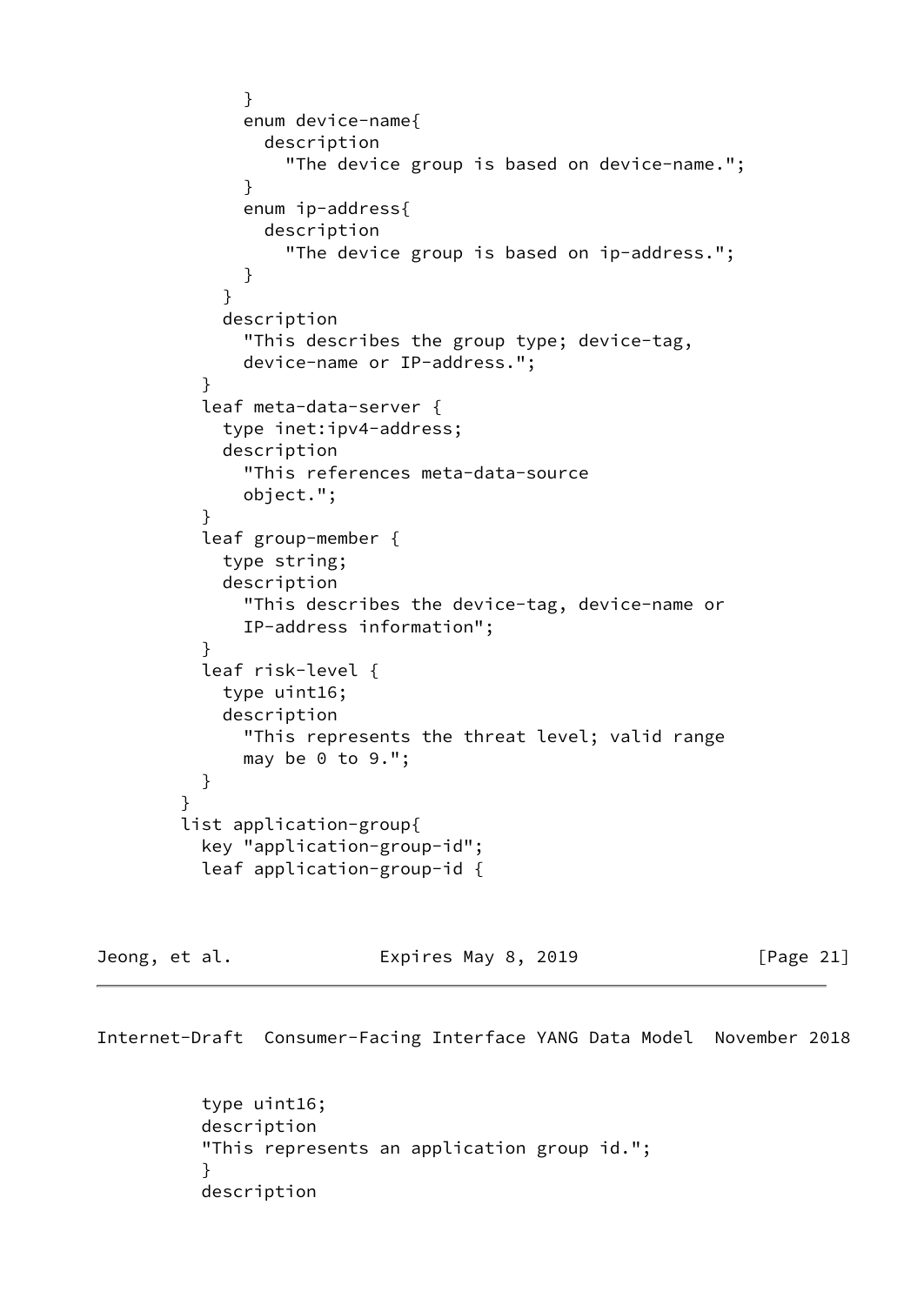```
            }
            enum device-name{
              description
                "The device group is based on device-name.";
            }
            enum ip-address{
              description
                "The device group is based on ip-address.";
            }
          }
          description
            "This describes the group type; device-tag,
            device-name or IP-address.";
        }
        leaf meta-data-server {
          type inet:ipv4-address;
          description
            "This references meta-data-source
            object.";
        }
        leaf group-member {
          type string;
          description
            "This describes the device-tag, device-name or
            IP-address information";
        }
        leaf risk-level {
          type uint16;
          description
            "This represents the threat level; valid range
            may be 0 to 9.";
        }
      }
      list application-group{
        key "application-group-id";
        leaf application-group-id {
```

```
        type uint16;
        description
        "This represents an application group id.";
        }
        description
```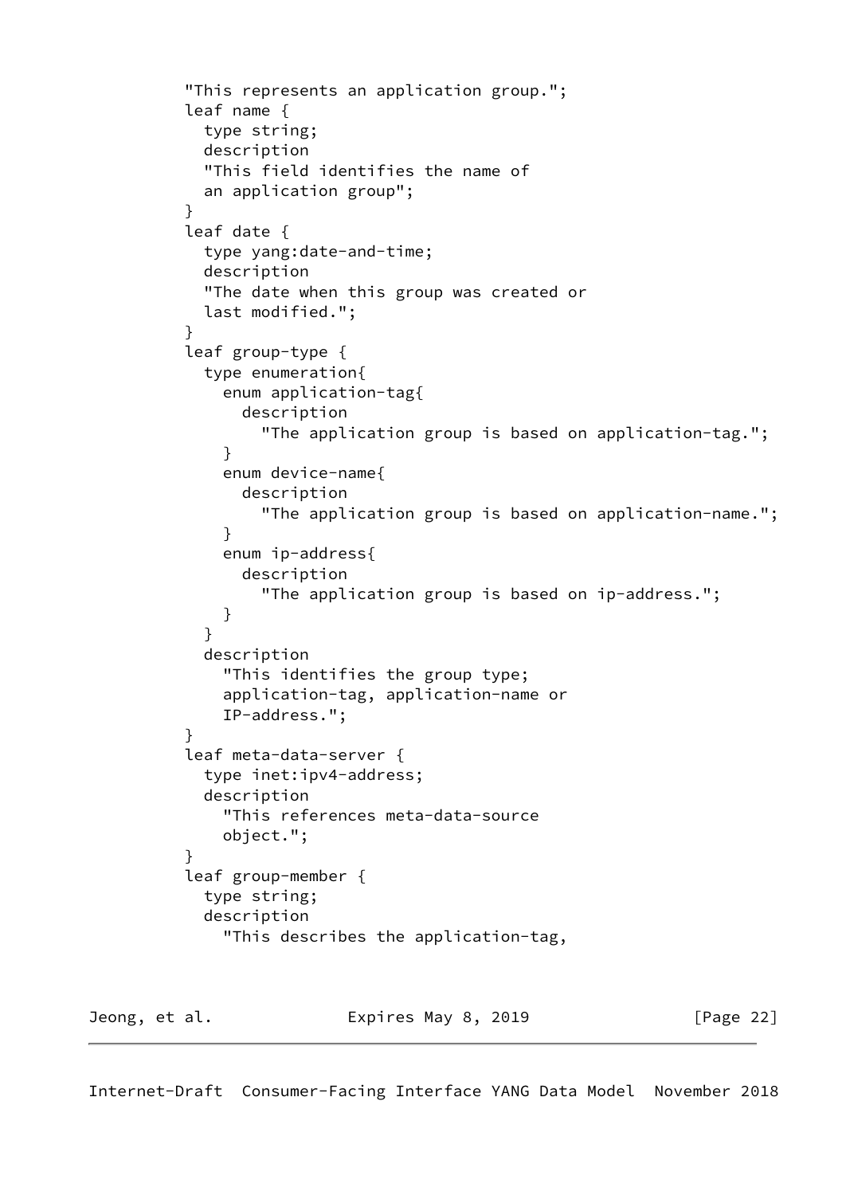```
          "This represents an application group.";
          leaf name {
            type string;
            description
            "This field identifies the name of
            an application group";
          }
          leaf date {
            type yang:date-and-time;
            description
            "The date when this group was created or
            last modified.";
          }
          leaf group-type {
            type enumeration{
              enum application-tag{
                description
                  "The application group is based on application-tag.";
              }
              enum device-name{
                description
                  "The application group is based on application-name.";
              }
              enum ip-address{
                description
                  "The application group is based on ip-address.";
              }
            }
            description
              "This identifies the group type;
              application-tag, application-name or
              IP-address.";
          }
          leaf meta-data-server {
            type inet:ipv4-address;
            description
              "This references meta-data-source
              object.";
          }
          leaf group-member {
            type string;
            description
              "This describes the application-tag,
```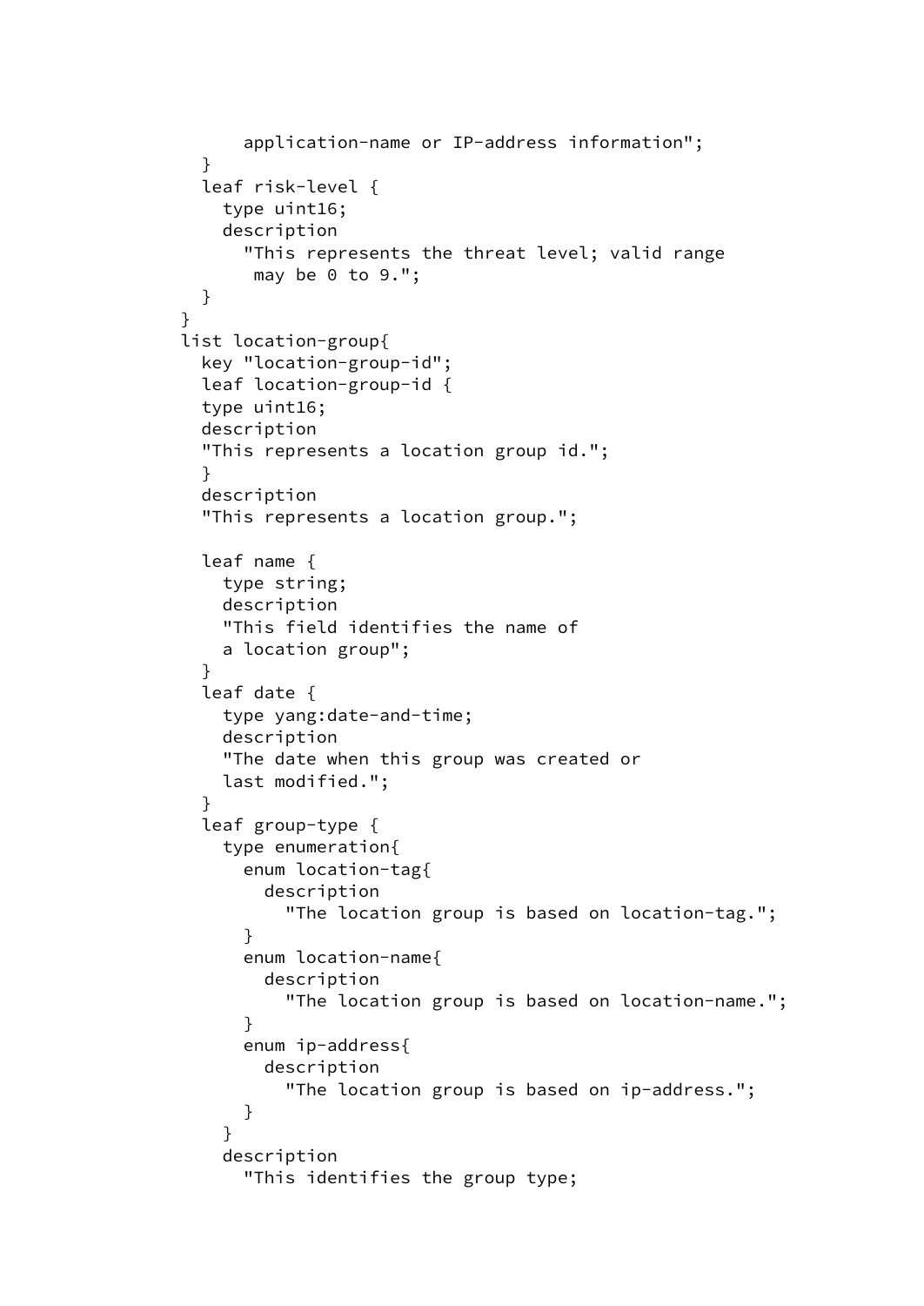```
        application-name or IP-address information";
    }
    leaf risk-level {
      type uint16;
      description
        "This represents the threat level; valid range
         may be 0 to 9.";
    }
  }
  list location-group{
    key "location-group-id";
    leaf location-group-id {
    type uint16;
    description
    "This represents a location group id.";
    }
    description
    "This represents a location group.";

    leaf name {
      type string;
      description
      "This field identifies the name of
      a location group";
    }
    leaf date {
      type yang:date-and-time;
      description
      "The date when this group was created or
      last modified.";
    }
    leaf group-type {
      type enumeration{
        enum location-tag{
          description
            "The location group is based on location-tag.";
        }
        enum location-name{
          description
            "The location group is based on location-name.";
        }
        enum ip-address{
          description
            "The location group is based on ip-address.";
        }
      }
      description
        "This identifies the group type;
```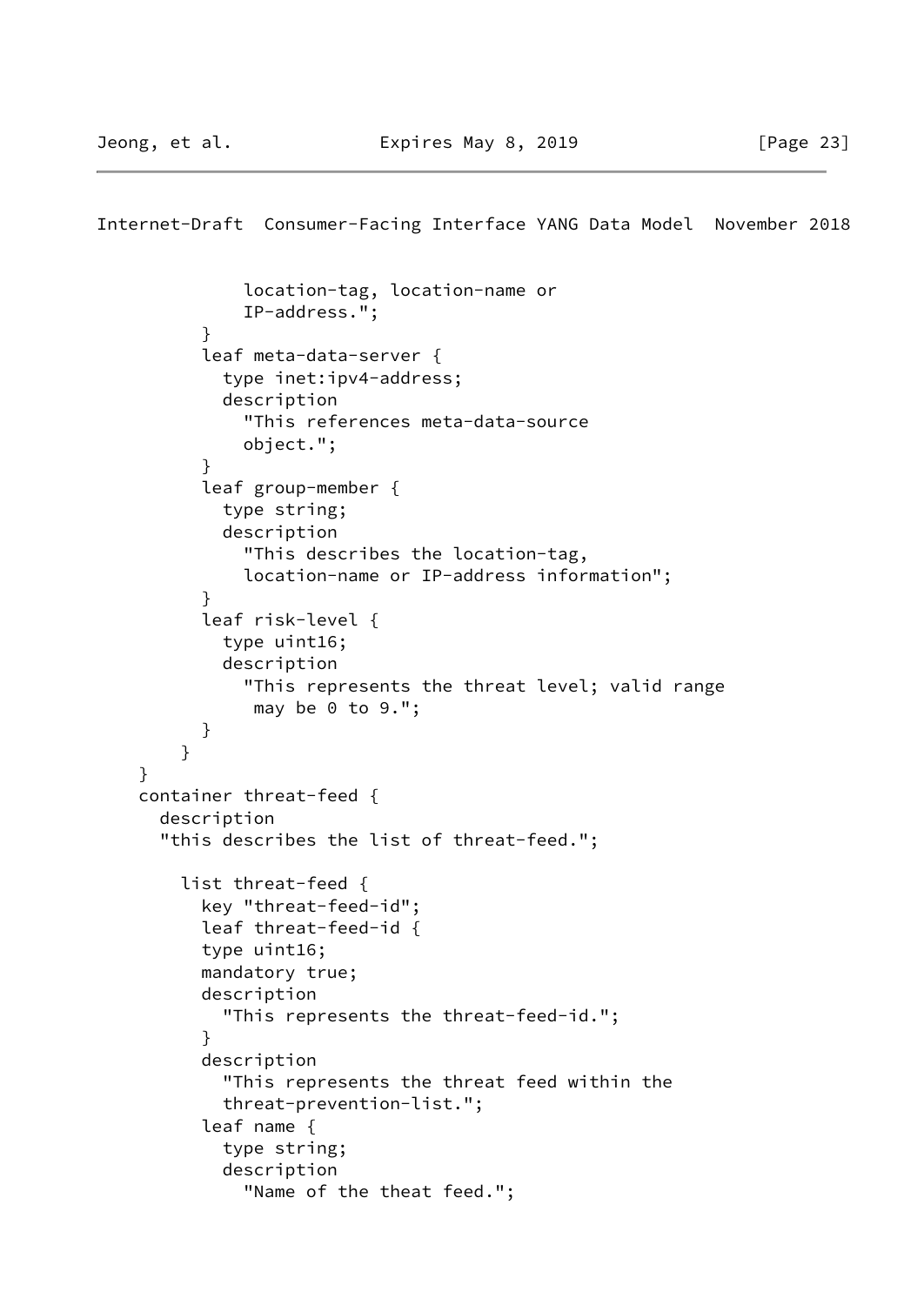```
              location-tag, location-name or
              IP-address.";
          }
          leaf meta-data-server {
            type inet:ipv4-address;
            description
              "This references meta-data-source
              object.";
          }
          leaf group-member {
            type string;
            description
              "This describes the location-tag,
              location-name or IP-address information";
          }
          leaf risk-level {
            type uint16;
            description
              "This represents the threat level; valid range
               may be 0 to 9.";
          }
        }
    }
    container threat-feed {
      description
      "this describes the list of threat-feed.";

        list threat-feed {
          key "threat-feed-id";
          leaf threat-feed-id {
          type uint16;
          mandatory true;
          description
            "This represents the threat-feed-id.";
          }
          description
            "This represents the threat feed within the
            threat-prevention-list.";
          leaf name {
            type string;
            description
              "Name of the theat feed.";
```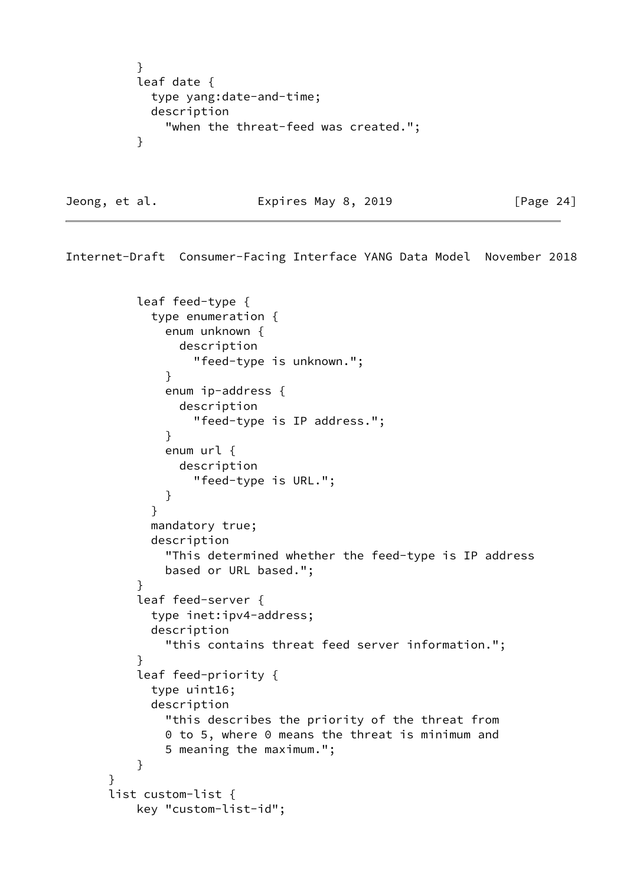```
          }
          leaf date {
            type yang:date-and-time;
            description
              "when the threat-feed was created.";
          }
```

```
          leaf feed-type {
            type enumeration {
              enum unknown {
                description
                  "feed-type is unknown.";
              }
              enum ip-address {
                description
                  "feed-type is IP address.";
              }
              enum url {
                description
                  "feed-type is URL.";
              }
            }
            mandatory true;
            description
              "This determined whether the feed-type is IP address
              based or URL based.";
          }
          leaf feed-server {
            type inet:ipv4-address;
            description
              "this contains threat feed server information.";
          }
          leaf feed-priority {
            type uint16;
            description
              "this describes the priority of the threat from
              0 to 5, where 0 means the threat is minimum and
              5 meaning the maximum.";
          }
      }
      list custom-list {
          key "custom-list-id";
```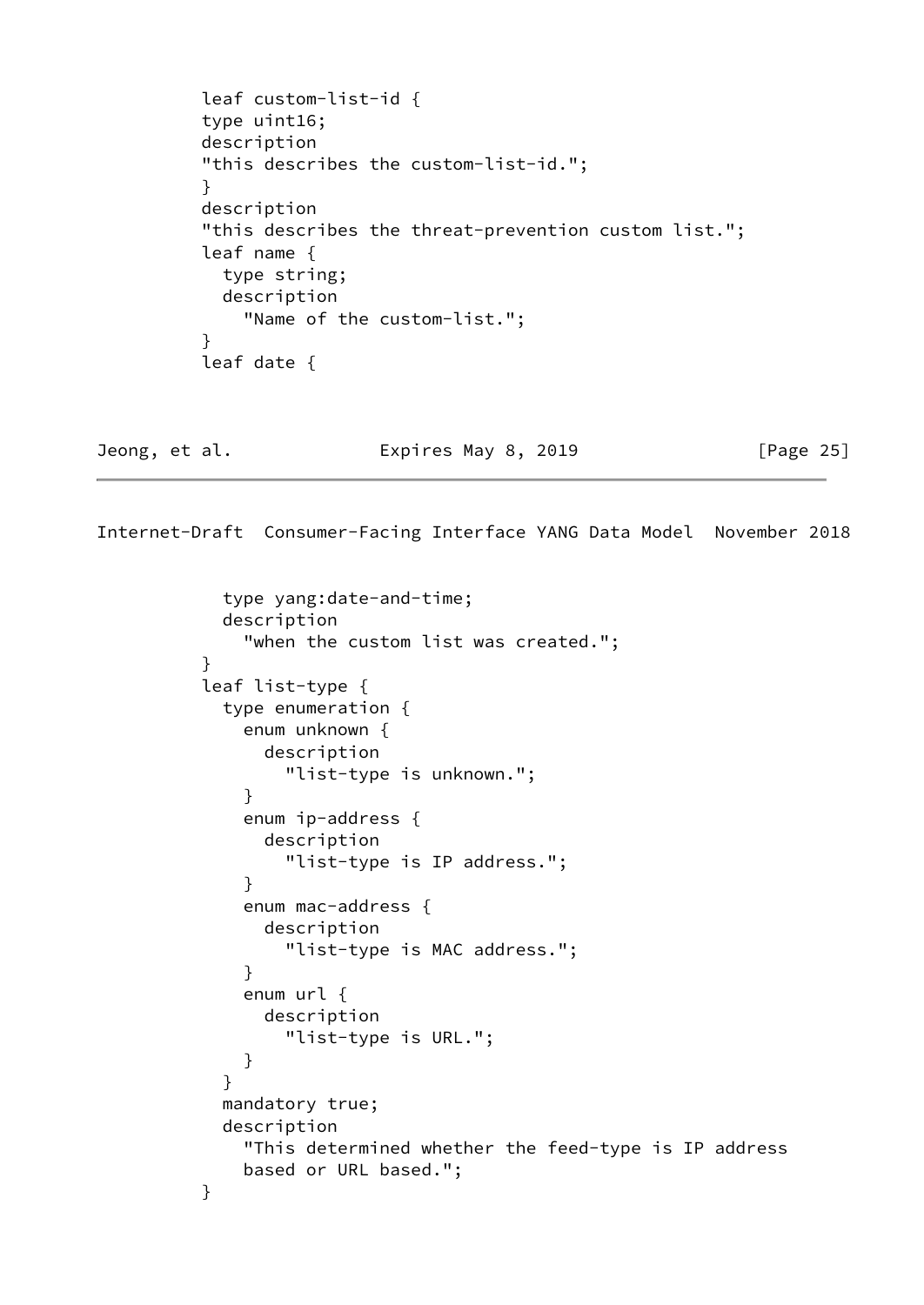```
          leaf custom-list-id {
          type uint16;
          description
          "this describes the custom-list-id.";
          }
          description
          "this describes the threat-prevention custom list.";
          leaf name {
            type string;
            description
              "Name of the custom-list.";
          }
          leaf date {
```

```
            type yang:date-and-time;
            description
              "when the custom list was created.";
          }
          leaf list-type {
            type enumeration {
              enum unknown {
                description
                  "list-type is unknown.";
              }
              enum ip-address {
                description
                  "list-type is IP address.";
              }
              enum mac-address {
                description
                  "list-type is MAC address.";
              }
              enum url {
                description
                  "list-type is URL.";
              }
            }
            mandatory true;
            description
              "This determined whether the feed-type is IP address
              based or URL based.";
          }
```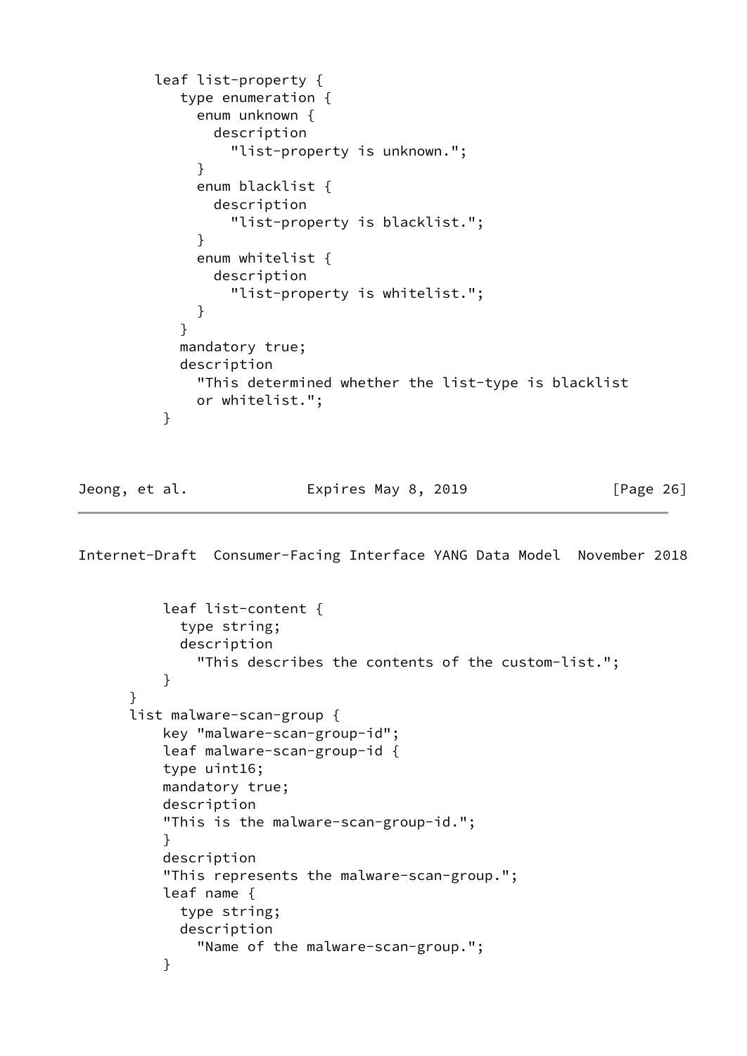```
         leaf list-property {
            type enumeration {
              enum unknown {
                description
                  "list-property is unknown.";
              }
              enum blacklist {
                description
                  "list-property is blacklist.";
              }
              enum whitelist {
                description
                  "list-property is whitelist.";
              }
            }
            mandatory true;
            description
              "This determined whether the list-type is blacklist
              or whitelist.";
          }
```

```
          leaf list-content {
            type string;
            description
              "This describes the contents of the custom-list.";
          }
        }
        list malware-scan-group {
            key "malware-scan-group-id";
            leaf malware-scan-group-id {
            type uint16;
            mandatory true;
            description
            "This is the malware-scan-group-id.";
            }
            description
            "This represents the malware-scan-group.";
            leaf name {
              type string;
              description
                "Name of the malware-scan-group.";
            }
```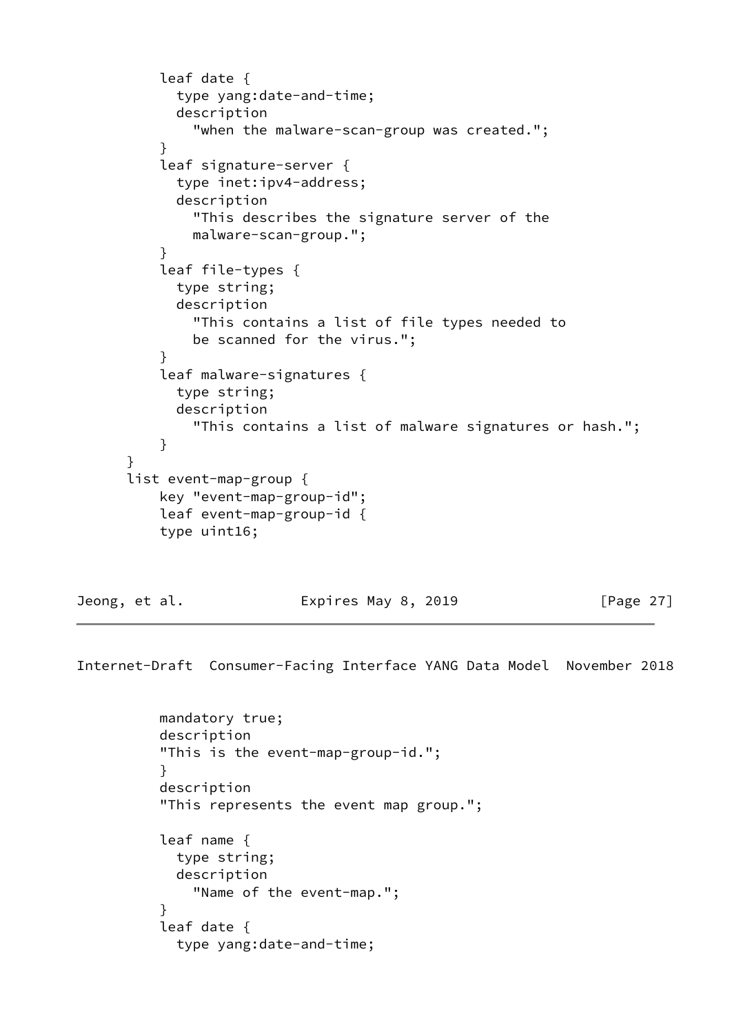```
        leaf date {
          type yang:date-and-time;
          description
            "when the malware-scan-group was created.";
        }
        leaf signature-server {
          type inet:ipv4-address;
          description
            "This describes the signature server of the
            malware-scan-group.";
        }
        leaf file-types {
          type string;
          description
            "This contains a list of file types needed to
            be scanned for the virus.";
        }
        leaf malware-signatures {
          type string;
          description
            "This contains a list of malware signatures or hash.";
        }
    }
    list event-map-group {
        key "event-map-group-id";
        leaf event-map-group-id {
        type uint16;
```

```
        mandatory true;
        description
        "This is the event-map-group-id.";
        }
        description
        "This represents the event map group.";

        leaf name {
          type string;
          description
            "Name of the event-map.";
        }
        leaf date {
          type yang:date-and-time;
```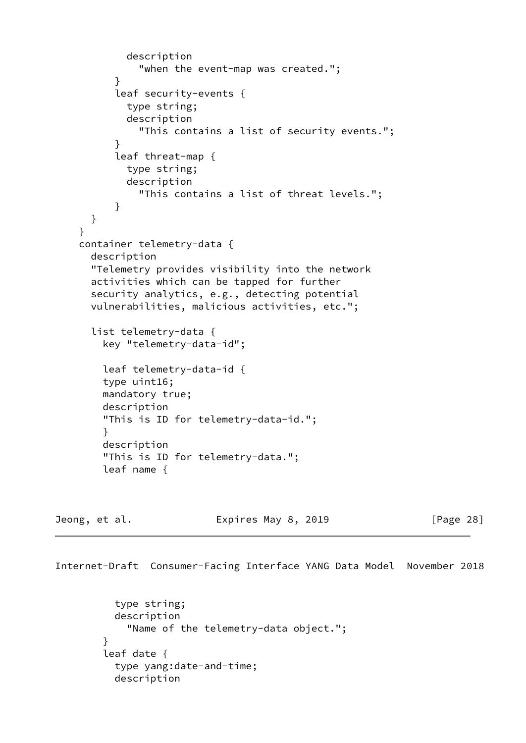```
          description
            "when the event-map was created.";
        }
        leaf security-events {
          type string;
          description
            "This contains a list of security events.";
        }
        leaf threat-map {
          type string;
          description
            "This contains a list of threat levels.";
        }
      }
    }
    container telemetry-data {
      description
      "Telemetry provides visibility into the network
      activities which can be tapped for further
      security analytics, e.g., detecting potential
      vulnerabilities, malicious activities, etc.";

      list telemetry-data {
        key "telemetry-data-id";

        leaf telemetry-data-id {
        type uint16;
        mandatory true;
        description
        "This is ID for telemetry-data-id.";
        }
        description
        "This is ID for telemetry-data.";
        leaf name {
```

```
          type string;
          description
            "Name of the telemetry-data object.";
        }
        leaf date {
          type yang:date-and-time;
          description
```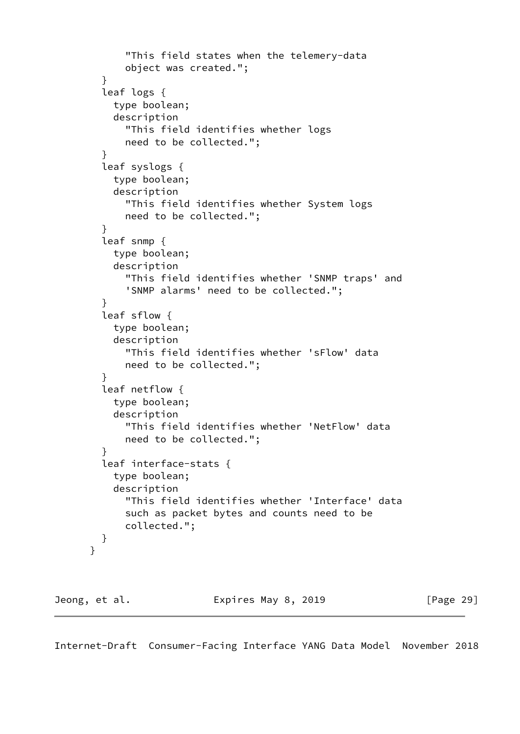```
            "This field states when the telemery-data
            object was created.";
        }
        leaf logs {
          type boolean;
          description
            "This field identifies whether logs
            need to be collected.";
        }
        leaf syslogs {
          type boolean;
          description
            "This field identifies whether System logs
            need to be collected.";
        }
        leaf snmp {
          type boolean;
          description
            "This field identifies whether 'SNMP traps' and
            'SNMP alarms' need to be collected.";
        }
        leaf sflow {
          type boolean;
          description
            "This field identifies whether 'sFlow' data
            need to be collected.";
        }
        leaf netflow {
          type boolean;
          description
            "This field identifies whether 'NetFlow' data
            need to be collected.";
        }
        leaf interface-stats {
          type boolean;
          description
            "This field identifies whether 'Interface' data
            such as packet bytes and counts need to be
            collected.";
        }
      }
```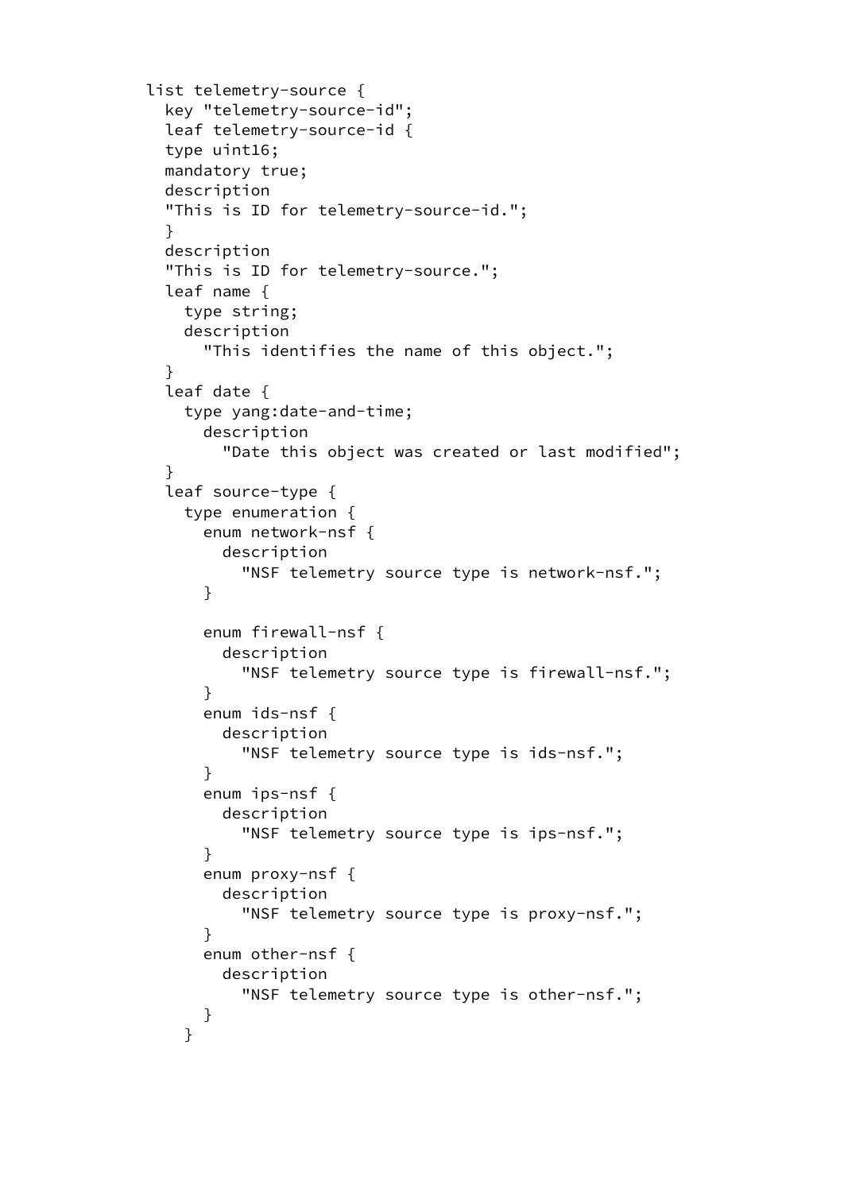```
     list telemetry-source {
       key "telemetry-source-id";
       leaf telemetry-source-id {
       type uint16;
       mandatory true;
       description
       "This is ID for telemetry-source-id.";
       }
       description
       "This is ID for telemetry-source.";
       leaf name {
         type string;
         description
           "This identifies the name of this object.";
       }
       leaf date {
         type yang:date-and-time;
           description
             "Date this object was created or last modified";
       }
       leaf source-type {
         type enumeration {
           enum network-nsf {
             description
               "NSF telemetry source type is network-nsf.";
           }

           enum firewall-nsf {
             description
               "NSF telemetry source type is firewall-nsf.";
           }
           enum ids-nsf {
             description
               "NSF telemetry source type is ids-nsf.";
           }
           enum ips-nsf {
             description
               "NSF telemetry source type is ips-nsf.";
           }
           enum proxy-nsf {
             description
               "NSF telemetry source type is proxy-nsf.";
           }
           enum other-nsf {
             description
               "NSF telemetry source type is other-nsf.";
           }
         }
```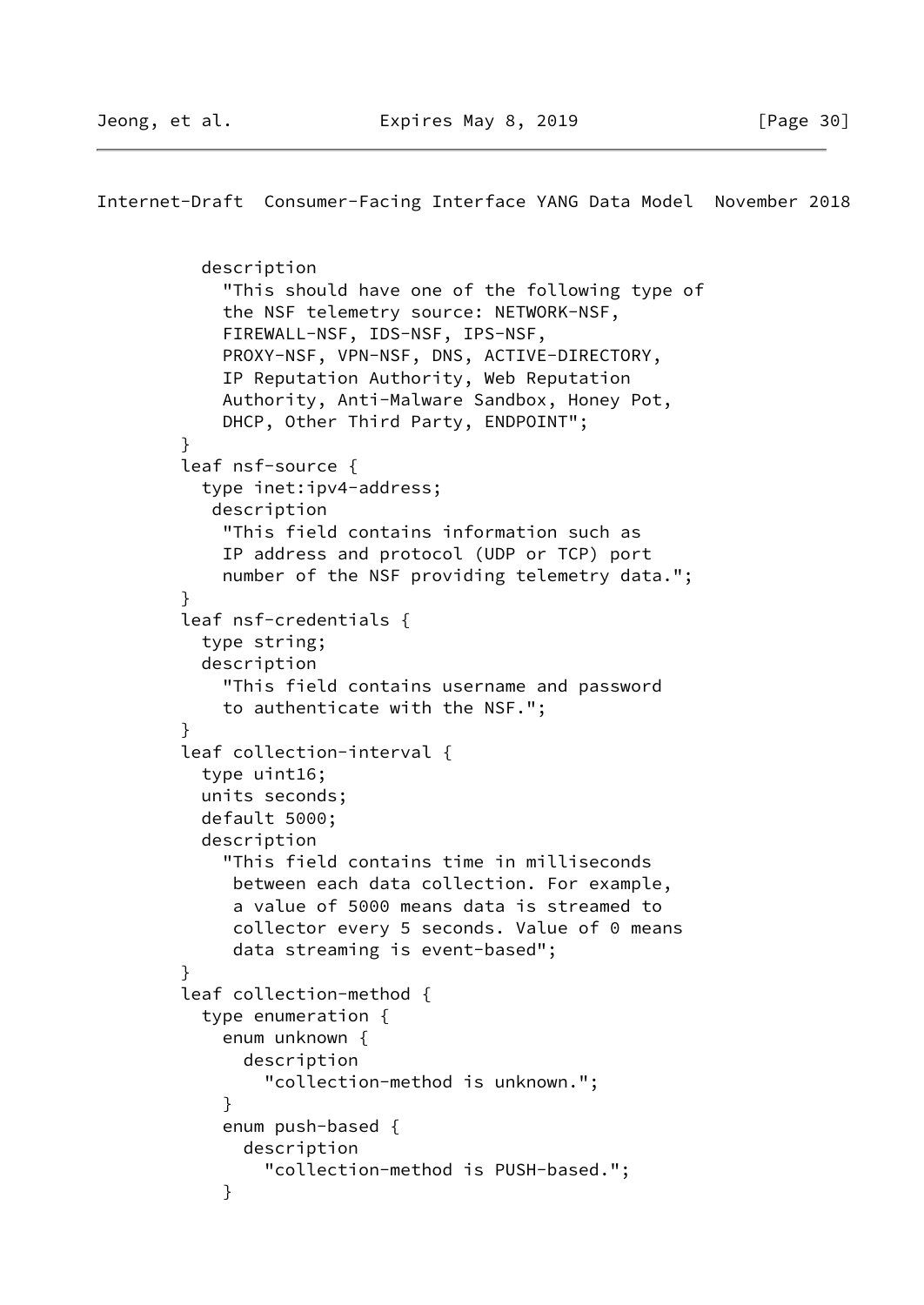```
          description
            "This should have one of the following type of
            the NSF telemetry source: NETWORK-NSF,
            FIREWALL-NSF, IDS-NSF, IPS-NSF,
            PROXY-NSF, VPN-NSF, DNS, ACTIVE-DIRECTORY,
            IP Reputation Authority, Web Reputation
            Authority, Anti-Malware Sandbox, Honey Pot,
            DHCP, Other Third Party, ENDPOINT";
        }
        leaf nsf-source {
          type inet:ipv4-address;
           description
            "This field contains information such as
            IP address and protocol (UDP or TCP) port
            number of the NSF providing telemetry data.";
        }
        leaf nsf-credentials {
          type string;
          description
            "This field contains username and password
            to authenticate with the NSF.";
        }
        leaf collection-interval {
          type uint16;
          units seconds;
          default 5000;
          description
            "This field contains time in milliseconds
             between each data collection. For example,
             a value of 5000 means data is streamed to
             collector every 5 seconds. Value of 0 means
             data streaming is event-based";
        }
        leaf collection-method {
          type enumeration {
            enum unknown {
              description
                "collection-method is unknown.";
            }
            enum push-based {
              description
                "collection-method is PUSH-based.";
            }
```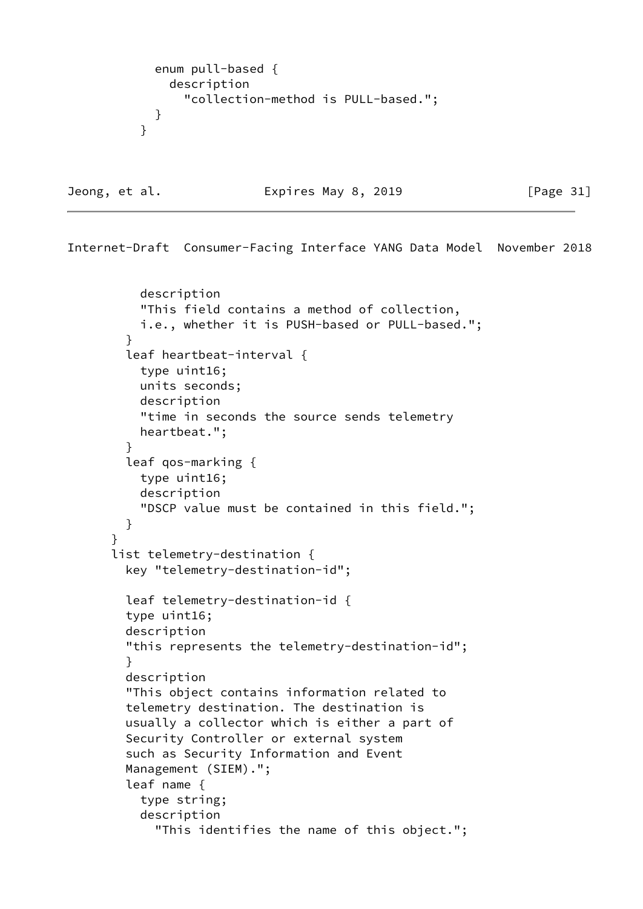```
            enum pull-based {
              description
                "collection-method is PULL-based.";
            }
          }
```

```
          description
          "This field contains a method of collection,
          i.e., whether it is PUSH-based or PULL-based.";
        }
        leaf heartbeat-interval {
          type uint16;
          units seconds;
          description
          "time in seconds the source sends telemetry
          heartbeat.";
        }
        leaf qos-marking {
          type uint16;
          description
          "DSCP value must be contained in this field.";
        }
      }
      list telemetry-destination {
        key "telemetry-destination-id";

        leaf telemetry-destination-id {
        type uint16;
        description
        "this represents the telemetry-destination-id";
        }
        description
        "This object contains information related to
        telemetry destination. The destination is
        usually a collector which is either a part of
        Security Controller or external system
        such as Security Information and Event
        Management (SIEM).";
        leaf name {
          type string;
          description
            "This identifies the name of this object.";
```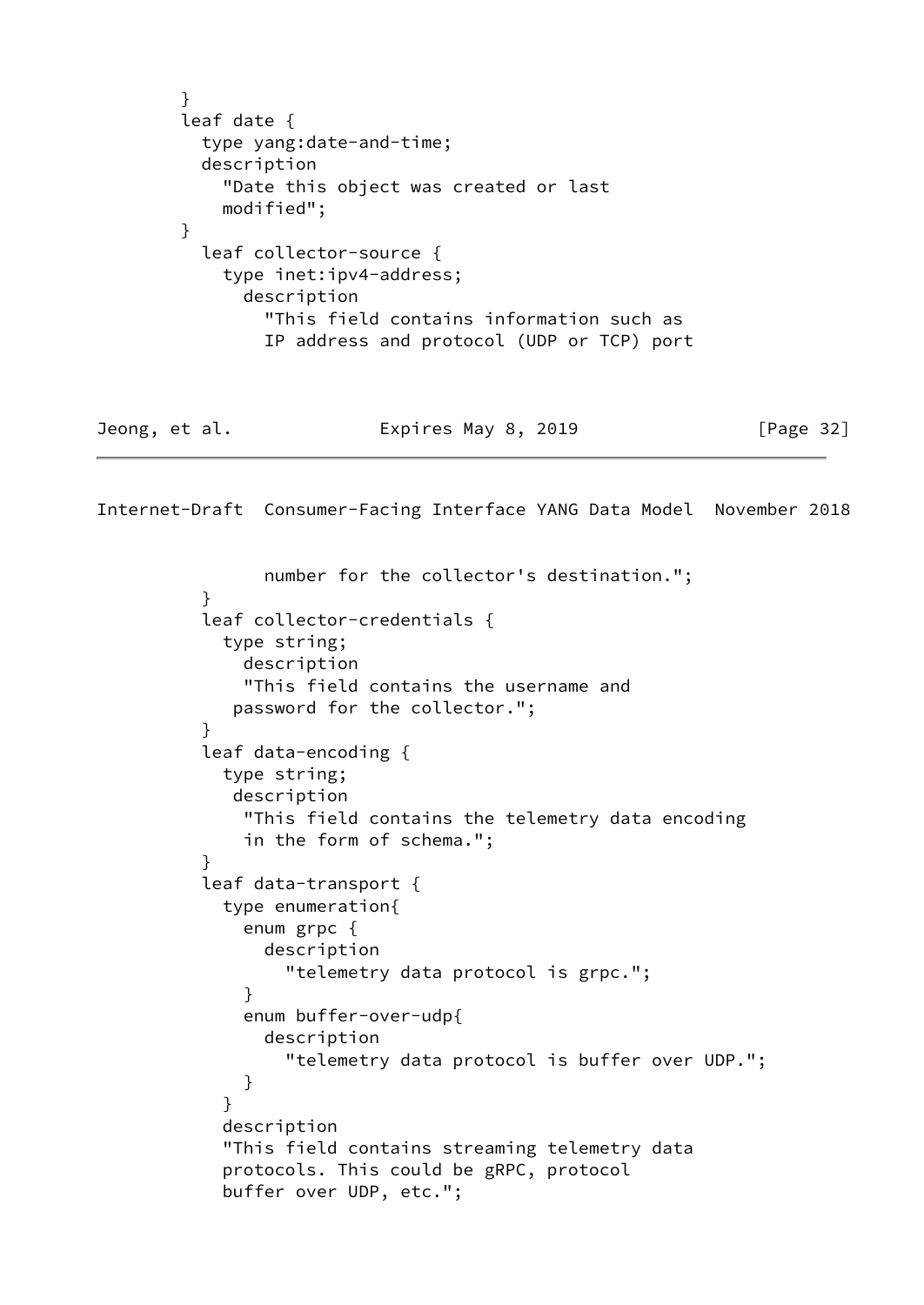```
        }
        leaf date {
          type yang:date-and-time;
          description
            "Date this object was created or last
            modified";
        }
          leaf collector-source {
            type inet:ipv4-address;
              description
                "This field contains information such as
                IP address and protocol (UDP or TCP) port
                number for the collector's destination.";
          }
          leaf collector-credentials {
            type string;
              description
              "This field contains the username and
             password for the collector.";
          }
          leaf data-encoding {
            type string;
             description
              "This field contains the telemetry data encoding
              in the form of schema.";
          }
          leaf data-transport {
            type enumeration{
              enum grpc {
                description
                  "telemetry data protocol is grpc.";
              }
              enum buffer-over-udp{
                description
                  "telemetry data protocol is buffer over UDP.";
              }
            }
            description
            "This field contains streaming telemetry data
            protocols. This could be gRPC, protocol
            buffer over UDP, etc.";
```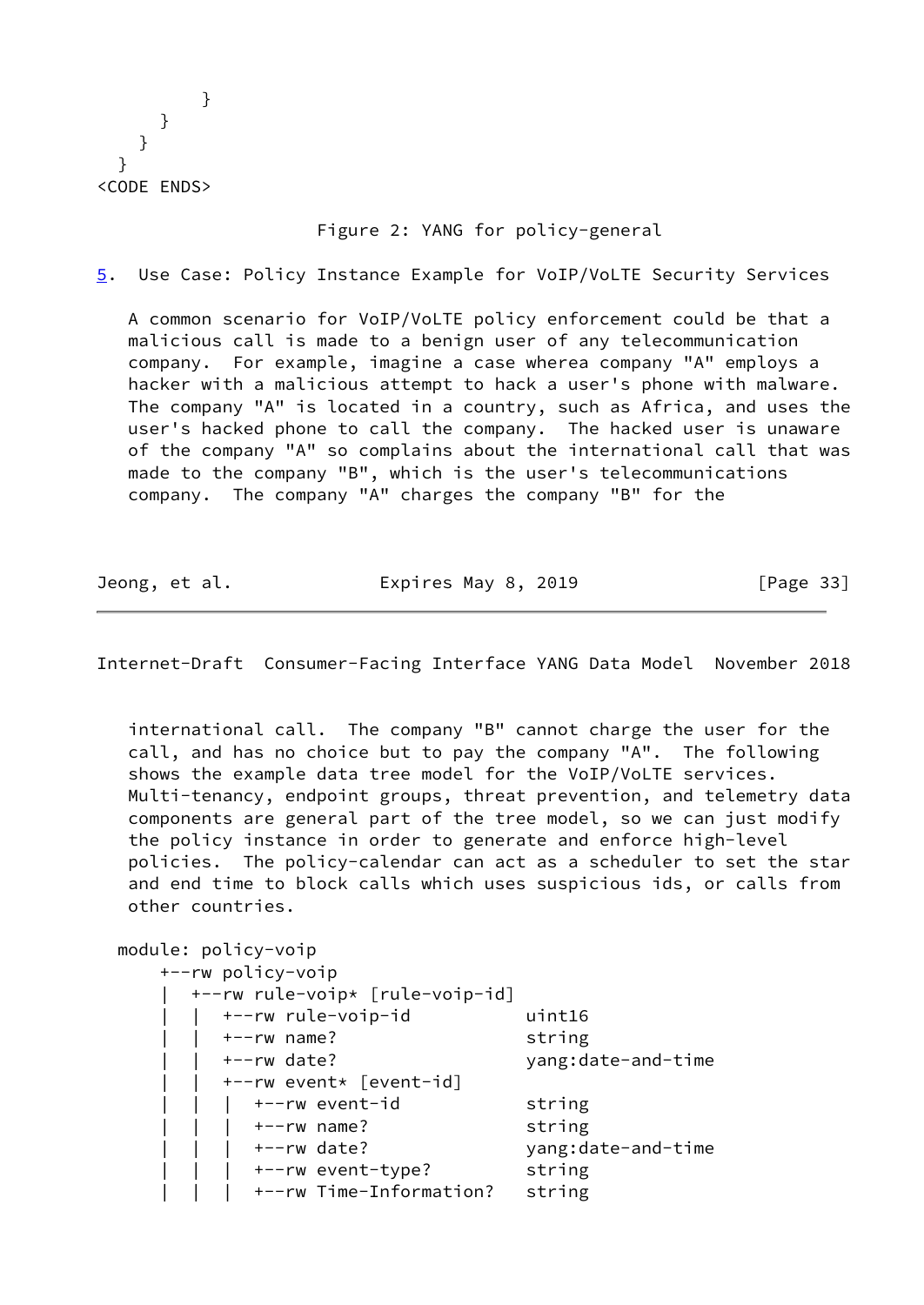```
          }
        }
      }
    }
<CODE ENDS>
```

Figure 2: YANG for policy-general

## 5. Use Case: Policy Instance Example for VoIP/VoLTE Security Services

A common scenario for VoIP/VoLTE policy enforcement could be that a malicious call is made to a benign user of any telecommunication company. For example, imagine a case wherea company "A" employs a hacker with a malicious attempt to hack a user's phone with malware. The company "A" is located in a country, such as Africa, and uses the user's hacked phone to call the company. The hacked user is unaware of the company "A" so complains about the international call that was made to the company "B", which is the user's telecommunications company. The company "A" charges the company "B" for the international call. The company "B" cannot charge the user for the call, and has no choice but to pay the company "A". The following shows the example data tree model for the VoIP/VoLTE services. Multi-tenancy, endpoint groups, threat prevention, and telemetry data components are general part of the tree model, so we can just modify the policy instance in order to generate and enforce high-level policies. The policy-calendar can act as a scheduler to set the star and end time to block calls which uses suspicious ids, or calls from other countries.

```
module: policy-voip
    +--rw policy-voip
    |  +--rw rule-voip* [rule-voip-id]
    |  |  +--rw rule-voip-id           uint16
    |  |  +--rw name?                  string
    |  |  +--rw date?                  yang:date-and-time
    |  |  +--rw event* [event-id]
    |  |  |  +--rw event-id            string
    |  |  |  +--rw name?               string
    |  |  |  +--rw date?               yang:date-and-time
    |  |  |  +--rw event-type?         string
    |  |  |  +--rw Time-Information?   string
```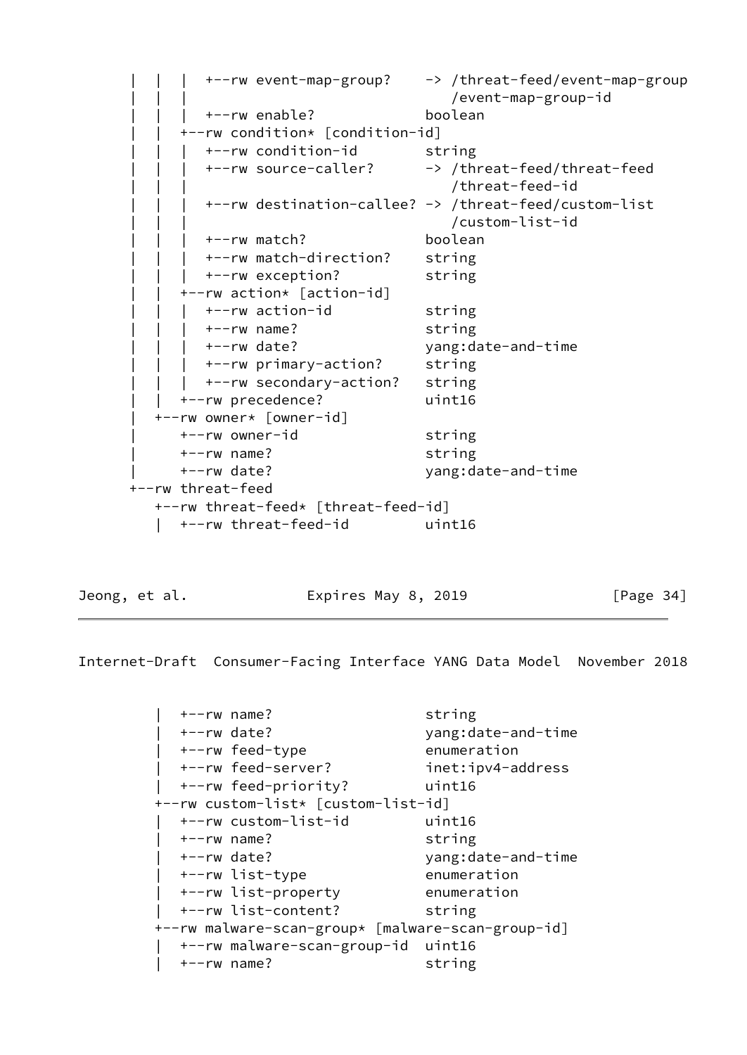```
      |  |  |  +--rw event-map-group?    -> /threat-feed/event-map-group
      |  |  |                               /event-map-group-id
      |  |  |  +--rw enable?             boolean
      |  |  +--rw condition* [condition-id]
      |  |  |  +--rw condition-id        string
      |  |  |  +--rw source-caller?      -> /threat-feed/threat-feed
      |  |  |                               /threat-feed-id
      |  |  |  +--rw destination-callee? -> /threat-feed/custom-list
      |  |  |                               /custom-list-id
      |  |  |  +--rw match?              boolean
      |  |  |  +--rw match-direction?    string
      |  |  |  +--rw exception?          string
      |  |  +--rw action* [action-id]
      |  |  |  +--rw action-id           string
      |  |  |  +--rw name?               string
      |  |  |  +--rw date?               yang:date-and-time
      |  |  |  +--rw primary-action?     string
      |  |  |  +--rw secondary-action?   string
      |  |  +--rw precedence?            uint16
      |  +--rw owner* [owner-id]
      |     +--rw owner-id               string
      |     +--rw name?                  string
      |     +--rw date?                  yang:date-and-time
      +--rw threat-feed
         +--rw threat-feed* [threat-feed-id]
         |  +--rw threat-feed-id         uint16
         |  +--rw name?                  string
         |  +--rw date?                  yang:date-and-time
         |  +--rw feed-type              enumeration
         |  +--rw feed-server?           inet:ipv4-address
         |  +--rw feed-priority?         uint16
         +--rw custom-list* [custom-list-id]
         |  +--rw custom-list-id         uint16
         |  +--rw name?                  string
         |  +--rw date?                  yang:date-and-time
         |  +--rw list-type              enumeration
         |  +--rw list-property          enumeration
         |  +--rw list-content?          string
         +--rw malware-scan-group* [malware-scan-group-id]
         |  +--rw malware-scan-group-id  uint16
         |  +--rw name?                  string
```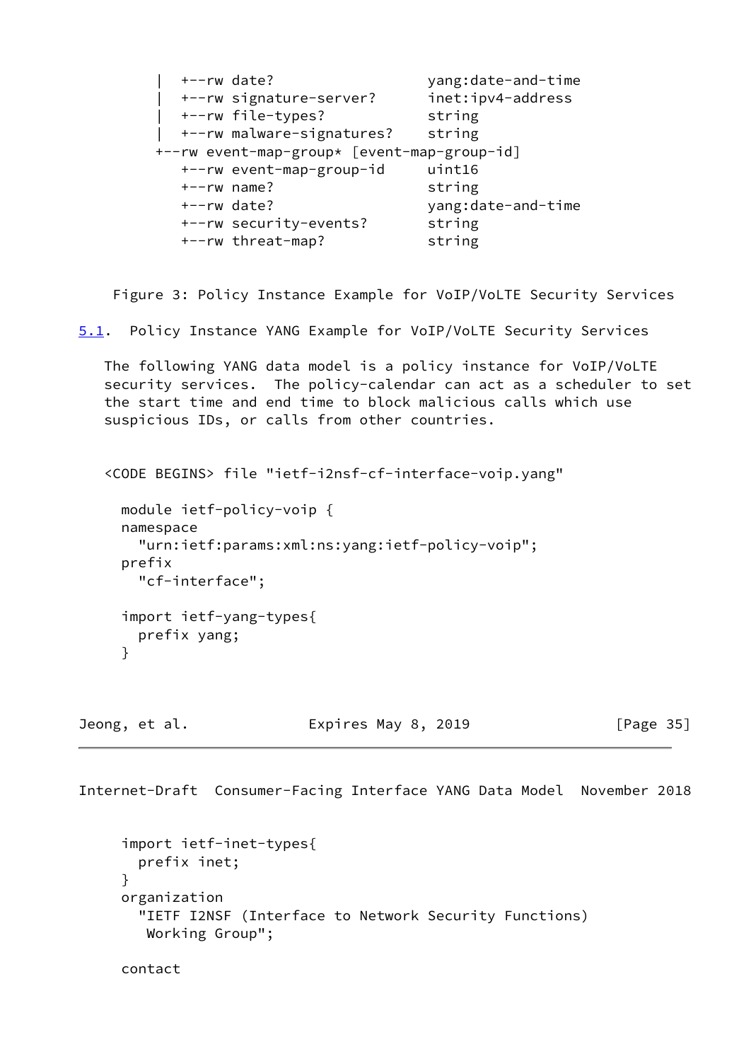```
   |  +--rw date?                   yang:date-and-time
   |  +--rw signature-server?      inet:ipv4-address
   |  +--rw file-types?            string
   |  +--rw malware-signatures?    string
   +--rw event-map-group* [event-map-group-id]
      +--rw event-map-group-id     uint16
      +--rw name?                  string
      +--rw date?                  yang:date-and-time
      +--rw security-events?       string
      +--rw threat-map?            string
```

Figure 3: Policy Instance Example for VoIP/VoLTE Security Services

### 5.1. Policy Instance YANG Example for VoIP/VoLTE Security Services

The following YANG data model is a policy instance for VoIP/VoLTE security services. The policy-calendar can act as a scheduler to set the start time and end time to block malicious calls which use suspicious IDs, or calls from other countries.

```
<CODE BEGINS> file "ietf-i2nsf-cf-interface-voip.yang"

  module ietf-policy-voip {
  namespace
    "urn:ietf:params:xml:ns:yang:ietf-policy-voip";
  prefix
    "cf-interface";

  import ietf-yang-types{
    prefix yang;
  }

  import ietf-inet-types{
    prefix inet;
  }
  organization
    "IETF I2NSF (Interface to Network Security Functions)
     Working Group";

  contact
```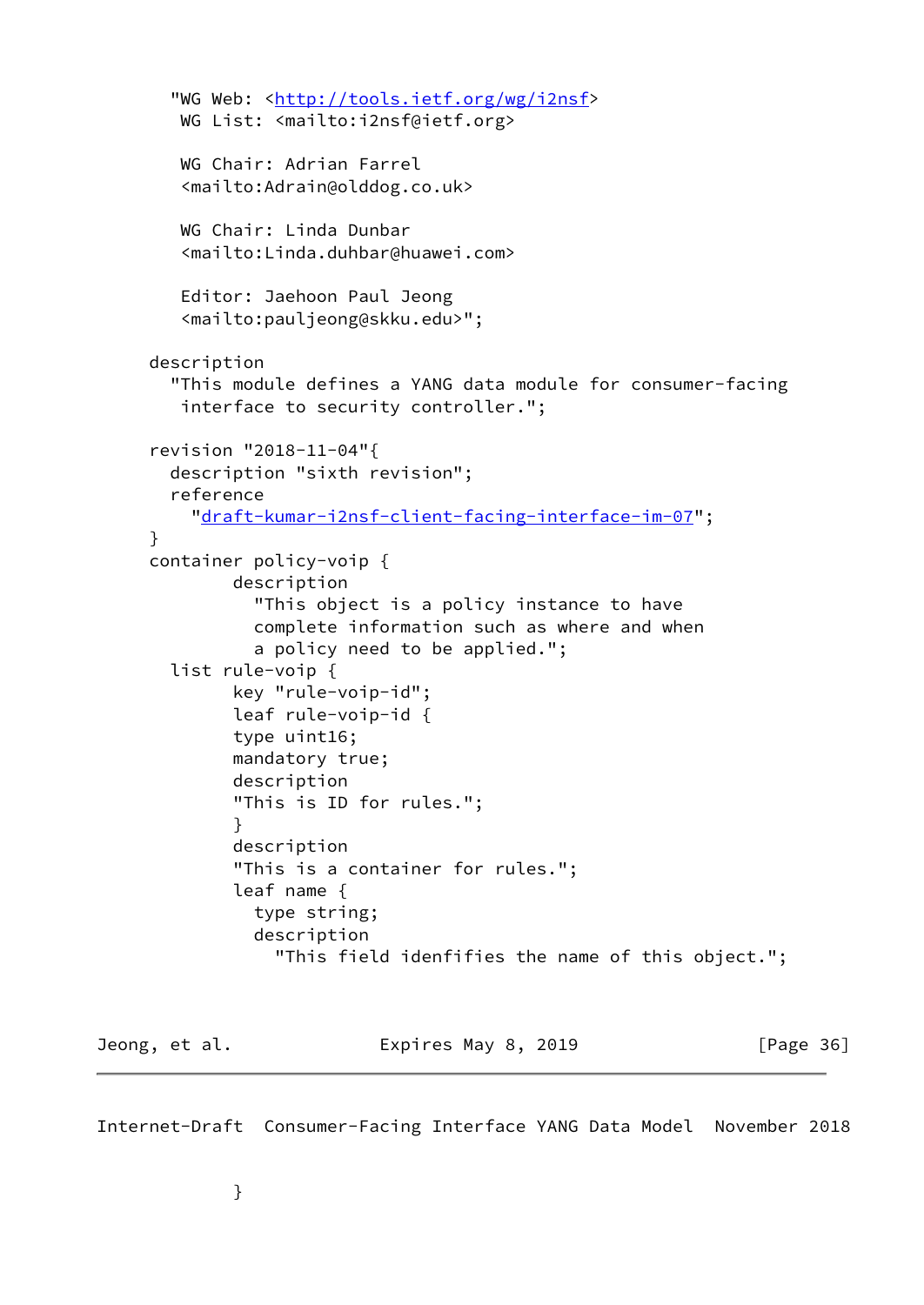```
       "WG Web: <http://tools.ietf.org/wg/i2nsf>
        WG List: <mailto:i2nsf@ietf.org>

        WG Chair: Adrian Farrel
        <mailto:Adrain@olddog.co.uk>

        WG Chair: Linda Dunbar
        <mailto:Linda.duhbar@huawei.com>

        Editor: Jaehoon Paul Jeong
        <mailto:pauljeong@skku.edu>";

     description
       "This module defines a YANG data module for consumer-facing
        interface to security controller.";

     revision "2018-11-04"{
       description "sixth revision";
       reference
         "draft-kumar-i2nsf-client-facing-interface-im-07";
     }
     container policy-voip {
             description
               "This object is a policy instance to have
               complete information such as where and when
               a policy need to be applied.";
       list rule-voip {
             key "rule-voip-id";
             leaf rule-voip-id {
             type uint16;
             mandatory true;
             description
             "This is ID for rules.";
             }
             description
             "This is a container for rules.";
             leaf name {
               type string;
               description
                 "This field idenfifies the name of this object.";
             }
```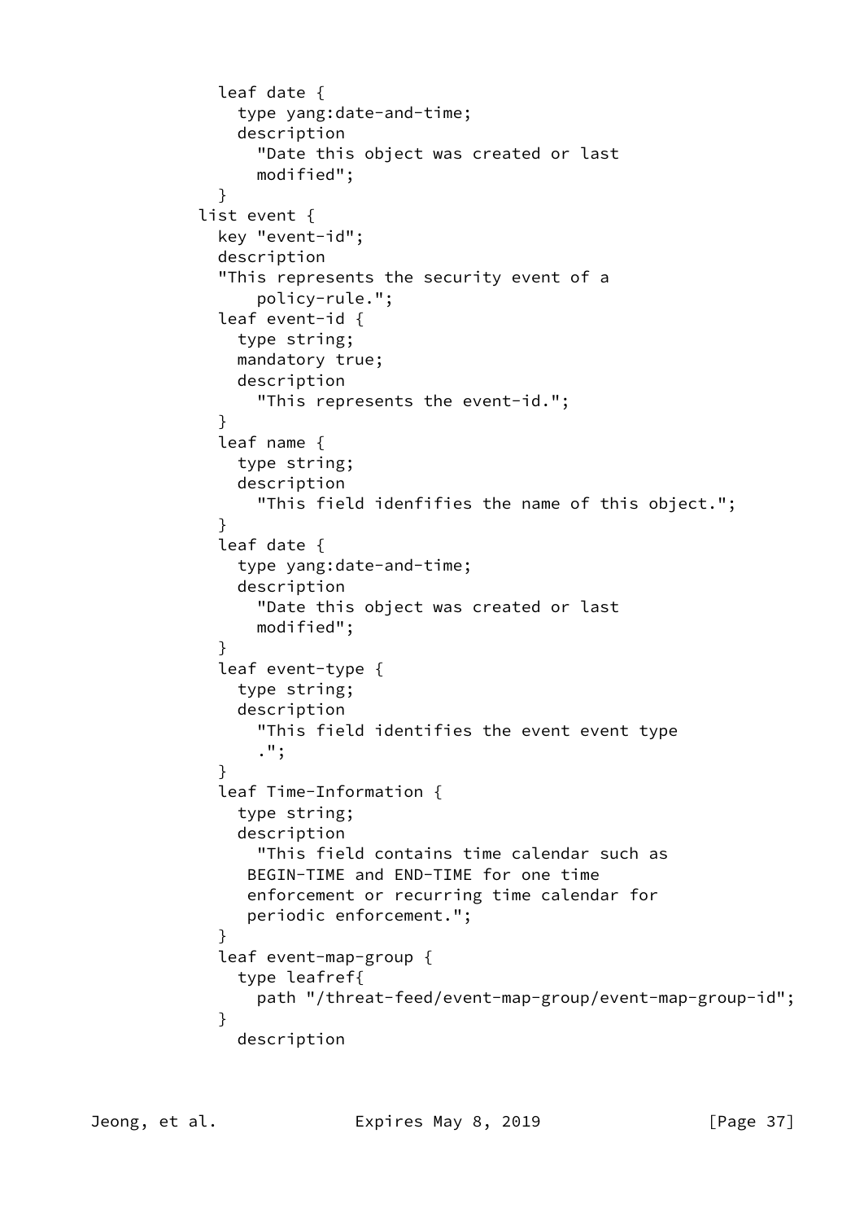```
          leaf date {
            type yang:date-and-time;
            description
              "Date this object was created or last
              modified";
          }
        list event {
          key "event-id";
          description
          "This represents the security event of a
              policy-rule.";
          leaf event-id {
            type string;
            mandatory true;
            description
              "This represents the event-id.";
          }
          leaf name {
            type string;
            description
              "This field idenfifies the name of this object.";
          }
          leaf date {
            type yang:date-and-time;
            description
              "Date this object was created or last
              modified";
          }
          leaf event-type {
            type string;
            description
              "This field identifies the event event type
              .";
          }
          leaf Time-Information {
            type string;
            description
              "This field contains time calendar such as
             BEGIN-TIME and END-TIME for one time
             enforcement or recurring time calendar for
             periodic enforcement.";
          }
          leaf event-map-group {
            type leafref{
              path "/threat-feed/event-map-group/event-map-group-id";
          }
            description
```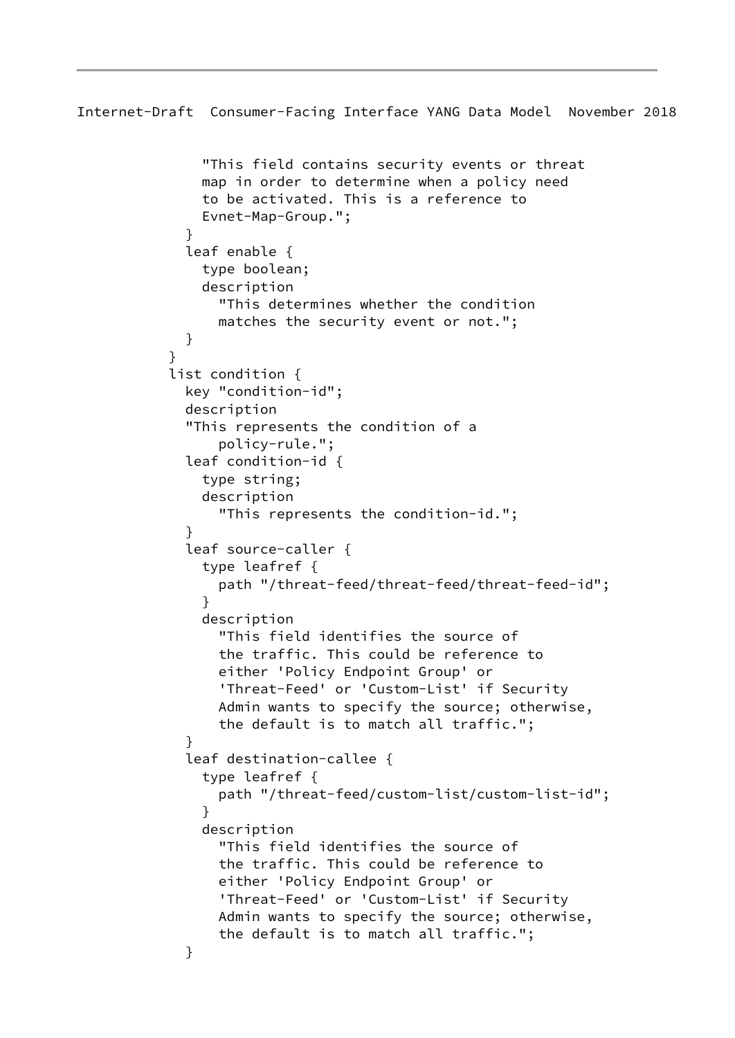```
                "This field contains security events or threat
                map in order to determine when a policy need
                to be activated. This is a reference to
                Evnet-Map-Group.";
              }
              leaf enable {
                type boolean;
                description
                  "This determines whether the condition
                  matches the security event or not.";
              }
            }
            list condition {
              key "condition-id";
              description
              "This represents the condition of a
                  policy-rule.";
              leaf condition-id {
                type string;
                description
                  "This represents the condition-id.";
              }
              leaf source-caller {
                type leafref {
                  path "/threat-feed/threat-feed/threat-feed-id";
                }
                description
                  "This field identifies the source of
                  the traffic. This could be reference to
                  either 'Policy Endpoint Group' or
                  'Threat-Feed' or 'Custom-List' if Security
                  Admin wants to specify the source; otherwise,
                  the default is to match all traffic.";
              }
              leaf destination-callee {
                type leafref {
                  path "/threat-feed/custom-list/custom-list-id";
                }
                description
                  "This field identifies the source of
                  the traffic. This could be reference to
                  either 'Policy Endpoint Group' or
                  'Threat-Feed' or 'Custom-List' if Security
                  Admin wants to specify the source; otherwise,
                  the default is to match all traffic.";
              }
```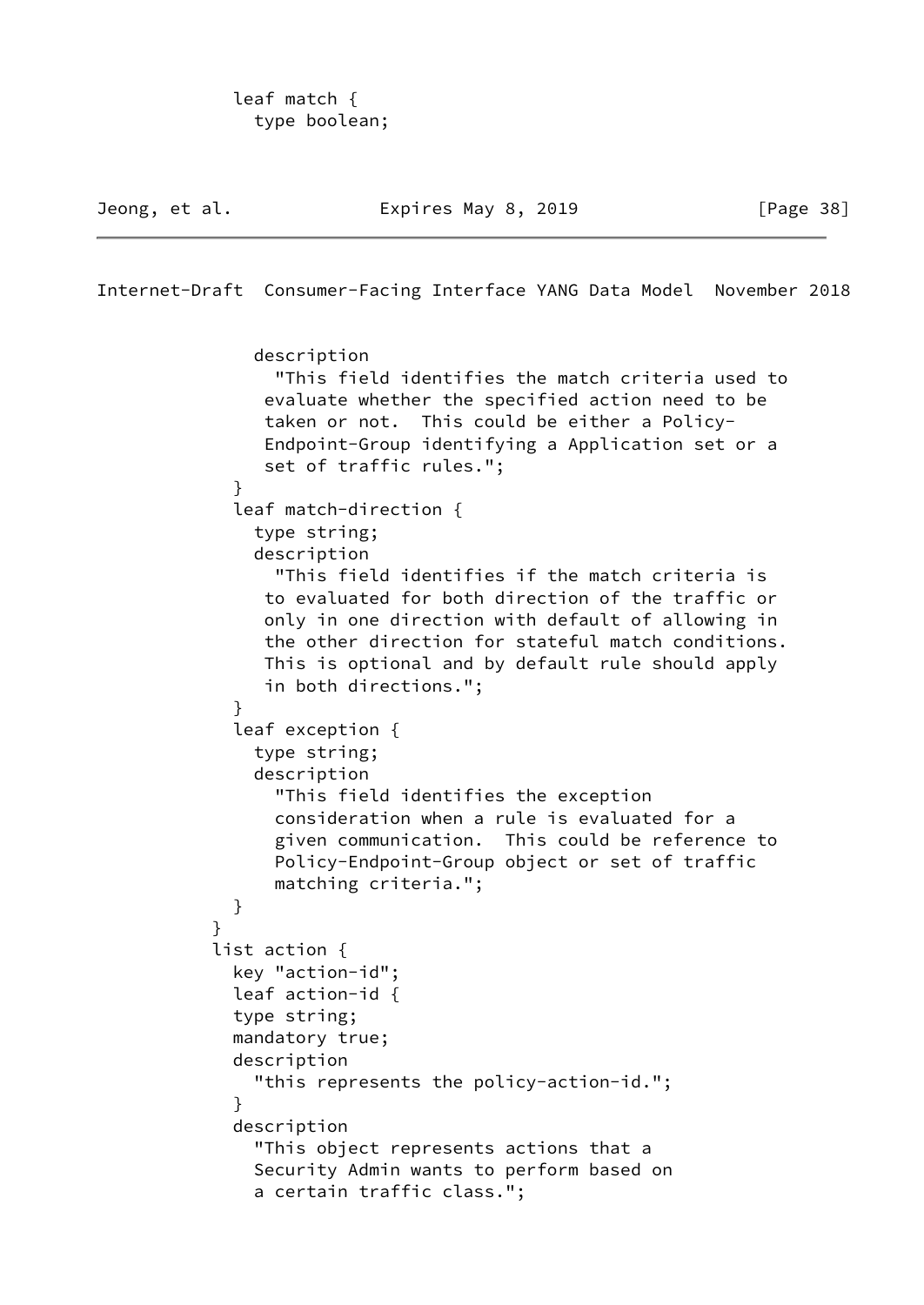```
            leaf match {
              type boolean;
```

```
              description
                "This field identifies the match criteria used to
               evaluate whether the specified action need to be
               taken or not.  This could be either a Policy-
               Endpoint-Group identifying a Application set or a
               set of traffic rules.";
            }
            leaf match-direction {
              type string;
              description
                "This field identifies if the match criteria is
               to evaluated for both direction of the traffic or
               only in one direction with default of allowing in
               the other direction for stateful match conditions.
               This is optional and by default rule should apply
               in both directions.";
            }
            leaf exception {
              type string;
              description
                "This field identifies the exception
                consideration when a rule is evaluated for a
                given communication.  This could be reference to
                Policy-Endpoint-Group object or set of traffic
                matching criteria.";
            }
          }
          list action {
            key "action-id";
            leaf action-id {
            type string;
            mandatory true;
            description
              "this represents the policy-action-id.";
            }
            description
              "This object represents actions that a
              Security Admin wants to perform based on
              a certain traffic class.";
```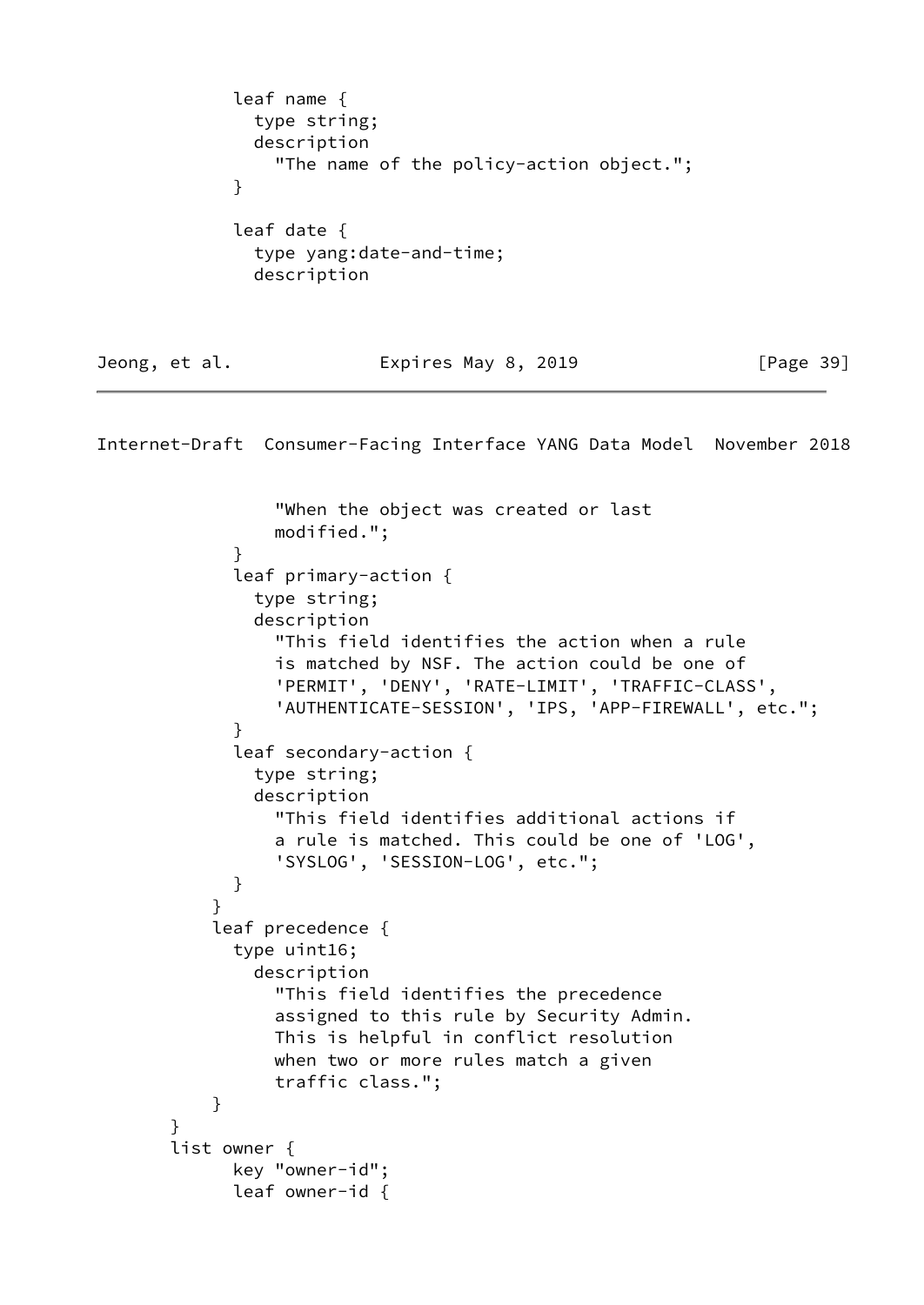```
          leaf name {
            type string;
            description
              "The name of the policy-action object.";
          }

          leaf date {
            type yang:date-and-time;
            description
              "When the object was created or last
              modified.";
          }
          leaf primary-action {
            type string;
            description
              "This field identifies the action when a rule
              is matched by NSF. The action could be one of
              'PERMIT', 'DENY', 'RATE-LIMIT', 'TRAFFIC-CLASS',
              'AUTHENTICATE-SESSION', 'IPS, 'APP-FIREWALL', etc.";
          }
          leaf secondary-action {
            type string;
            description
              "This field identifies additional actions if
              a rule is matched. This could be one of 'LOG',
              'SYSLOG', 'SESSION-LOG', etc.";
          }
        }
        leaf precedence {
          type uint16;
            description
              "This field identifies the precedence
              assigned to this rule by Security Admin.
              This is helpful in conflict resolution
              when two or more rules match a given
              traffic class.";
        }
      }
      list owner {
            key "owner-id";
            leaf owner-id {
```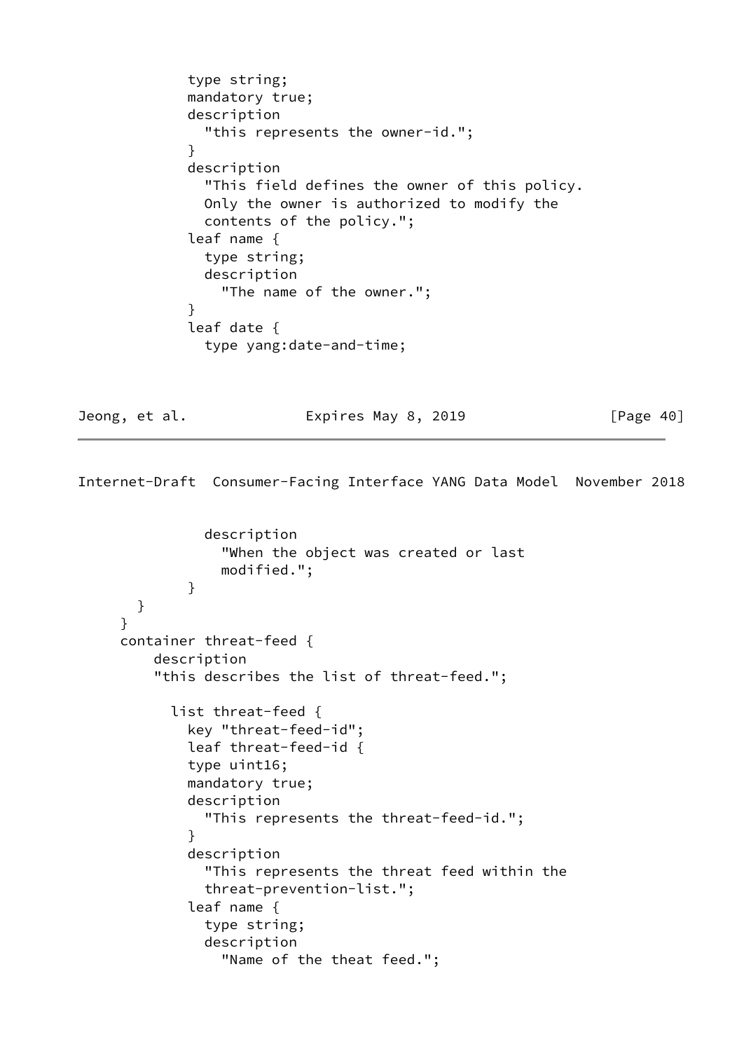```
            type string;
            mandatory true;
            description
              "this represents the owner-id.";
            }
            description
              "This field defines the owner of this policy.
              Only the owner is authorized to modify the
              contents of the policy.";
            leaf name {
              type string;
              description
                "The name of the owner.";
            }
            leaf date {
              type yang:date-and-time;
```

```
              description
                "When the object was created or last
                modified.";
            }
        }
      }
      container threat-feed {
          description
          "this describes the list of threat-feed.";

            list threat-feed {
            key "threat-feed-id";
            leaf threat-feed-id {
            type uint16;
            mandatory true;
            description
              "This represents the threat-feed-id.";
            }
            description
              "This represents the threat feed within the
              threat-prevention-list.";
            leaf name {
              type string;
              description
                "Name of the theat feed.";
```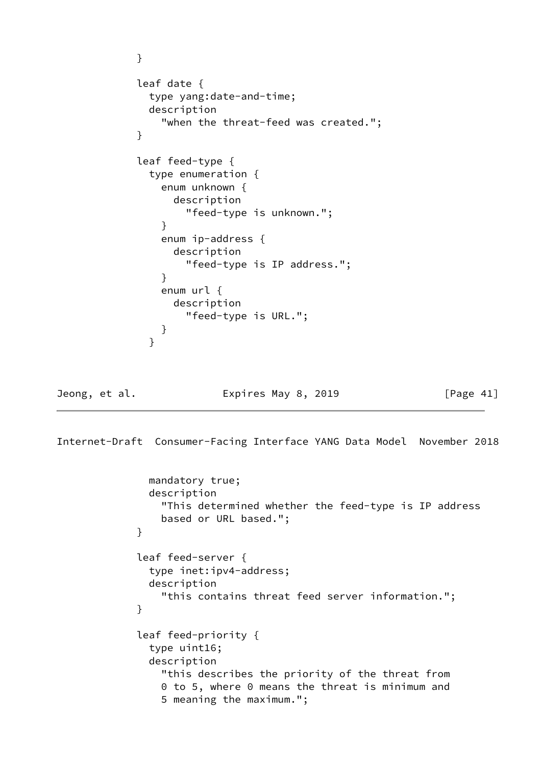```
            }

            leaf date {
              type yang:date-and-time;
              description
                "when the threat-feed was created.";
            }

            leaf feed-type {
              type enumeration {
                enum unknown {
                  description
                    "feed-type is unknown.";
                }
                enum ip-address {
                  description
                    "feed-type is IP address.";
                }
                enum url {
                  description
                    "feed-type is URL.";
                }
              }
              mandatory true;
              description
                "This determined whether the feed-type is IP address
                based or URL based.";
            }

            leaf feed-server {
              type inet:ipv4-address;
              description
                "this contains threat feed server information.";
            }

            leaf feed-priority {
              type uint16;
              description
                "this describes the priority of the threat from
                0 to 5, where 0 means the threat is minimum and
                5 meaning the maximum.";
```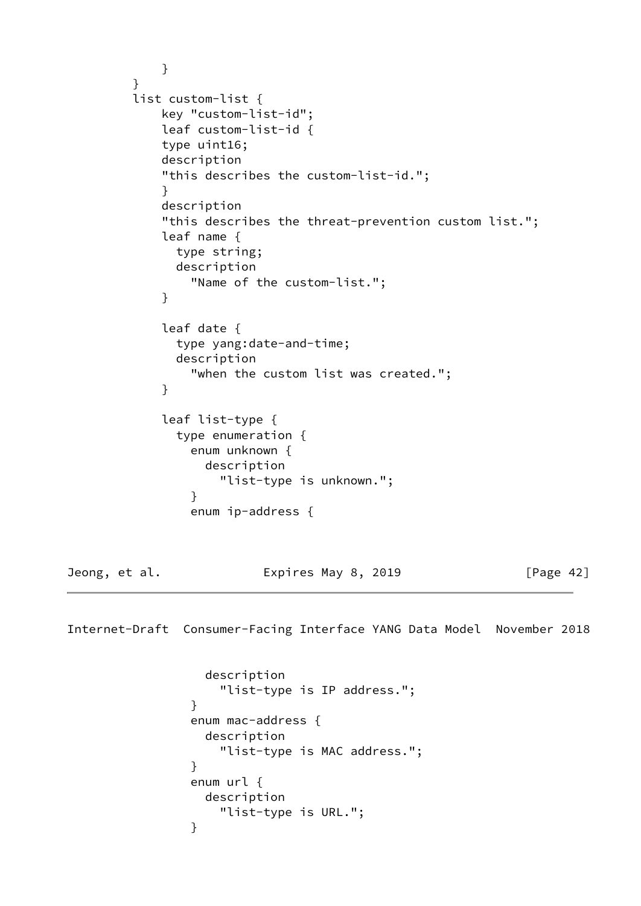```
            }
          }
          list custom-list {
              key "custom-list-id";
              leaf custom-list-id {
              type uint16;
              description
              "this describes the custom-list-id.";
              }
              description
              "this describes the threat-prevention custom list.";
              leaf name {
                type string;
                description
                  "Name of the custom-list.";
              }

              leaf date {
                type yang:date-and-time;
                description
                  "when the custom list was created.";
              }

              leaf list-type {
                type enumeration {
                  enum unknown {
                    description
                      "list-type is unknown.";
                  }
                  enum ip-address {
                    description
                      "list-type is IP address.";
                  }
                  enum mac-address {
                    description
                      "list-type is MAC address.";
                  }
                  enum url {
                    description
                      "list-type is URL.";
                  }
```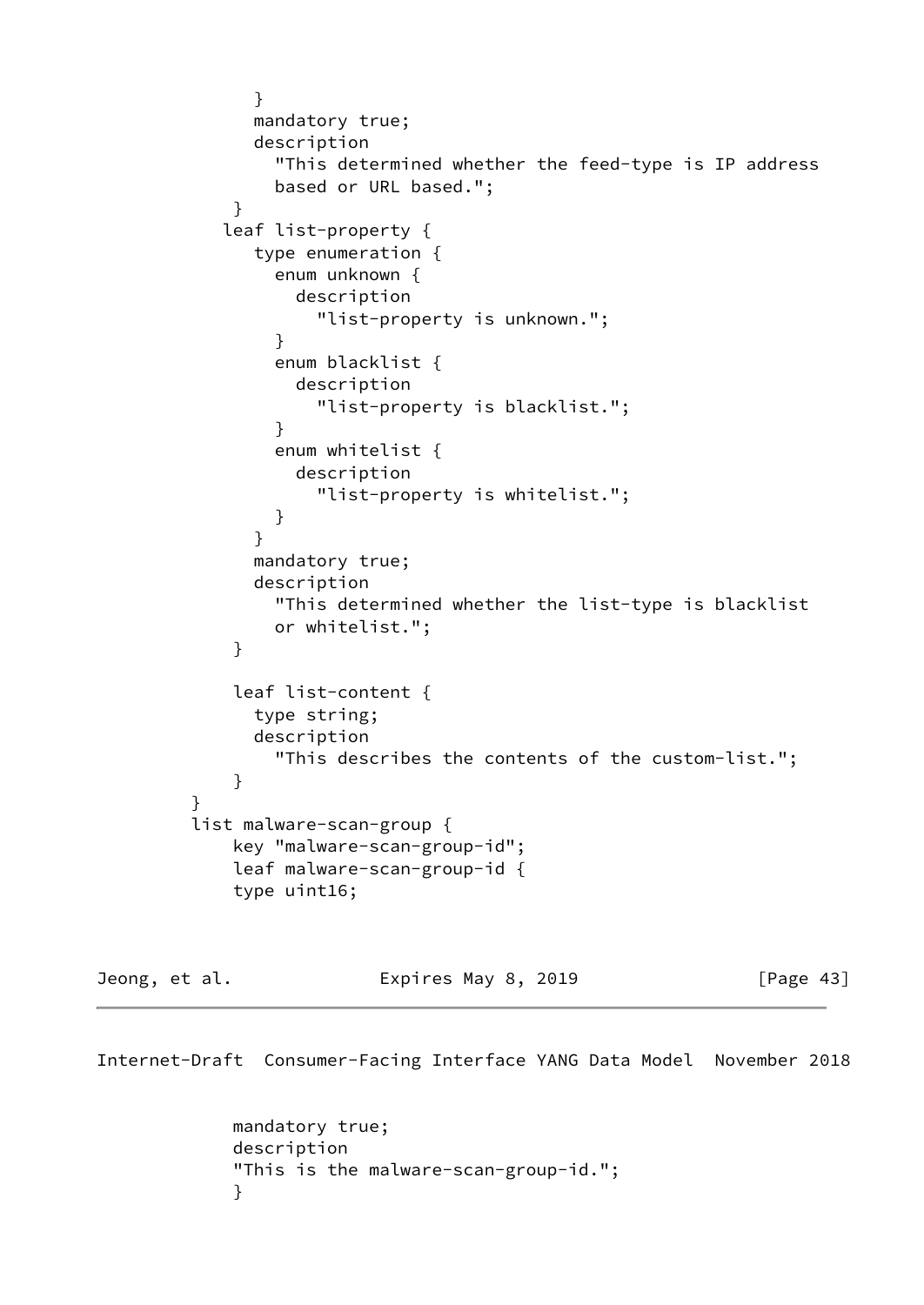```
              }
              mandatory true;
              description
                "This determined whether the feed-type is IP address
                based or URL based.";
            }
           leaf list-property {
              type enumeration {
                enum unknown {
                  description
                    "list-property is unknown.";
                }
                enum blacklist {
                  description
                    "list-property is blacklist.";
                }
                enum whitelist {
                  description
                    "list-property is whitelist.";
                }
              }
              mandatory true;
              description
                "This determined whether the list-type is blacklist
                or whitelist.";
            }

            leaf list-content {
              type string;
              description
                "This describes the contents of the custom-list.";
            }
        }
        list malware-scan-group {
            key "malware-scan-group-id";
            leaf malware-scan-group-id {
            type uint16;
```

```
            mandatory true;
            description
            "This is the malware-scan-group-id.";
            }
```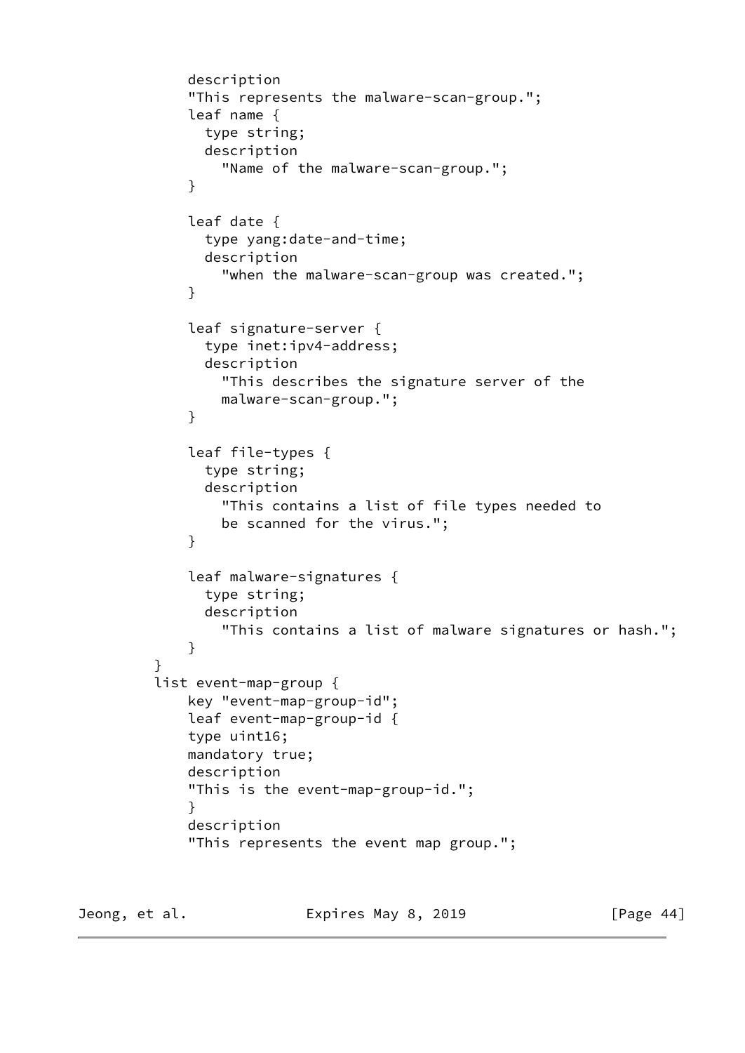```
            description
            "This represents the malware-scan-group.";
            leaf name {
              type string;
              description
                "Name of the malware-scan-group.";
            }

            leaf date {
              type yang:date-and-time;
              description
                "when the malware-scan-group was created.";
            }

            leaf signature-server {
              type inet:ipv4-address;
              description
                "This describes the signature server of the
                malware-scan-group.";
            }

            leaf file-types {
              type string;
              description
                "This contains a list of file types needed to
                be scanned for the virus.";
            }

            leaf malware-signatures {
              type string;
              description
                "This contains a list of malware signatures or hash.";
            }
        }
        list event-map-group {
            key "event-map-group-id";
            leaf event-map-group-id {
            type uint16;
            mandatory true;
            description
            "This is the event-map-group-id.";
            }
            description
            "This represents the event map group.";
```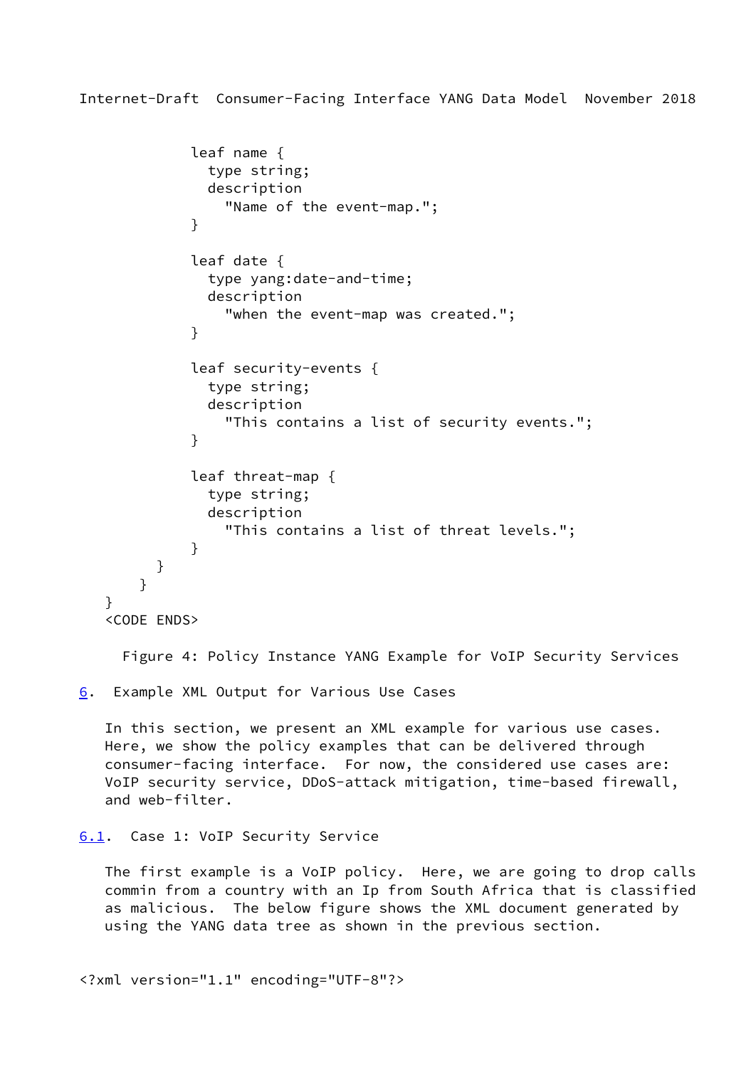```
            leaf name {
              type string;
              description
                "Name of the event-map.";
            }

            leaf date {
              type yang:date-and-time;
              description
                "when the event-map was created.";
            }

            leaf security-events {
              type string;
              description
                "This contains a list of security events.";
            }

            leaf threat-map {
              type string;
              description
                "This contains a list of threat levels.";
            }
          }
        }
   }
   <CODE ENDS>
```

Figure 4: Policy Instance YANG Example for VoIP Security Services

## 6. Example XML Output for Various Use Cases

In this section, we present an XML example for various use cases. Here, we show the policy examples that can be delivered through consumer-facing interface. For now, the considered use cases are: VoIP security service, DDoS-attack mitigation, time-based firewall, and web-filter.

### 6.1. Case 1: VoIP Security Service

The first example is a VoIP policy. Here, we are going to drop calls commin from a country with an Ip from South Africa that is classified as malicious. The below figure shows the XML document generated by using the YANG data tree as shown in the previous section.

```
<?xml version="1.1" encoding="UTF-8"?>
```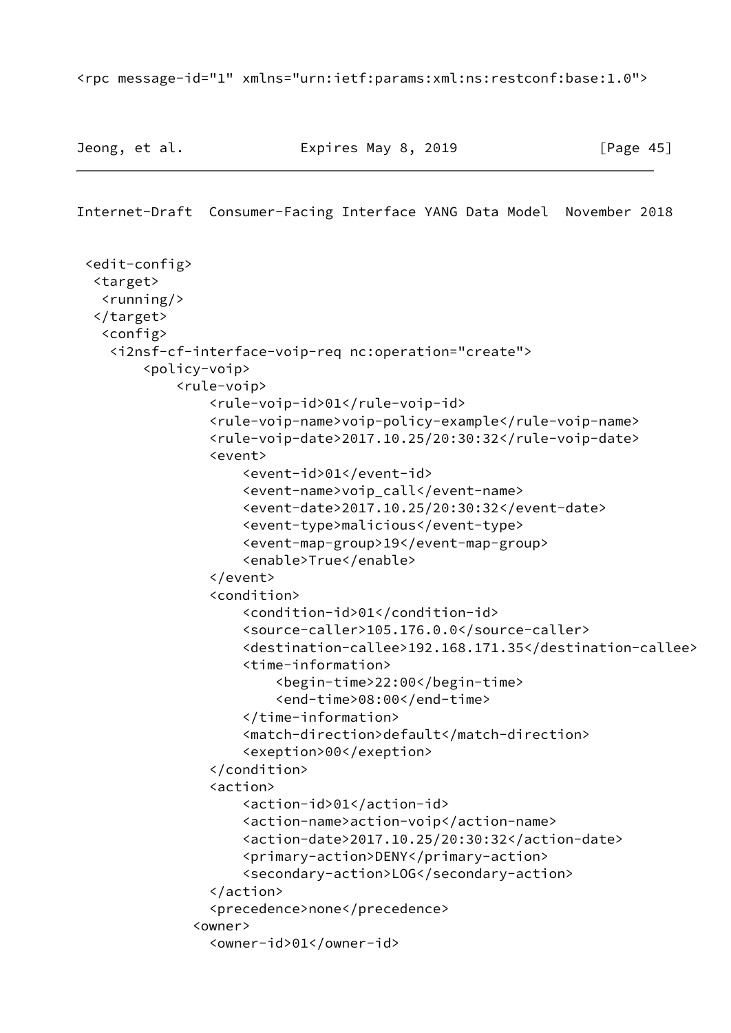```
<rpc message-id="1" xmlns="urn:ietf:params:xml:ns:restconf:base:1.0">
```

```
 <edit-config>
  <target>
   <running/>
  </target>
   <config>
    <i2nsf-cf-interface-voip-req nc:operation="create">
        <policy-voip>
            <rule-voip>
                <rule-voip-id>01</rule-voip-id>
                <rule-voip-name>voip-policy-example</rule-voip-name>
                <rule-voip-date>2017.10.25/20:30:32</rule-voip-date>
                <event>
                    <event-id>01</event-id>
                    <event-name>voip_call</event-name>
                    <event-date>2017.10.25/20:30:32</event-date>
                    <event-type>malicious</event-type>
                    <event-map-group>19</event-map-group>
                    <enable>True</enable>
                </event>
                <condition>
                    <condition-id>01</condition-id>
                    <source-caller>105.176.0.0</source-caller>
                    <destination-callee>192.168.171.35</destination-callee>
                    <time-information>
                        <begin-time>22:00</begin-time>
                        <end-time>08:00</end-time>
                    </time-information>
                    <match-direction>default</match-direction>
                    <exeption>00</exeption>
                </condition>
                <action>
                    <action-id>01</action-id>
                    <action-name>action-voip</action-name>
                    <action-date>2017.10.25/20:30:32</action-date>
                    <primary-action>DENY</primary-action>
                    <secondary-action>LOG</secondary-action>
                </action>
                <precedence>none</precedence>
              <owner>
                <owner-id>01</owner-id>
```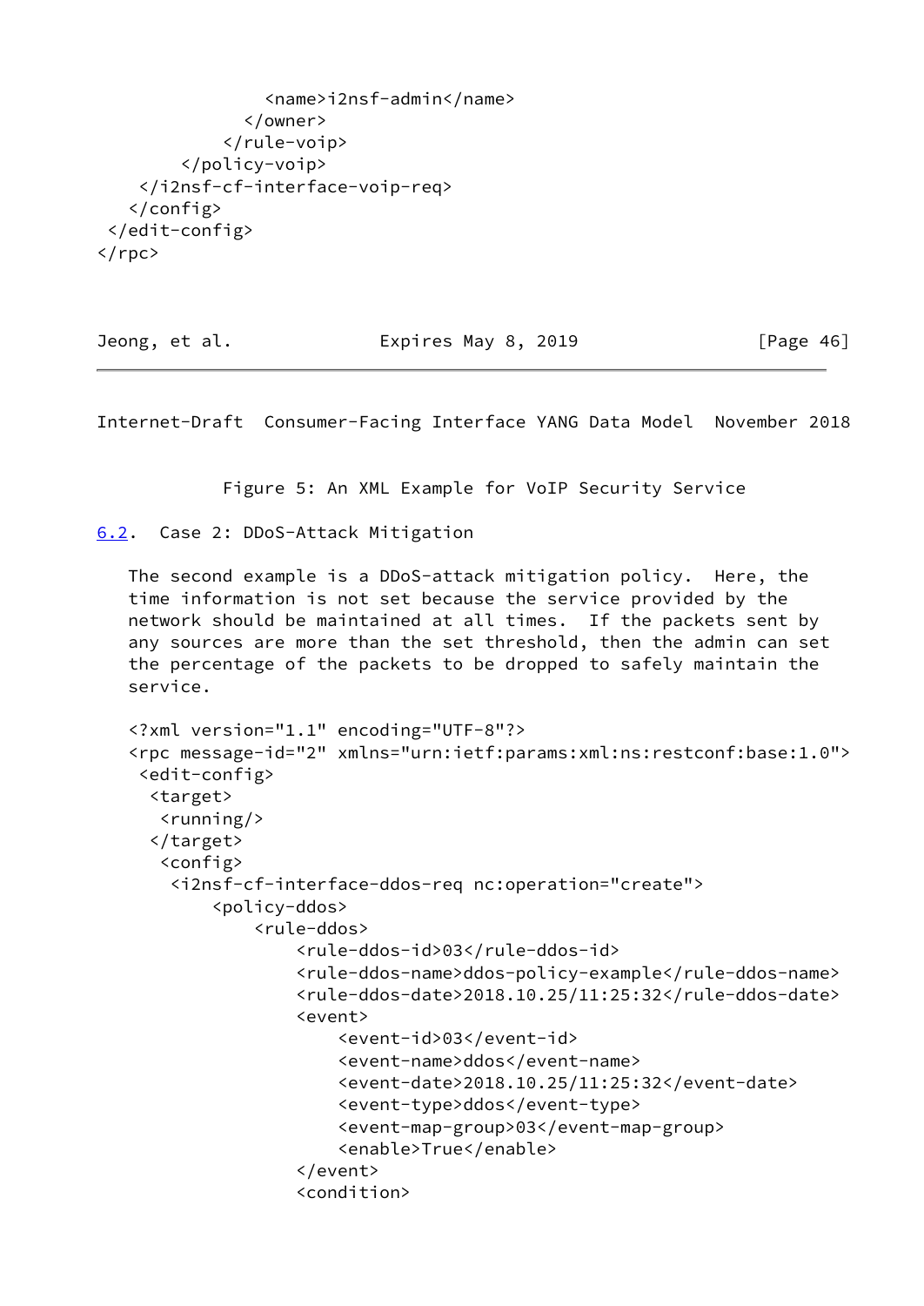```
              <name>i2nsf-admin</name>
            </owner>
          </rule-voip>
      </policy-voip>
  </i2nsf-cf-interface-voip-req>
 </config>
</edit-config>
</rpc>
```

Figure 5: An XML Example for VoIP Security Service

## 6.2. Case 2: DDoS-Attack Mitigation

The second example is a DDoS-attack mitigation policy. Here, the time information is not set because the service provided by the network should be maintained at all times. If the packets sent by any sources are more than the set threshold, then the admin can set the percentage of the packets to be dropped to safely maintain the service.

```
<?xml version="1.1" encoding="UTF-8"?>
<rpc message-id="2" xmlns="urn:ietf:params:xml:ns:restconf:base:1.0">
 <edit-config>
  <target>
   <running/>
  </target>
   <config>
    <i2nsf-cf-interface-ddos-req nc:operation="create">
        <policy-ddos>
            <rule-ddos>
                <rule-ddos-id>03</rule-ddos-id>
                <rule-ddos-name>ddos-policy-example</rule-ddos-name>
                <rule-ddos-date>2018.10.25/11:25:32</rule-ddos-date>
                <event>
                    <event-id>03</event-id>
                    <event-name>ddos</event-name>
                    <event-date>2018.10.25/11:25:32</event-date>
                    <event-type>ddos</event-type>
                    <event-map-group>03</event-map-group>
                    <enable>True</enable>
                </event>
                <condition>
```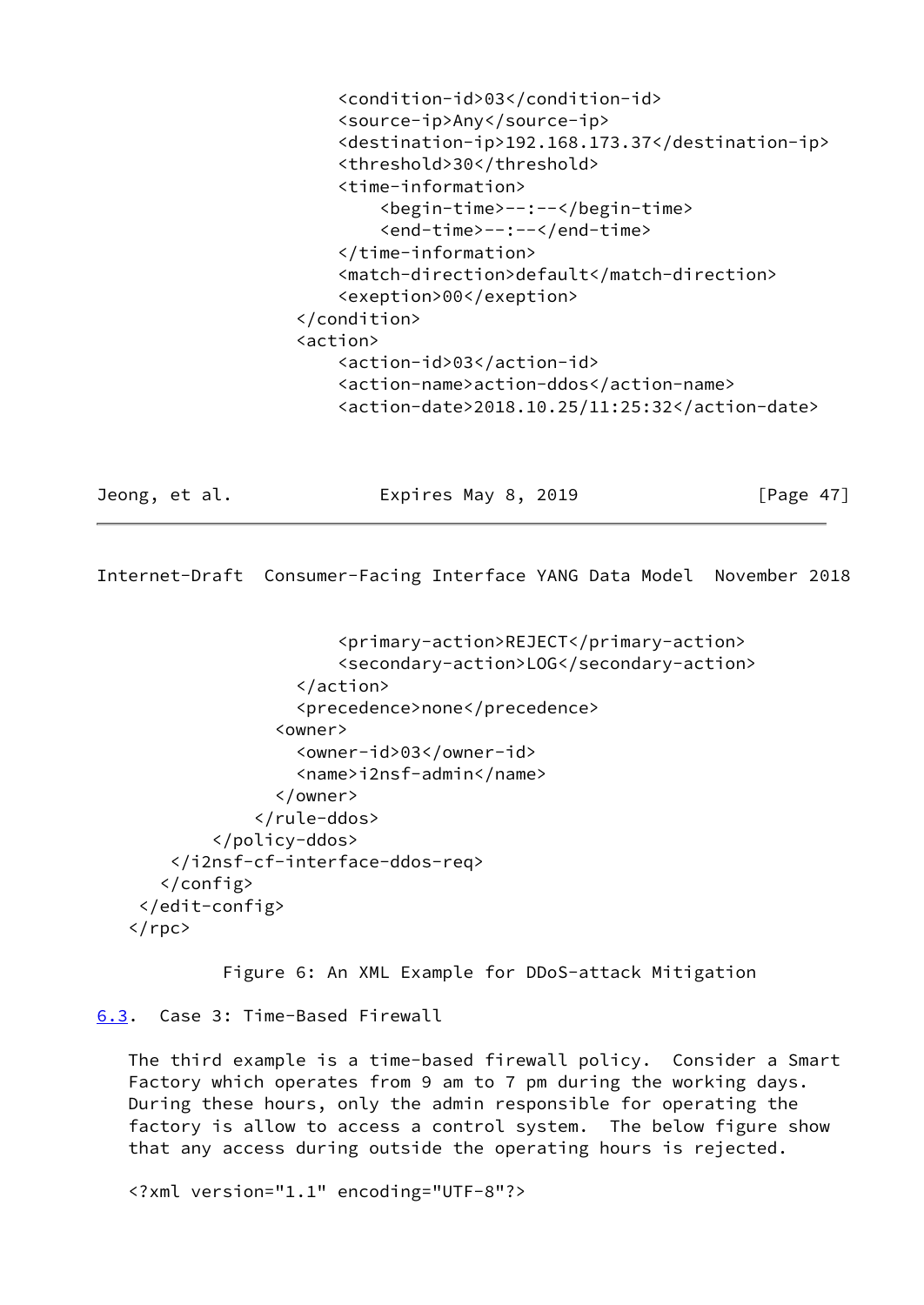```
                        <condition-id>03</condition-id>
                        <source-ip>Any</source-ip>
                        <destination-ip>192.168.173.37</destination-ip>
                        <threshold>30</threshold>
                        <time-information>
                            <begin-time>--:--</begin-time>
                            <end-time>--:--</end-time>
                        </time-information>
                        <match-direction>default</match-direction>
                        <exeption>00</exeption>
                    </condition>
                    <action>
                        <action-id>03</action-id>
                        <action-name>action-ddos</action-name>
                        <action-date>2018.10.25/11:25:32</action-date>
                        <primary-action>REJECT</primary-action>
                        <secondary-action>LOG</secondary-action>
                    </action>
                    <precedence>none</precedence>
                  <owner>
                    <owner-id>03</owner-id>
                    <name>i2nsf-admin</name>
                  </owner>
                </rule-ddos>
            </policy-ddos>
        </i2nsf-cf-interface-ddos-req>
       </config>
     </edit-config>
   </rpc>
```

Figure 6: An XML Example for DDoS-attack Mitigation

### 6.3. Case 3: Time-Based Firewall

The third example is a time-based firewall policy. Consider a Smart Factory which operates from 9 am to 7 pm during the working days. During these hours, only the admin responsible for operating the factory is allow to access a control system. The below figure show that any access during outside the operating hours is rejected.

```
<?xml version="1.1" encoding="UTF-8"?>
```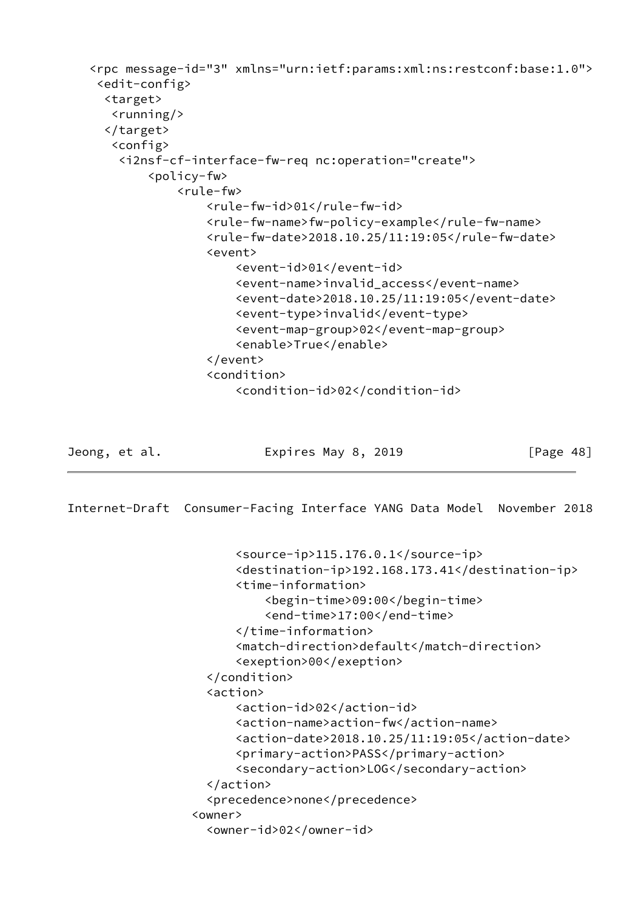```
<rpc message-id="3" xmlns="urn:ietf:params:xml:ns:restconf:base:1.0">
 <edit-config>
  <target>
   <running/>
  </target>
   <config>
    <i2nsf-cf-interface-fw-req nc:operation="create">
        <policy-fw>
            <rule-fw>
                <rule-fw-id>01</rule-fw-id>
                <rule-fw-name>fw-policy-example</rule-fw-name>
                <rule-fw-date>2018.10.25/11:19:05</rule-fw-date>
                <event>
                    <event-id>01</event-id>
                    <event-name>invalid_access</event-name>
                    <event-date>2018.10.25/11:19:05</event-date>
                    <event-type>invalid</event-type>
                    <event-map-group>02</event-map-group>
                    <enable>True</enable>
                </event>
                <condition>
                    <condition-id>02</condition-id>
                    <source-ip>115.176.0.1</source-ip>
                    <destination-ip>192.168.173.41</destination-ip>
                    <time-information>
                        <begin-time>09:00</begin-time>
                        <end-time>17:00</end-time>
                    </time-information>
                    <match-direction>default</match-direction>
                    <exeption>00</exeption>
                </condition>
                <action>
                    <action-id>02</action-id>
                    <action-name>action-fw</action-name>
                    <action-date>2018.10.25/11:19:05</action-date>
                    <primary-action>PASS</primary-action>
                    <secondary-action>LOG</secondary-action>
                </action>
                <precedence>none</precedence>
              <owner>
                <owner-id>02</owner-id>
```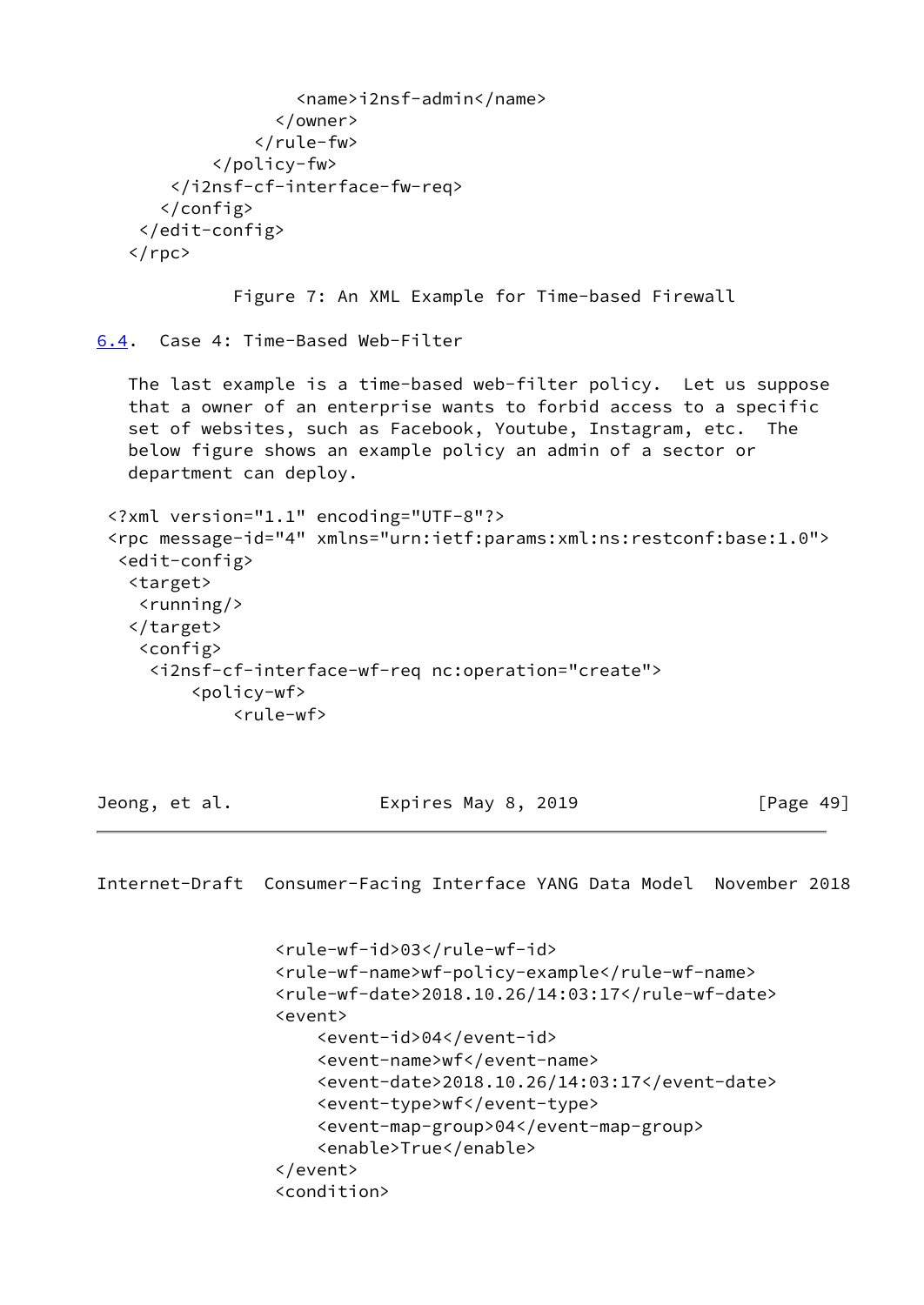```
                  <name>i2nsf-admin</name>
                </owner>
              </rule-fw>
          </policy-fw>
      </i2nsf-cf-interface-fw-req>
     </config>
   </edit-config>
  </rpc>
```

Figure 7: An XML Example for Time-based Firewall

## 6.4. Case 4: Time-Based Web-Filter

The last example is a time-based web-filter policy. Let us suppose that a owner of an enterprise wants to forbid access to a specific set of websites, such as Facebook, Youtube, Instagram, etc. The below figure shows an example policy an admin of a sector or department can deploy.

```
<?xml version="1.1" encoding="UTF-8"?>
<rpc message-id="4" xmlns="urn:ietf:params:xml:ns:restconf:base:1.0">
 <edit-config>
  <target>
   <running/>
  </target>
   <config>
    <i2nsf-cf-interface-wf-req nc:operation="create">
        <policy-wf>
            <rule-wf>
                <rule-wf-id>03</rule-wf-id>
                <rule-wf-name>wf-policy-example</rule-wf-name>
                <rule-wf-date>2018.10.26/14:03:17</rule-wf-date>
                <event>
                    <event-id>04</event-id>
                    <event-name>wf</event-name>
                    <event-date>2018.10.26/14:03:17</event-date>
                    <event-type>wf</event-type>
                    <event-map-group>04</event-map-group>
                    <enable>True</enable>
                </event>
                <condition>
```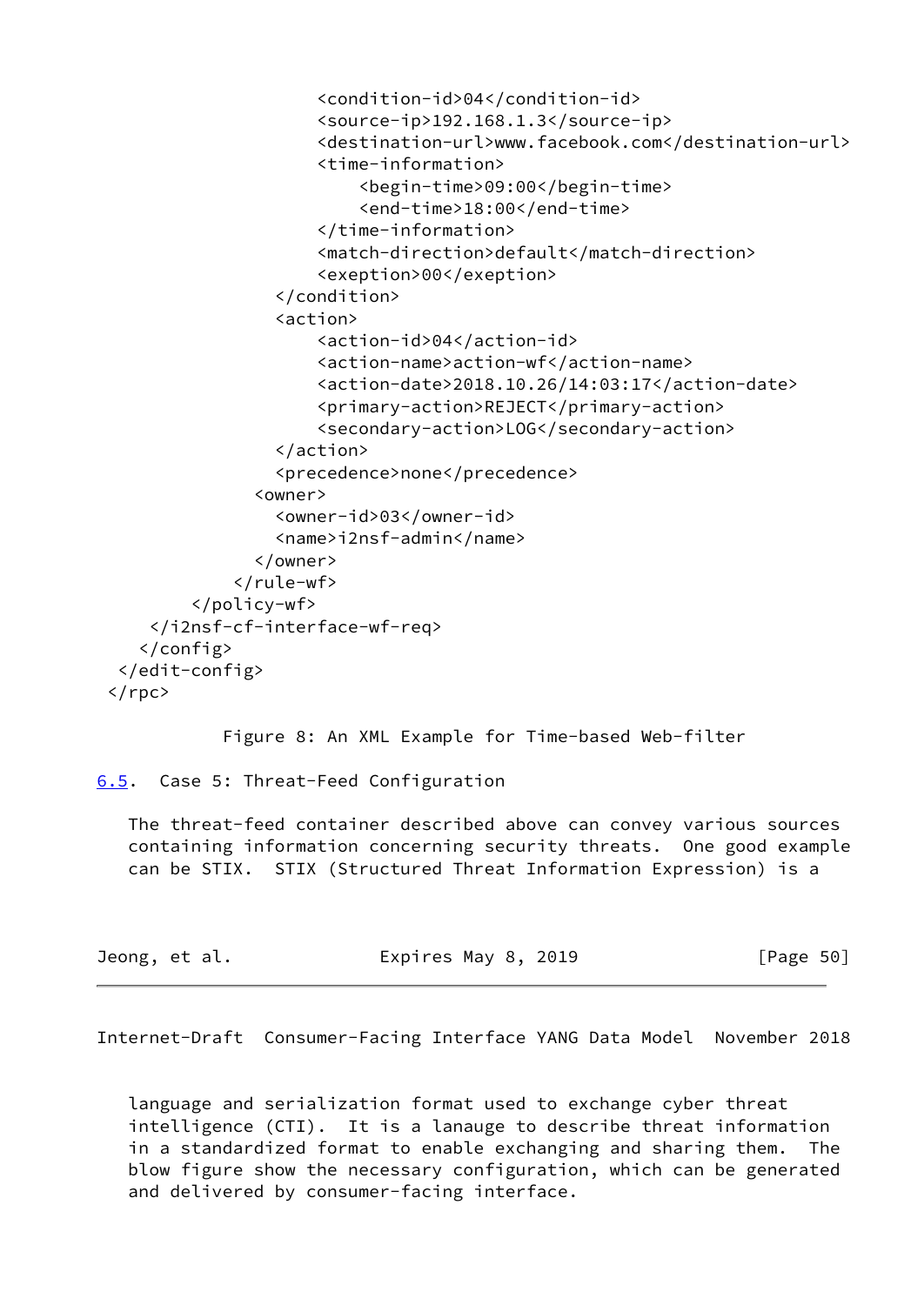```
                    <condition-id>04</condition-id>
                    <source-ip>192.168.1.3</source-ip>
                    <destination-url>www.facebook.com</destination-url>
                    <time-information>
                        <begin-time>09:00</begin-time>
                        <end-time>18:00</end-time>
                    </time-information>
                    <match-direction>default</match-direction>
                    <exeption>00</exeption>
                </condition>
                <action>
                    <action-id>04</action-id>
                    <action-name>action-wf</action-name>
                    <action-date>2018.10.26/14:03:17</action-date>
                    <primary-action>REJECT</primary-action>
                    <secondary-action>LOG</secondary-action>
                </action>
                <precedence>none</precedence>
              <owner>
                <owner-id>03</owner-id>
                <name>i2nsf-admin</name>
              </owner>
            </rule-wf>
        </policy-wf>
    </i2nsf-cf-interface-wf-req>
   </config>
  </edit-config>
 </rpc>
```

Figure 8: An XML Example for Time-based Web-filter

## 6.5. Case 5: Threat-Feed Configuration

The threat-feed container described above can convey various sources containing information concerning security threats. One good example can be STIX. STIX (Structured Threat Information Expression) is a language and serialization format used to exchange cyber threat intelligence (CTI). It is a lanauge to describe threat information in a standardized format to enable exchanging and sharing them. The blow figure show the necessary configuration, which can be generated and delivered by consumer-facing interface.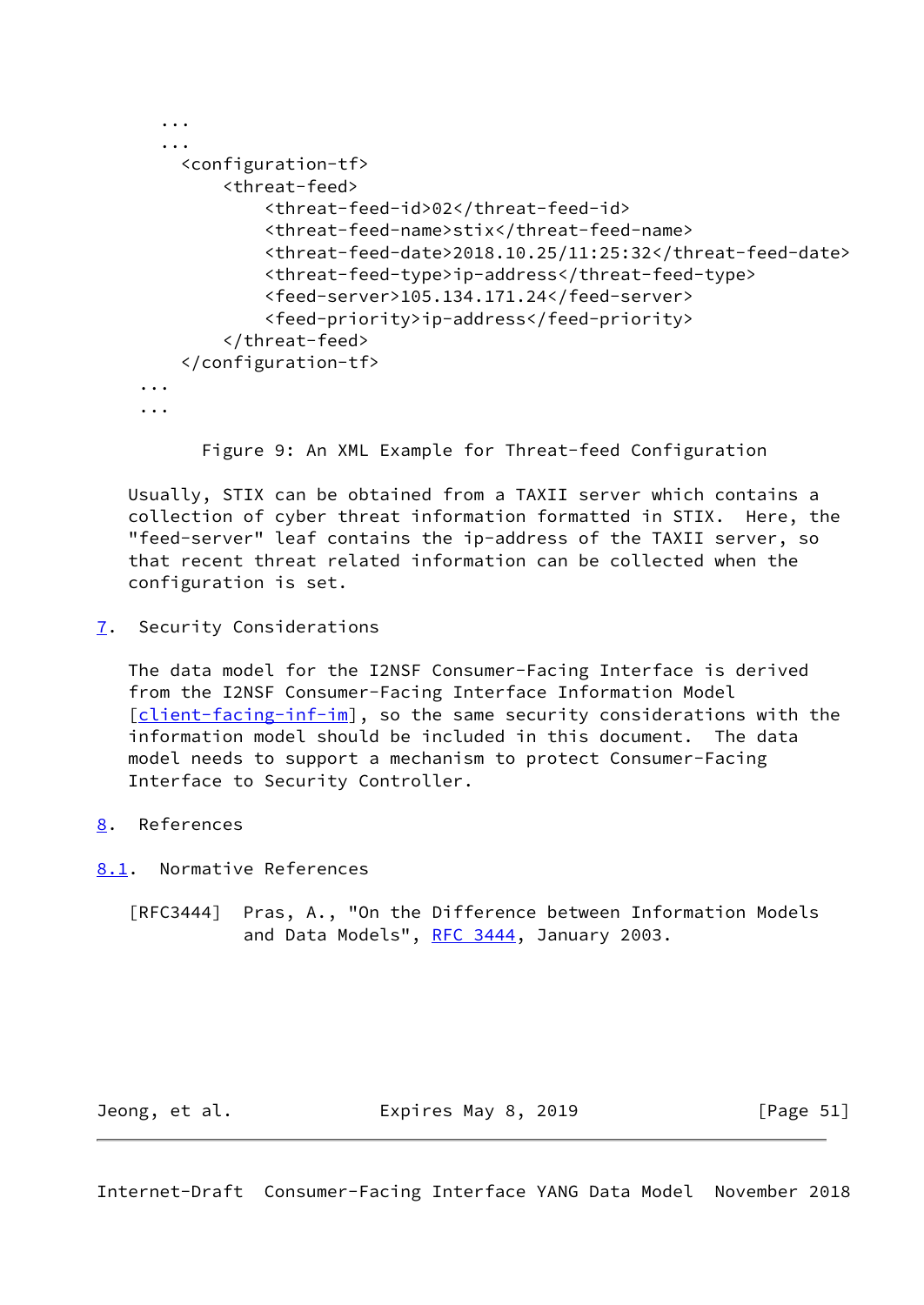```
   ...
   ...
     <configuration-tf>
         <threat-feed>
             <threat-feed-id>02</threat-feed-id>
             <threat-feed-name>stix</threat-feed-name>
             <threat-feed-date>2018.10.25/11:25:32</threat-feed-date>
             <threat-feed-type>ip-address</threat-feed-type>
             <feed-server>105.134.171.24</feed-server>
             <feed-priority>ip-address</feed-priority>
         </threat-feed>
     </configuration-tf>
 ...
 ...
```

Figure 9: An XML Example for Threat-feed Configuration

Usually, STIX can be obtained from a TAXII server which contains a collection of cyber threat information formatted in STIX. Here, the "feed-server" leaf contains the ip-address of the TAXII server, so that recent threat related information can be collected when the configuration is set.

## 7. Security Considerations

The data model for the I2NSF Consumer-Facing Interface is derived from the I2NSF Consumer-Facing Interface Information Model [client-facing-inf-im], so the same security considerations with the information model should be included in this document. The data model needs to support a mechanism to protect Consumer-Facing Interface to Security Controller.

## 8. References

### 8.1. Normative References

[RFC3444] Pras, A., "On the Difference between Information Models and Data Models", RFC 3444, January 2003.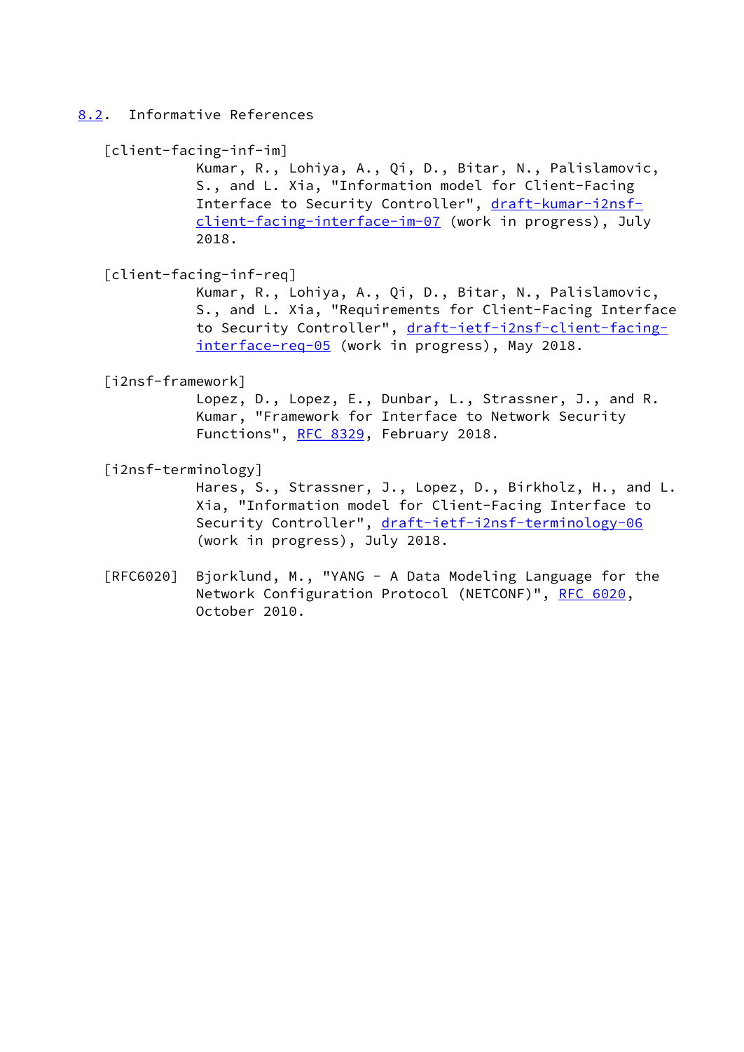## 8.2. Informative References

[client-facing-inf-im]
Kumar, R., Lohiya, A., Qi, D., Bitar, N., Palislamovic, S., and L. Xia, "Information model for Client-Facing Interface to Security Controller", draft-kumar-i2nsf-client-facing-interface-im-07 (work in progress), July 2018.

[client-facing-inf-req]
Kumar, R., Lohiya, A., Qi, D., Bitar, N., Palislamovic, S., and L. Xia, "Requirements for Client-Facing Interface to Security Controller", draft-ietf-i2nsf-client-facing-interface-req-05 (work in progress), May 2018.

[i2nsf-framework]
Lopez, D., Lopez, E., Dunbar, L., Strassner, J., and R. Kumar, "Framework for Interface to Network Security Functions", RFC 8329, February 2018.

[i2nsf-terminology]
Hares, S., Strassner, J., Lopez, D., Birkholz, H., and L. Xia, "Information model for Client-Facing Interface to Security Controller", draft-ietf-i2nsf-terminology-06 (work in progress), July 2018.

[RFC6020] Bjorklund, M., "YANG - A Data Modeling Language for the Network Configuration Protocol (NETCONF)", RFC 6020, October 2010.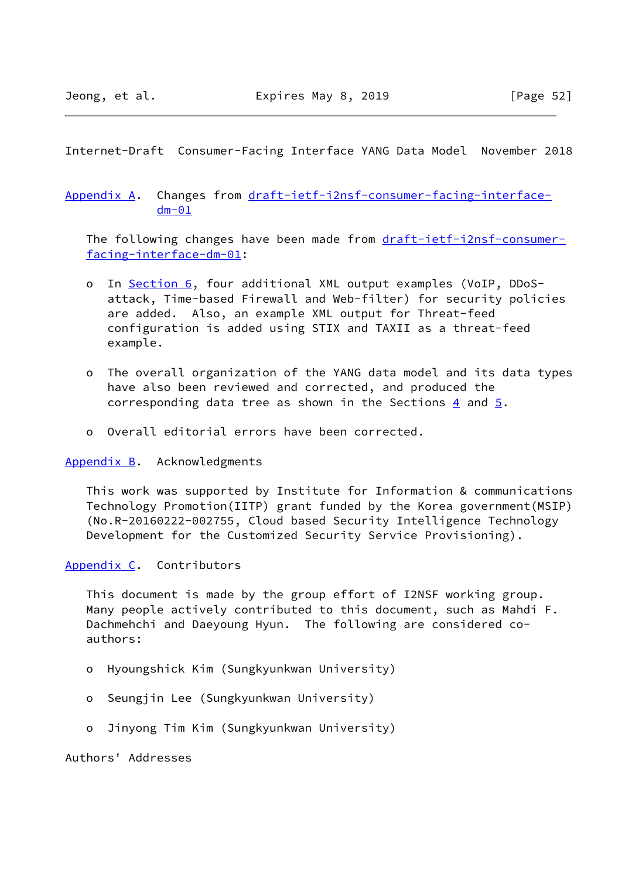## Appendix A. Changes from draft-ietf-i2nsf-consumer-facing-interface-dm-01

The following changes have been made from draft-ietf-i2nsf-consumer-facing-interface-dm-01:

- In Section 6, four additional XML output examples (VoIP, DDoS-attack, Time-based Firewall and Web-filter) for security policies are added. Also, an example XML output for Threat-feed configuration is added using STIX and TAXII as a threat-feed example.

- The overall organization of the YANG data model and its data types have also been reviewed and corrected, and produced the corresponding data tree as shown in the Sections 4 and 5.

- Overall editorial errors have been corrected.

## Appendix B. Acknowledgments

This work was supported by Institute for Information & communications Technology Promotion(IITP) grant funded by the Korea government(MSIP) (No.R-20160222-002755, Cloud based Security Intelligence Technology Development for the Customized Security Service Provisioning).

## Appendix C. Contributors

This document is made by the group effort of I2NSF working group. Many people actively contributed to this document, such as Mahdi F. Dachmehchi and Daeyoung Hyun. The following are considered co-authors:

- Hyoungshick Kim (Sungkyunkwan University)

- Seungjin Lee (Sungkyunkwan University)

- Jinyong Tim Kim (Sungkyunkwan University)

## Authors' Addresses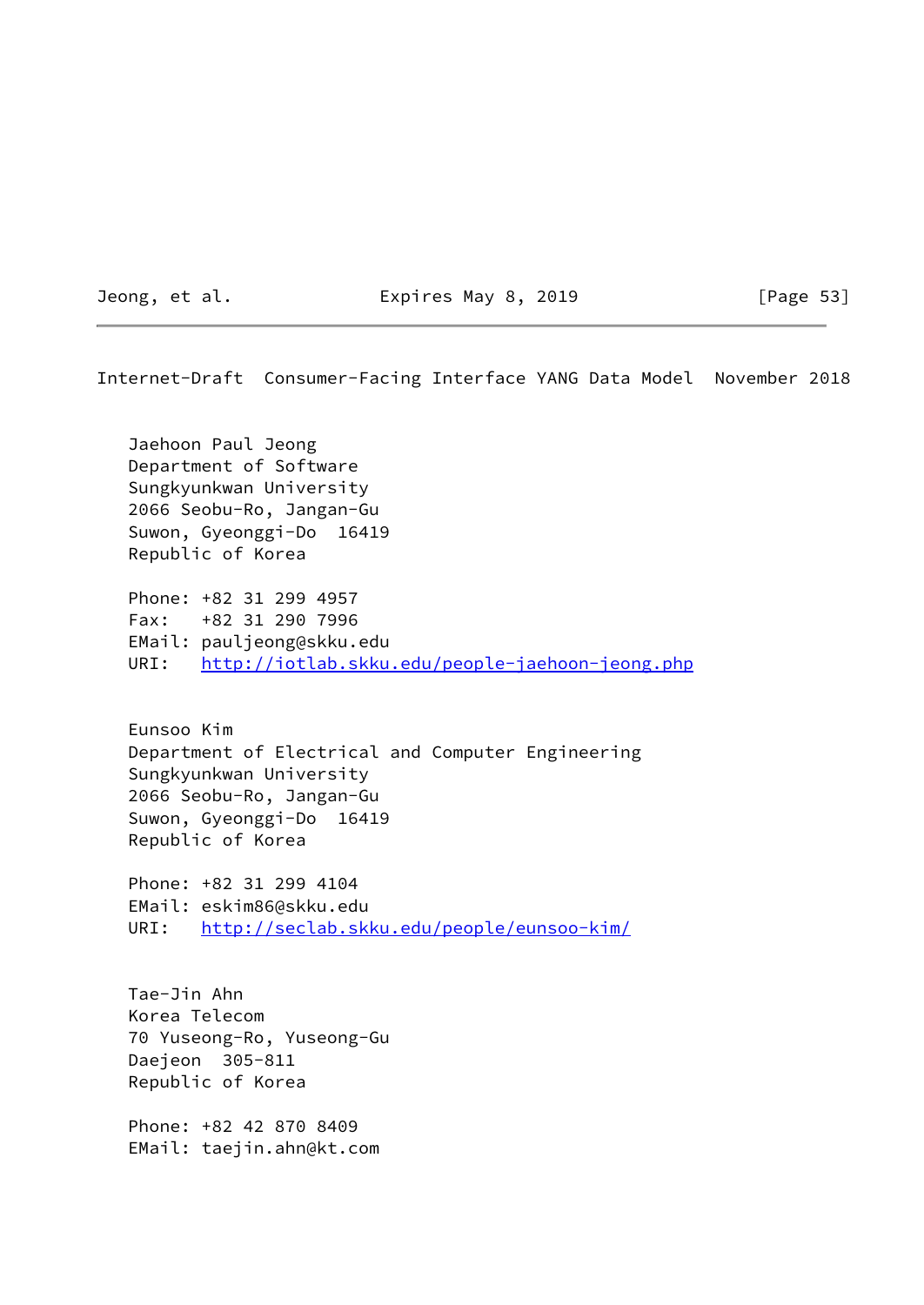Jaehoon Paul Jeong
Department of Software
Sungkyunkwan University
2066 Seobu-Ro, Jangan-Gu
Suwon, Gyeonggi-Do  16419
Republic of Korea

Phone: +82 31 299 4957
Fax:   +82 31 290 7996
EMail: pauljeong@skku.edu
URI:   http://iotlab.skku.edu/people-jaehoon-jeong.php

Eunsoo Kim
Department of Electrical and Computer Engineering
Sungkyunkwan University
2066 Seobu-Ro, Jangan-Gu
Suwon, Gyeonggi-Do  16419
Republic of Korea

Phone: +82 31 299 4104
EMail: eskim86@skku.edu
URI:   http://seclab.skku.edu/people/eunsoo-kim/

Tae-Jin Ahn
Korea Telecom
70 Yuseong-Ro, Yuseong-Gu
Daejeon  305-811
Republic of Korea

Phone: +82 42 870 8409
EMail: taejin.ahn@kt.com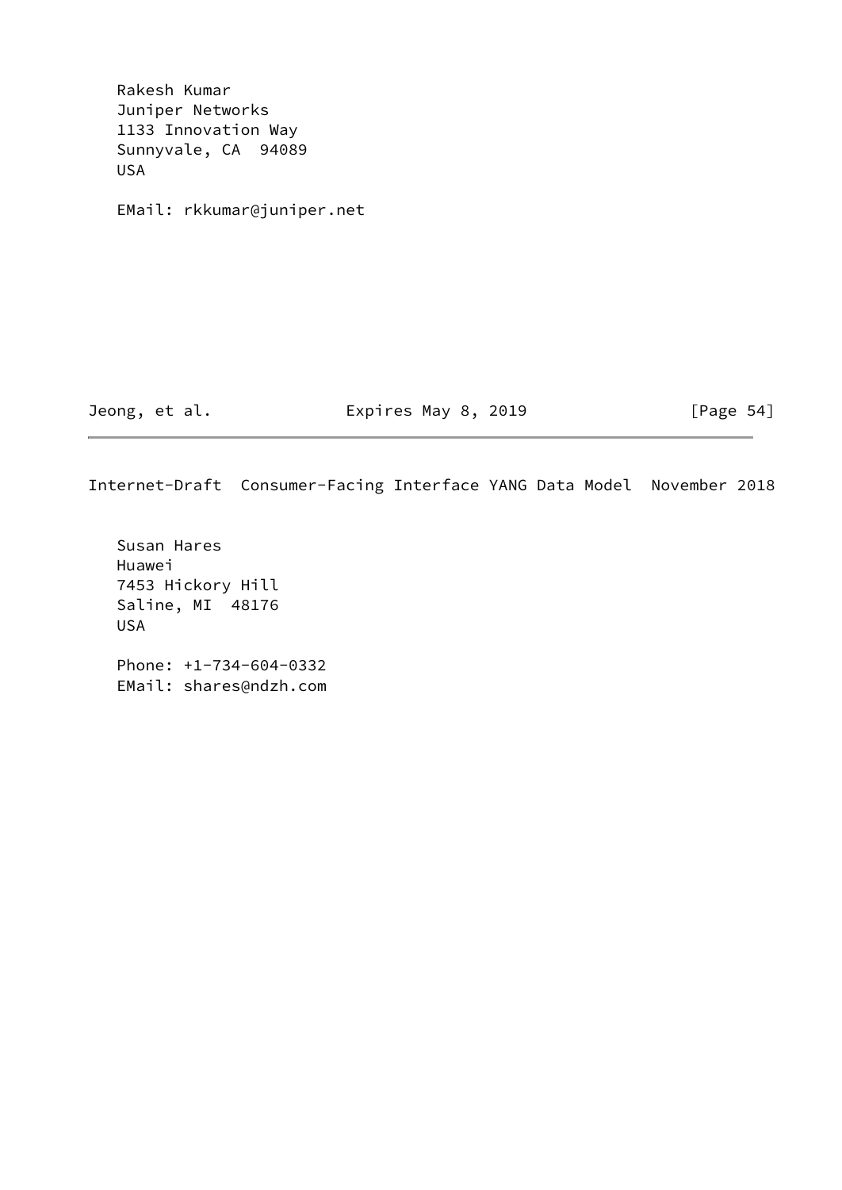Rakesh Kumar
Juniper Networks
1133 Innovation Way
Sunnyvale, CA  94089
USA

EMail: rkkumar@juniper.net

Susan Hares
Huawei
7453 Hickory Hill
Saline, MI  48176
USA

Phone: +1-734-604-0332
EMail: shares@ndzh.com